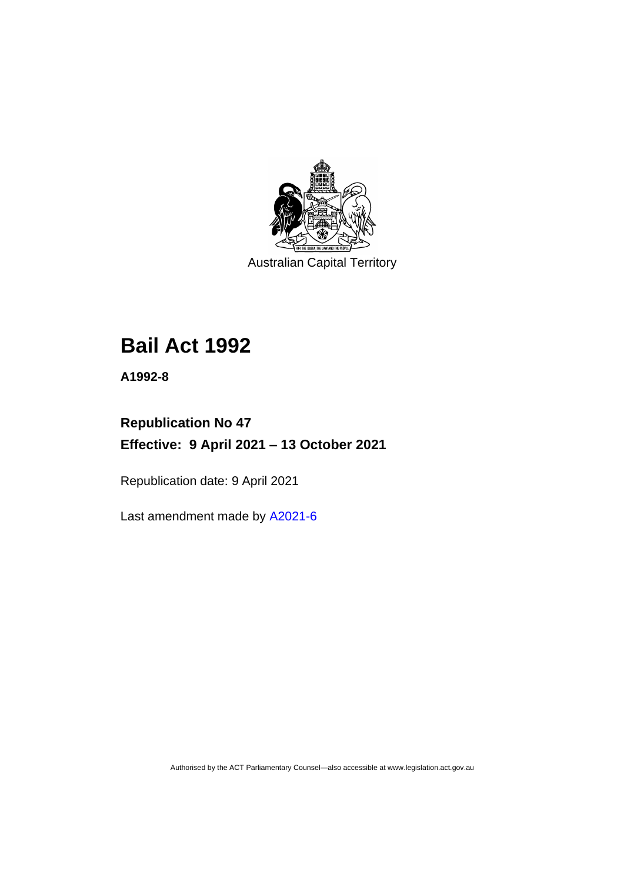Australian Capital Territory

# Bail Act 1992

**A1992-8**

**Republication No 47**

**Effective: 9 April 2021 – 13 October 2021**

Republication date: 9 April 2021

Last amendment made by A2021-6

Authorised by the ACT Parliamentary Counsel—also accessible at www.legislation.act.gov.au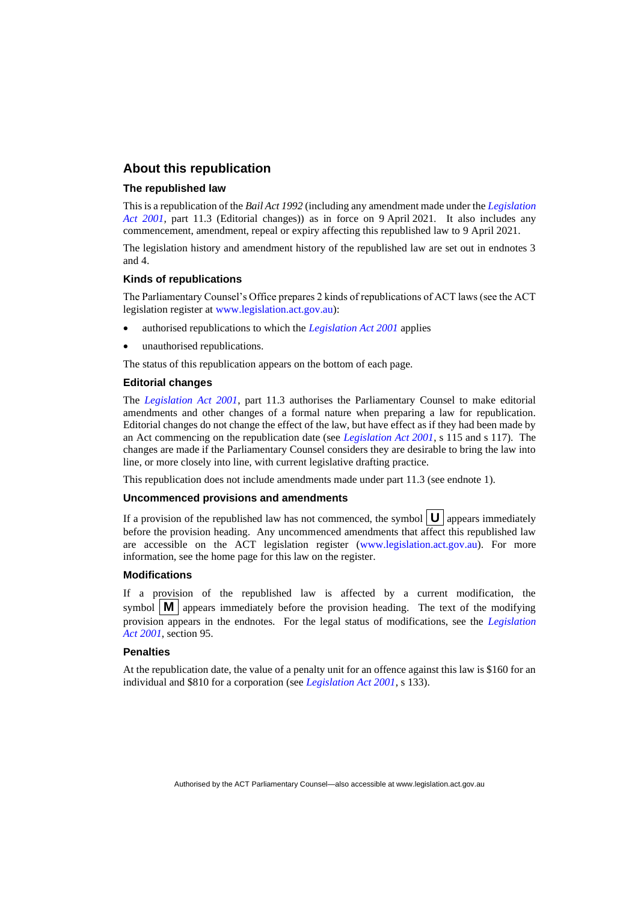## About this republication

### The republished law

This is a republication of the *Bail Act 1992* (including any amendment made under the *Legislation Act 2001*, part 11.3 (Editorial changes)) as in force on 9 April 2021. It also includes any commencement, amendment, repeal or expiry affecting this republished law to 9 April 2021.

The legislation history and amendment history of the republished law are set out in endnotes 3 and 4.

### Kinds of republications

The Parliamentary Counsel's Office prepares 2 kinds of republications of ACT laws (see the ACT legislation register at www.legislation.act.gov.au):

- authorised republications to which the *Legislation Act 2001* applies
- unauthorised republications.

The status of this republication appears on the bottom of each page.

### Editorial changes

The *Legislation Act 2001*, part 11.3 authorises the Parliamentary Counsel to make editorial amendments and other changes of a formal nature when preparing a law for republication. Editorial changes do not change the effect of the law, but have effect as if they had been made by an Act commencing on the republication date (see *Legislation Act 2001*, s 115 and s 117). The changes are made if the Parliamentary Counsel considers they are desirable to bring the law into line, or more closely into line, with current legislative drafting practice.

This republication does not include amendments made under part 11.3 (see endnote 1).

### Uncommenced provisions and amendments

If a provision of the republished law has not commenced, the symbol **U** appears immediately before the provision heading. Any uncommenced amendments that affect this republished law are accessible on the ACT legislation register (www.legislation.act.gov.au). For more information, see the home page for this law on the register.

### Modifications

If a provision of the republished law is affected by a current modification, the symbol **M** appears immediately before the provision heading. The text of the modifying provision appears in the endnotes. For the legal status of modifications, see the *Legislation Act 2001*, section 95.

### Penalties

At the republication date, the value of a penalty unit for an offence against this law is $160 for an individual and $810 for a corporation (see *Legislation Act 2001*, s 133).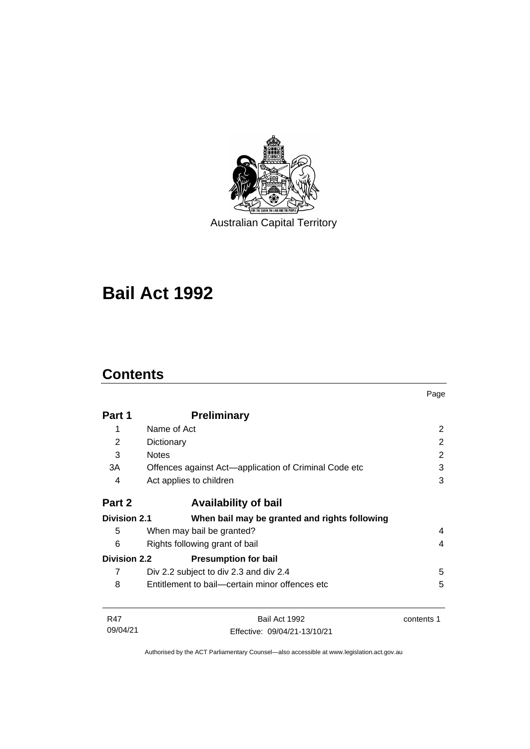Australian Capital Territory

# Bail Act 1992

## Contents

| | | Page |
|---|---|---|
| **Part 1** | **Preliminary** | |
| 1 | Name of Act | 2 |
| 2 | Dictionary | 2 |
| 3 | Notes | 2 |
| 3A | Offences against Act—application of Criminal Code etc | 3 |
| 4 | Act applies to children | 3 |
| **Part 2** | **Availability of bail** | |
| **Division 2.1** | **When bail may be granted and rights following** | |
| 5 | When may bail be granted? | 4 |
| 6 | Rights following grant of bail | 4 |
| **Division 2.2** | **Presumption for bail** | |
| 7 | Div 2.2 subject to div 2.3 and div 2.4 | 5 |
| 8 | Entitlement to bail—certain minor offences etc | 5 |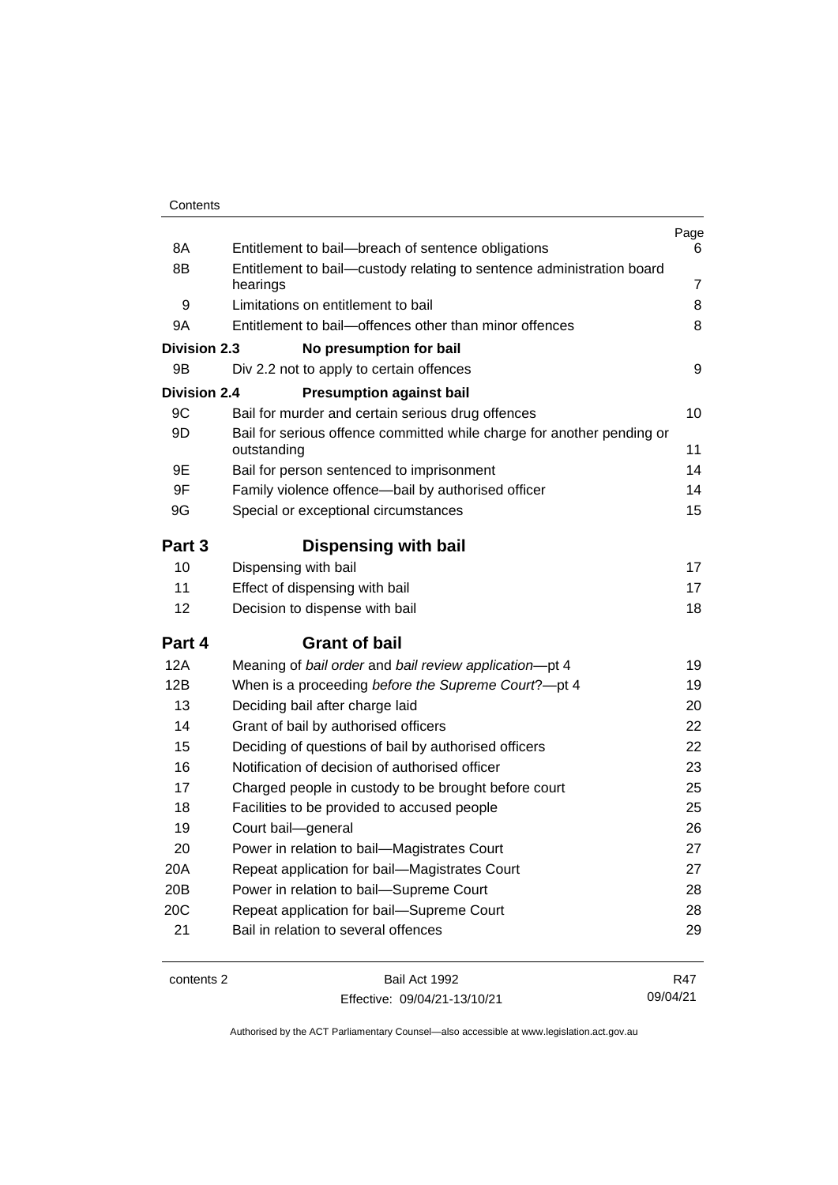| | | Page |
|---|---|---|
| 8A | Entitlement to bail—breach of sentence obligations | 6 |
| 8B | Entitlement to bail—custody relating to sentence administration board hearings | 7 |
| 9 | Limitations on entitlement to bail | 8 |
| 9A | Entitlement to bail—offences other than minor offences | 8 |
| **Division 2.3** | **No presumption for bail** | |
| 9B | Div 2.2 not to apply to certain offences | 9 |
| **Division 2.4** | **Presumption against bail** | |
| 9C | Bail for murder and certain serious drug offences | 10 |
| 9D | Bail for serious offence committed while charge for another pending or outstanding | 11 |
| 9E | Bail for person sentenced to imprisonment | 14 |
| 9F | Family violence offence—bail by authorised officer | 14 |
| 9G | Special or exceptional circumstances | 15 |
| **Part 3** | **Dispensing with bail** | |
| 10 | Dispensing with bail | 17 |
| 11 | Effect of dispensing with bail | 17 |
| 12 | Decision to dispense with bail | 18 |
| **Part 4** | **Grant of bail** | |
| 12A | Meaning of *bail order* and *bail review application*—pt 4 | 19 |
| 12B | When is a proceeding *before the Supreme Court*?—pt 4 | 19 |
| 13 | Deciding bail after charge laid | 20 |
| 14 | Grant of bail by authorised officers | 22 |
| 15 | Deciding of questions of bail by authorised officers | 22 |
| 16 | Notification of decision of authorised officer | 23 |
| 17 | Charged people in custody to be brought before court | 25 |
| 18 | Facilities to be provided to accused people | 25 |
| 19 | Court bail—general | 26 |
| 20 | Power in relation to bail—Magistrates Court | 27 |
| 20A | Repeat application for bail—Magistrates Court | 27 |
| 20B | Power in relation to bail—Supreme Court | 28 |
| 20C | Repeat application for bail—Supreme Court | 28 |
| 21 | Bail in relation to several offences | 29 |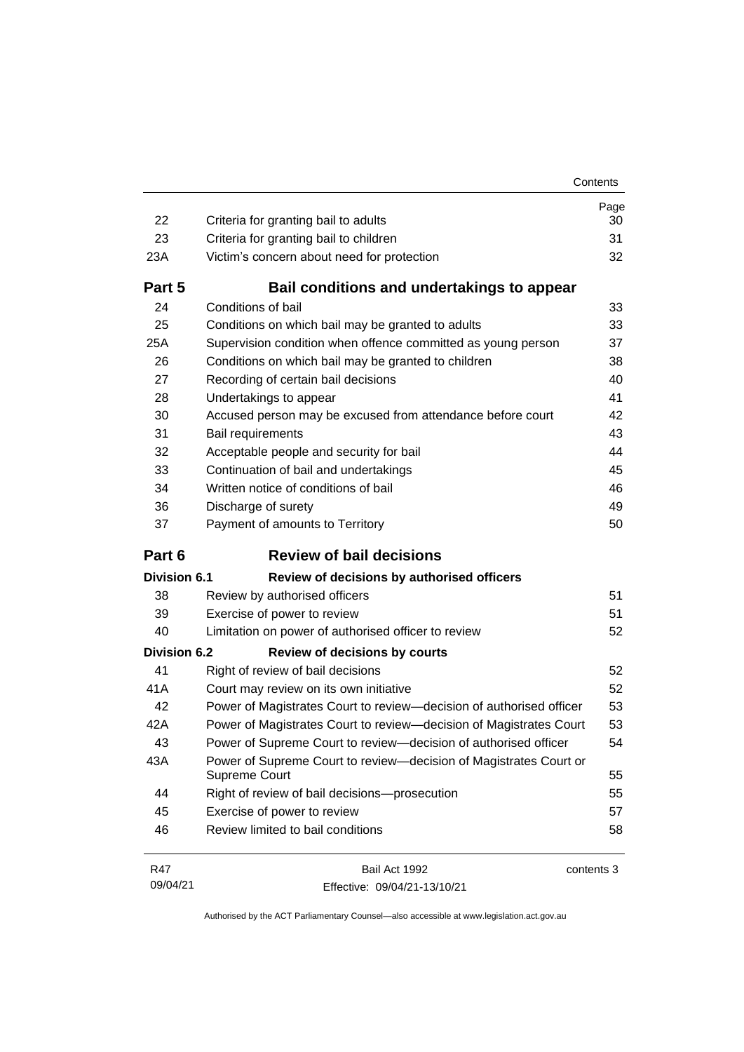| | | Page |
|---|---|---|
| 22 | Criteria for granting bail to adults | 30 |
| 23 | Criteria for granting bail to children | 31 |
| 23A | Victim's concern about need for protection | 32 |
| **Part 5** | **Bail conditions and undertakings to appear** | |
| 24 | Conditions of bail | 33 |
| 25 | Conditions on which bail may be granted to adults | 33 |
| 25A | Supervision condition when offence committed as young person | 37 |
| 26 | Conditions on which bail may be granted to children | 38 |
| 27 | Recording of certain bail decisions | 40 |
| 28 | Undertakings to appear | 41 |
| 30 | Accused person may be excused from attendance before court | 42 |
| 31 | Bail requirements | 43 |
| 32 | Acceptable people and security for bail | 44 |
| 33 | Continuation of bail and undertakings | 45 |
| 34 | Written notice of conditions of bail | 46 |
| 36 | Discharge of surety | 49 |
| 37 | Payment of amounts to Territory | 50 |
| **Part 6** | **Review of bail decisions** | |
| **Division 6.1** | **Review of decisions by authorised officers** | |
| 38 | Review by authorised officers | 51 |
| 39 | Exercise of power to review | 51 |
| 40 | Limitation on power of authorised officer to review | 52 |
| **Division 6.2** | **Review of decisions by courts** | |
| 41 | Right of review of bail decisions | 52 |
| 41A | Court may review on its own initiative | 52 |
| 42 | Power of Magistrates Court to review—decision of authorised officer | 53 |
| 42A | Power of Magistrates Court to review—decision of Magistrates Court | 53 |
| 43 | Power of Supreme Court to review—decision of authorised officer | 54 |
| 43A | Power of Supreme Court to review—decision of Magistrates Court or Supreme Court | 55 |
| 44 | Right of review of bail decisions—prosecution | 55 |
| 45 | Exercise of power to review | 57 |
| 46 | Review limited to bail conditions | 58 |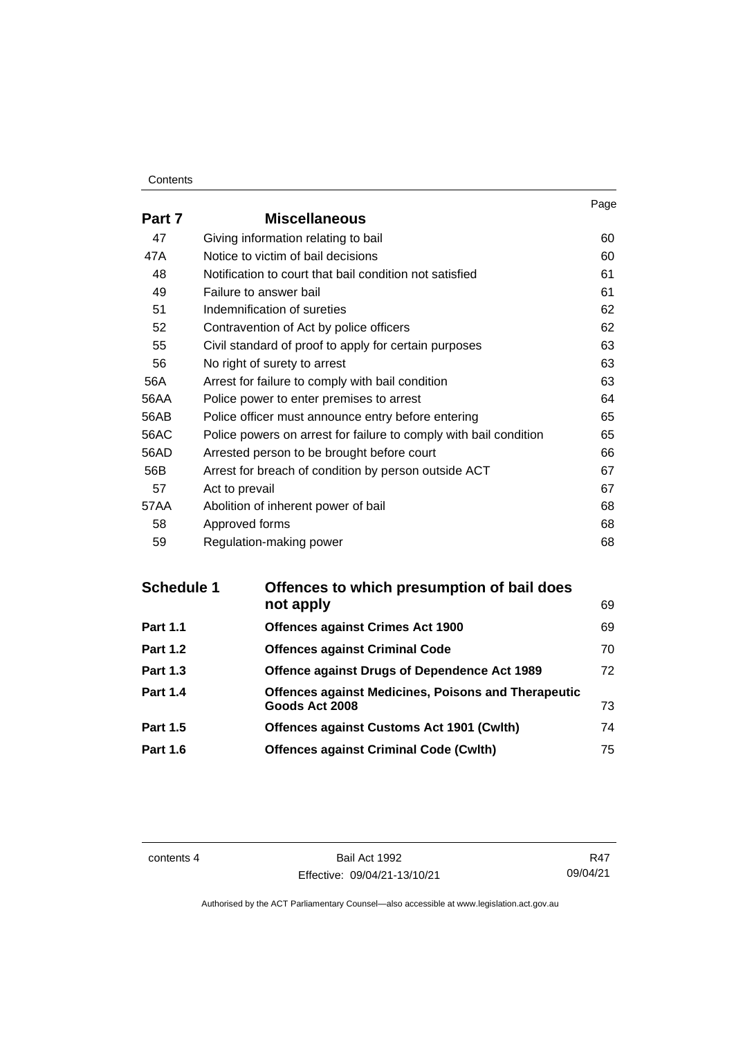| | | Page |
|---|---|---|
| **Part 7** | **Miscellaneous** | |
| 47 | Giving information relating to bail | 60 |
| 47A | Notice to victim of bail decisions | 60 |
| 48 | Notification to court that bail condition not satisfied | 61 |
| 49 | Failure to answer bail | 61 |
| 51 | Indemnification of sureties | 62 |
| 52 | Contravention of Act by police officers | 62 |
| 55 | Civil standard of proof to apply for certain purposes | 63 |
| 56 | No right of surety to arrest | 63 |
| 56A | Arrest for failure to comply with bail condition | 63 |
| 56AA | Police power to enter premises to arrest | 64 |
| 56AB | Police officer must announce entry before entering | 65 |
| 56AC | Police powers on arrest for failure to comply with bail condition | 65 |
| 56AD | Arrested person to be brought before court | 66 |
| 56B | Arrest for breach of condition by person outside ACT | 67 |
| 57 | Act to prevail | 67 |
| 57AA | Abolition of inherent power of bail | 68 |
| 58 | Approved forms | 68 |
| 59 | Regulation-making power | 68 |

| | | |
|---|---|---|
| **Schedule 1** | **Offences to which presumption of bail does not apply** | 69 |
| **Part 1.1** | **Offences against Crimes Act 1900** | 69 |
| **Part 1.2** | **Offences against Criminal Code** | 70 |
| **Part 1.3** | **Offence against Drugs of Dependence Act 1989** | 72 |
| **Part 1.4** | **Offences against Medicines, Poisons and Therapeutic Goods Act 2008** | 73 |
| **Part 1.5** | **Offences against Customs Act 1901 (Cwlth)** | 74 |
| **Part 1.6** | **Offences against Criminal Code (Cwlth)** | 75 |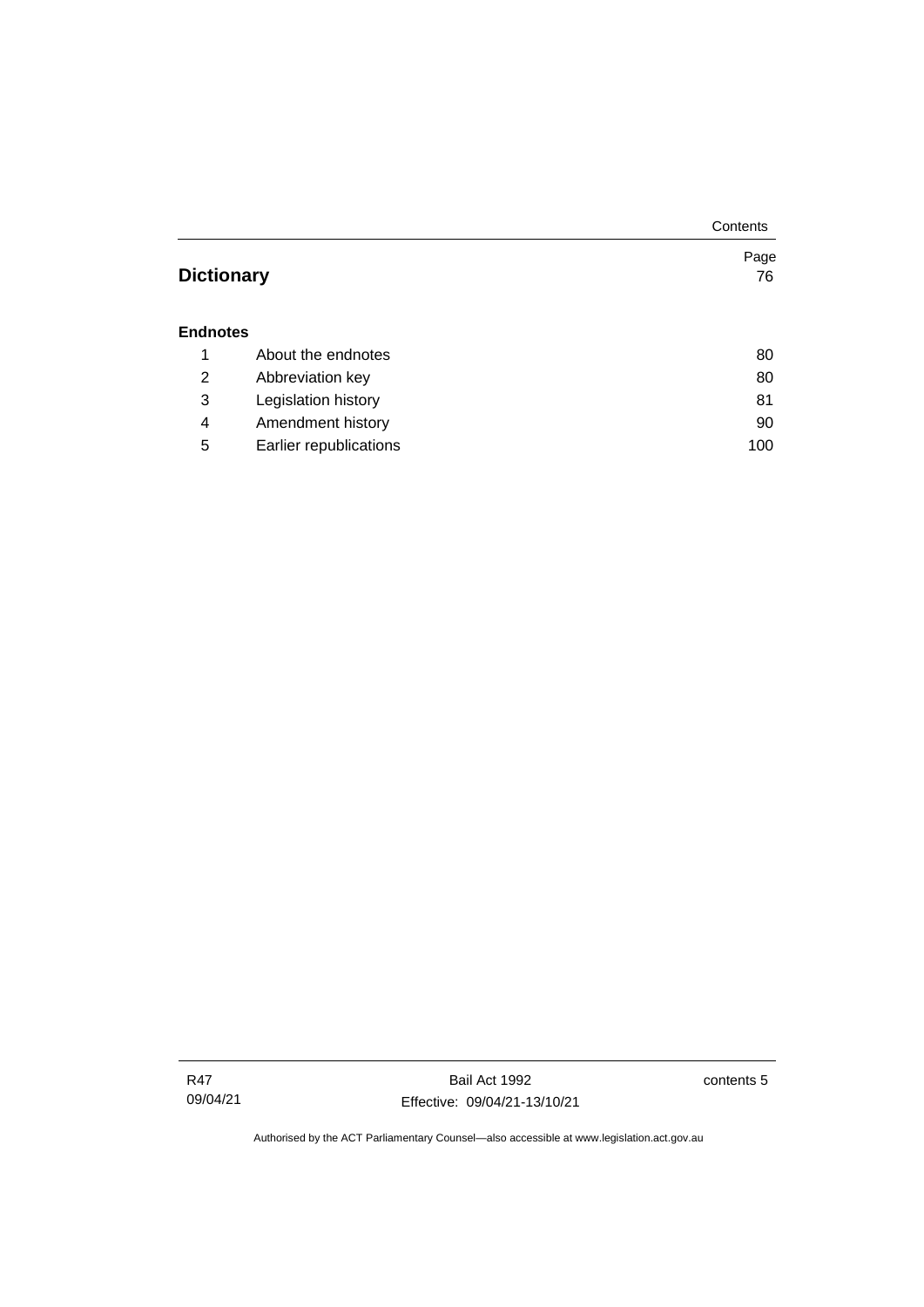| | | Page |
|---|---|---|
| **Dictionary** | | 76 |
| **Endnotes** | | |
| 1 | About the endnotes | 80 |
| 2 | Abbreviation key | 80 |
| 3 | Legislation history | 81 |
| 4 | Amendment history | 90 |
| 5 | Earlier republications | 100 |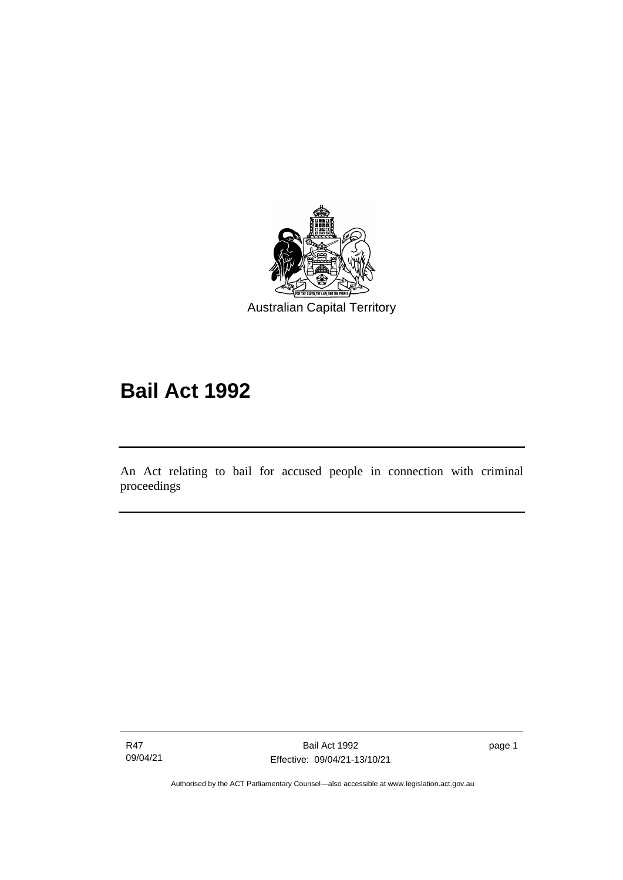Australian Capital Territory

# Bail Act 1992

An Act relating to bail for accused people in connection with criminal proceedings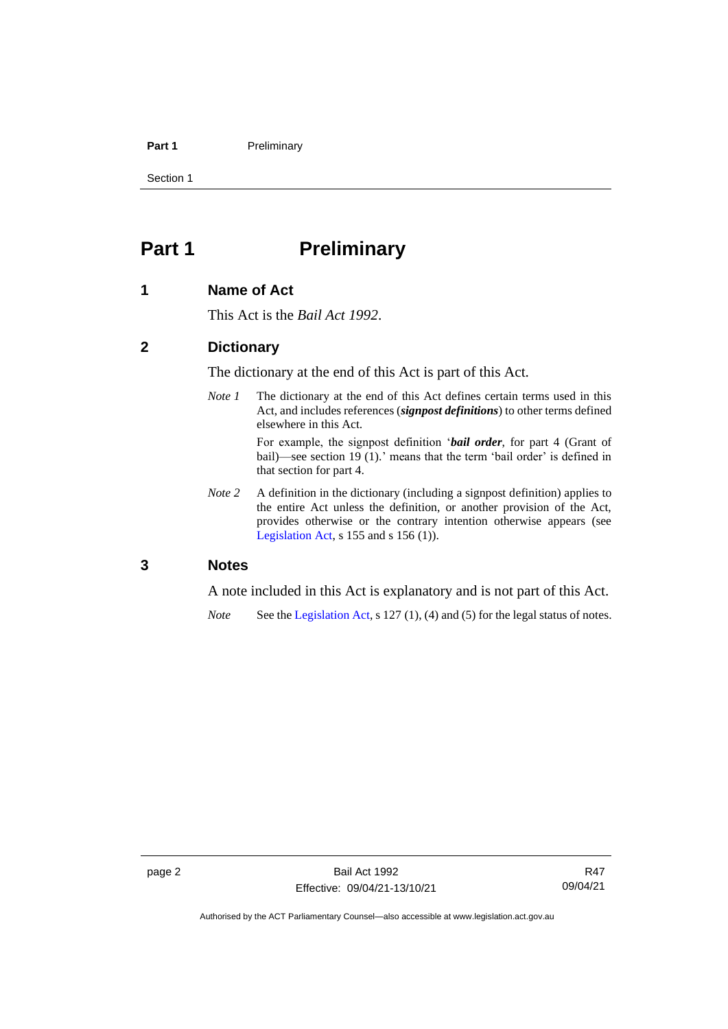# Part 1 Preliminary

## 1 Name of Act

This Act is the *Bail Act 1992*.

## 2 Dictionary

The dictionary at the end of this Act is part of this Act.

*Note 1* The dictionary at the end of this Act defines certain terms used in this Act, and includes references (***signpost definitions***) to other terms defined elsewhere in this Act.

For example, the signpost definition '***bail order***, for part 4 (Grant of bail)—see section 19 (1).' means that the term 'bail order' is defined in that section for part 4.

*Note 2* A definition in the dictionary (including a signpost definition) applies to the entire Act unless the definition, or another provision of the Act, provides otherwise or the contrary intention otherwise appears (see Legislation Act, s 155 and s 156 (1)).

## 3 Notes

A note included in this Act is explanatory and is not part of this Act.

*Note* See the Legislation Act, s 127 (1), (4) and (5) for the legal status of notes.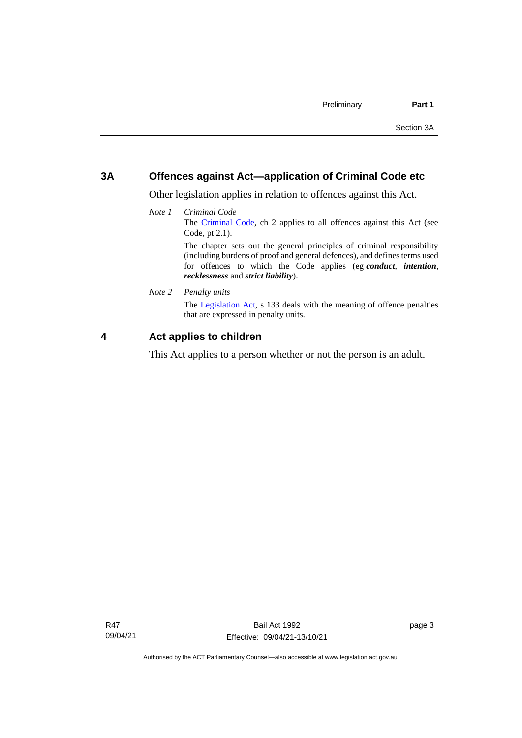## 3A Offences against Act—application of Criminal Code etc

Other legislation applies in relation to offences against this Act.

*Note 1* *Criminal Code*

The Criminal Code, ch 2 applies to all offences against this Act (see Code, pt 2.1).

The chapter sets out the general principles of criminal responsibility (including burdens of proof and general defences), and defines terms used for offences to which the Code applies (eg ***conduct***, ***intention***, ***recklessness*** and ***strict liability***).

*Note 2* *Penalty units*

The Legislation Act, s 133 deals with the meaning of offence penalties that are expressed in penalty units.

## 4 Act applies to children

This Act applies to a person whether or not the person is an adult.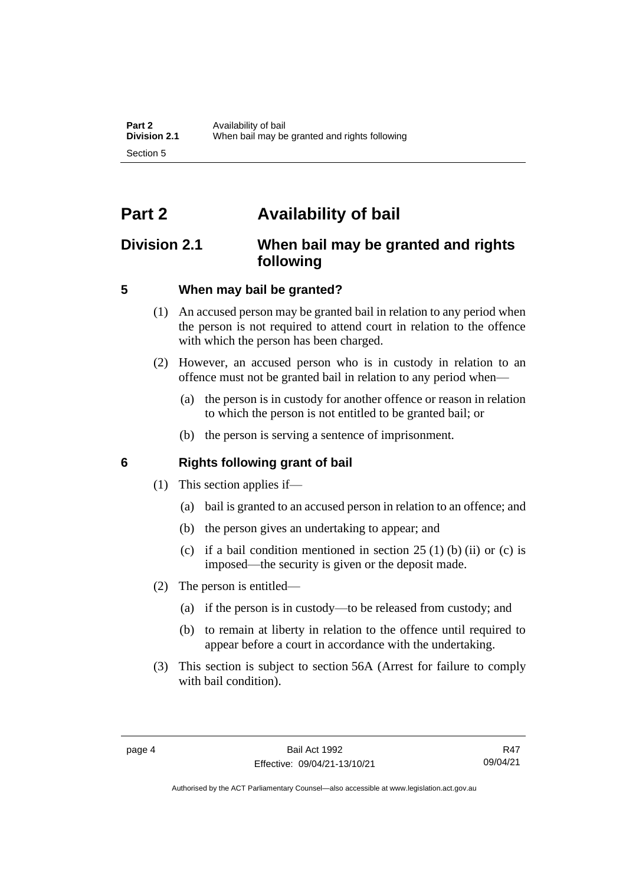# Part 2 Availability of bail

## Division 2.1 When bail may be granted and rights following

### 5 When may bail be granted?

(1) An accused person may be granted bail in relation to any period when the person is not required to attend court in relation to the offence with which the person has been charged.

(2) However, an accused person who is in custody in relation to an offence must not be granted bail in relation to any period when—

(a) the person is in custody for another offence or reason in relation to which the person is not entitled to be granted bail; or

(b) the person is serving a sentence of imprisonment.

### 6 Rights following grant of bail

(1) This section applies if—

(a) bail is granted to an accused person in relation to an offence; and

(b) the person gives an undertaking to appear; and

(c) if a bail condition mentioned in section 25 (1) (b) (ii) or (c) is imposed—the security is given or the deposit made.

(2) The person is entitled—

(a) if the person is in custody—to be released from custody; and

(b) to remain at liberty in relation to the offence until required to appear before a court in accordance with the undertaking.

(3) This section is subject to section 56A (Arrest for failure to comply with bail condition).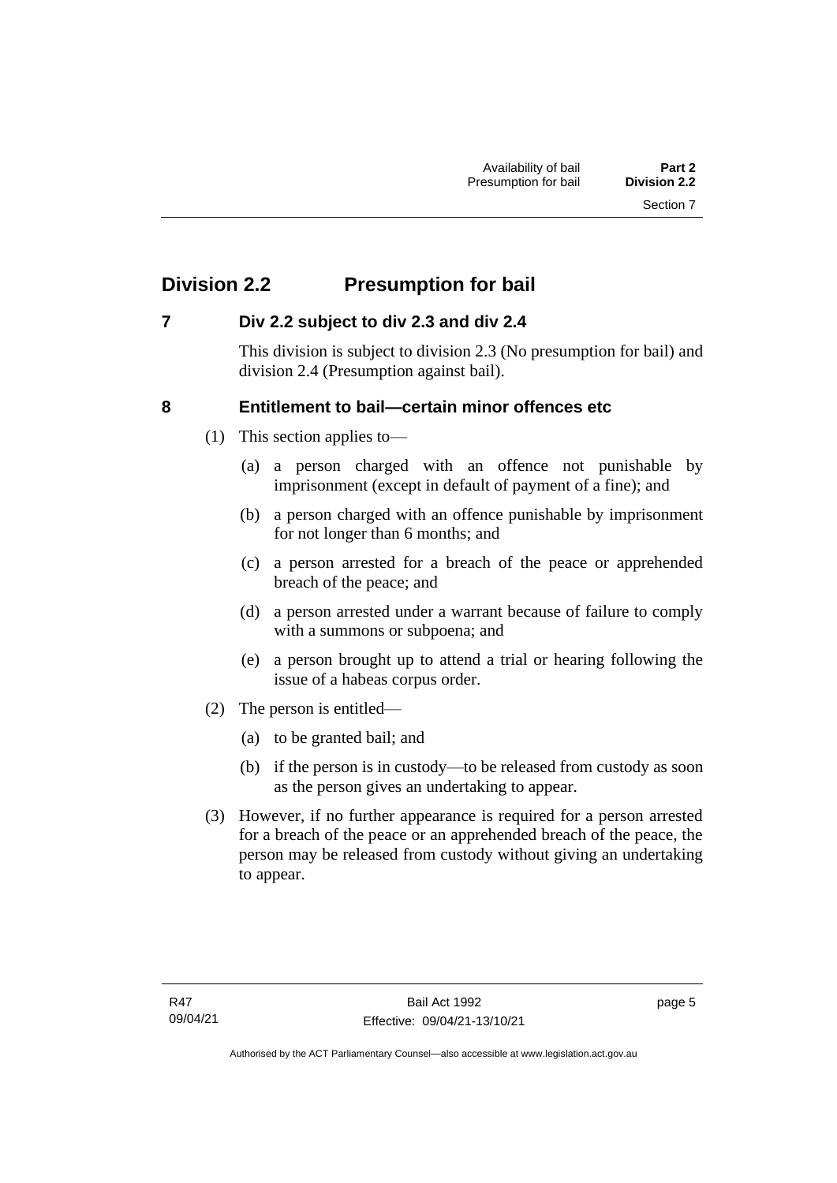## Division 2.2 Presumption for bail

### 7 Div 2.2 subject to div 2.3 and div 2.4

This division is subject to division 2.3 (No presumption for bail) and division 2.4 (Presumption against bail).

### 8 Entitlement to bail—certain minor offences etc

(1) This section applies to—

(a) a person charged with an offence not punishable by imprisonment (except in default of payment of a fine); and

(b) a person charged with an offence punishable by imprisonment for not longer than 6 months; and

(c) a person arrested for a breach of the peace or apprehended breach of the peace; and

(d) a person arrested under a warrant because of failure to comply with a summons or subpoena; and

(e) a person brought up to attend a trial or hearing following the issue of a habeas corpus order.

(2) The person is entitled—

(a) to be granted bail; and

(b) if the person is in custody—to be released from custody as soon as the person gives an undertaking to appear.

(3) However, if no further appearance is required for a person arrested for a breach of the peace or an apprehended breach of the peace, the person may be released from custody without giving an undertaking to appear.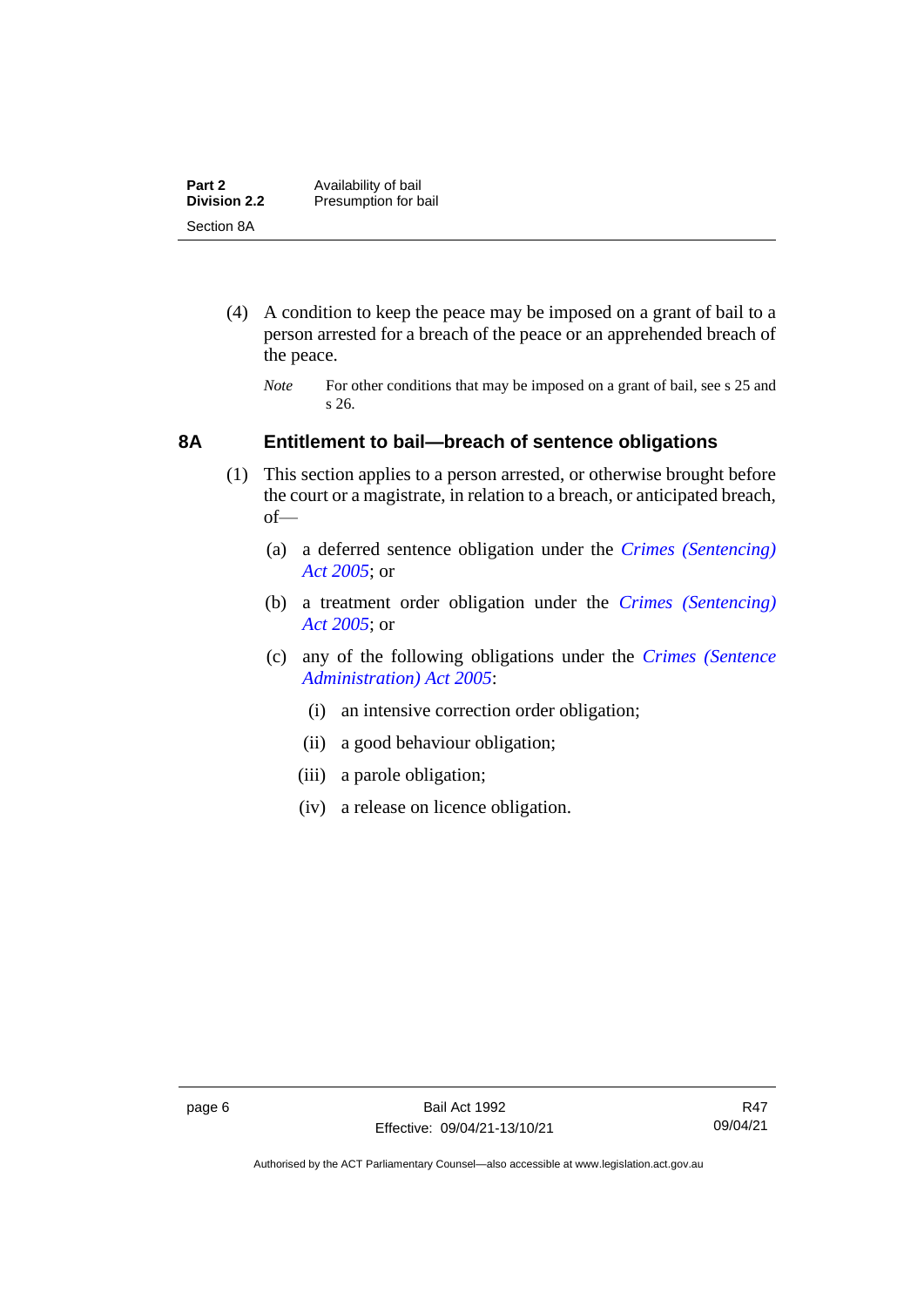(4) A condition to keep the peace may be imposed on a grant of bail to a person arrested for a breach of the peace or an apprehended breach of the peace.

*Note* For other conditions that may be imposed on a grant of bail, see s 25 and s 26.

## 8A Entitlement to bail—breach of sentence obligations

(1) This section applies to a person arrested, or otherwise brought before the court or a magistrate, in relation to a breach, or anticipated breach, of—

(a) a deferred sentence obligation under the *Crimes (Sentencing) Act 2005*; or

(b) a treatment order obligation under the *Crimes (Sentencing) Act 2005*; or

(c) any of the following obligations under the *Crimes (Sentence Administration) Act 2005*:

(i) an intensive correction order obligation;

(ii) a good behaviour obligation;

(iii) a parole obligation;

(iv) a release on licence obligation.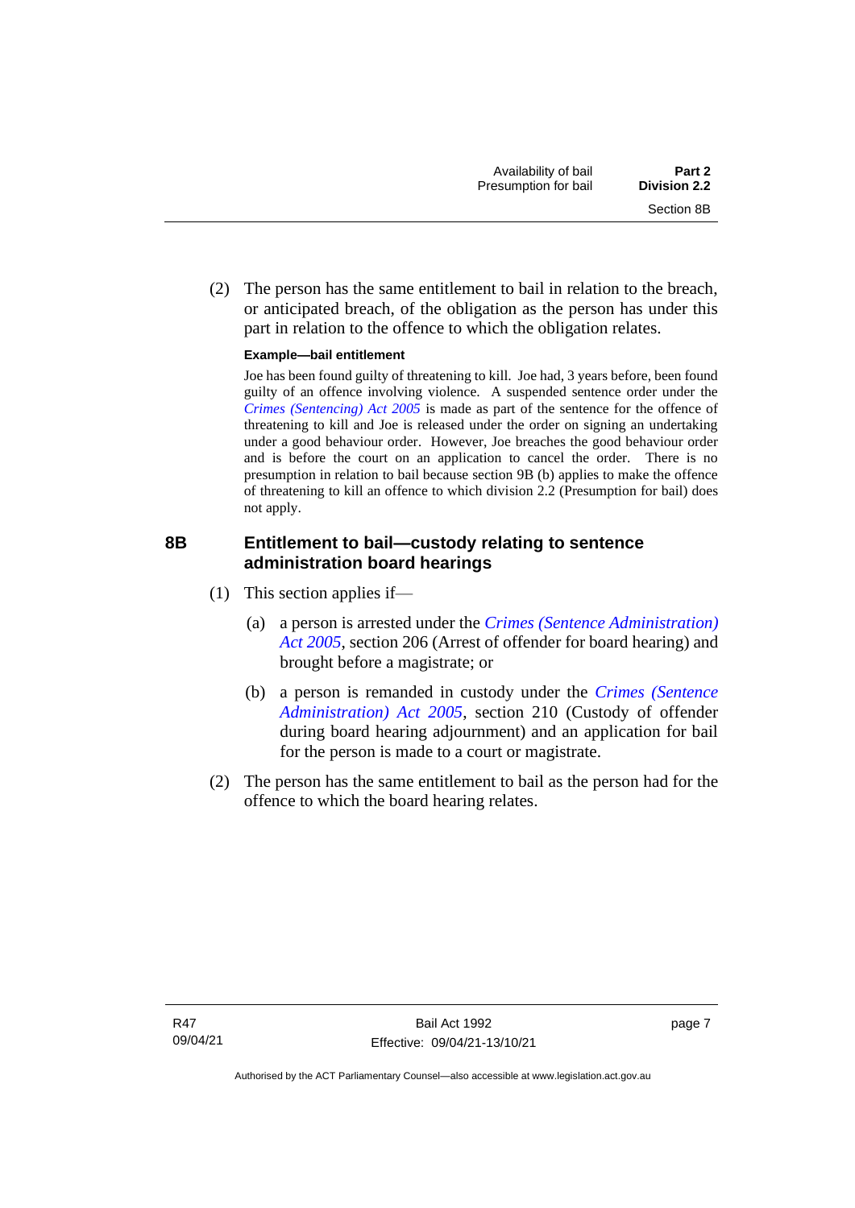(2) The person has the same entitlement to bail in relation to the breach, or anticipated breach, of the obligation as the person has under this part in relation to the offence to which the obligation relates.

**Example—bail entitlement**

Joe has been found guilty of threatening to kill. Joe had, 3 years before, been found guilty of an offence involving violence. A suspended sentence order under the *Crimes (Sentencing) Act 2005* is made as part of the sentence for the offence of threatening to kill and Joe is released under the order on signing an undertaking under a good behaviour order. However, Joe breaches the good behaviour order and is before the court on an application to cancel the order. There is no presumption in relation to bail because section 9B (b) applies to make the offence of threatening to kill an offence to which division 2.2 (Presumption for bail) does not apply.

## 8B Entitlement to bail—custody relating to sentence administration board hearings

(1) This section applies if—

(a) a person is arrested under the *Crimes (Sentence Administration) Act 2005*, section 206 (Arrest of offender for board hearing) and brought before a magistrate; or

(b) a person is remanded in custody under the *Crimes (Sentence Administration) Act 2005*, section 210 (Custody of offender during board hearing adjournment) and an application for bail for the person is made to a court or magistrate.

(2) The person has the same entitlement to bail as the person had for the offence to which the board hearing relates.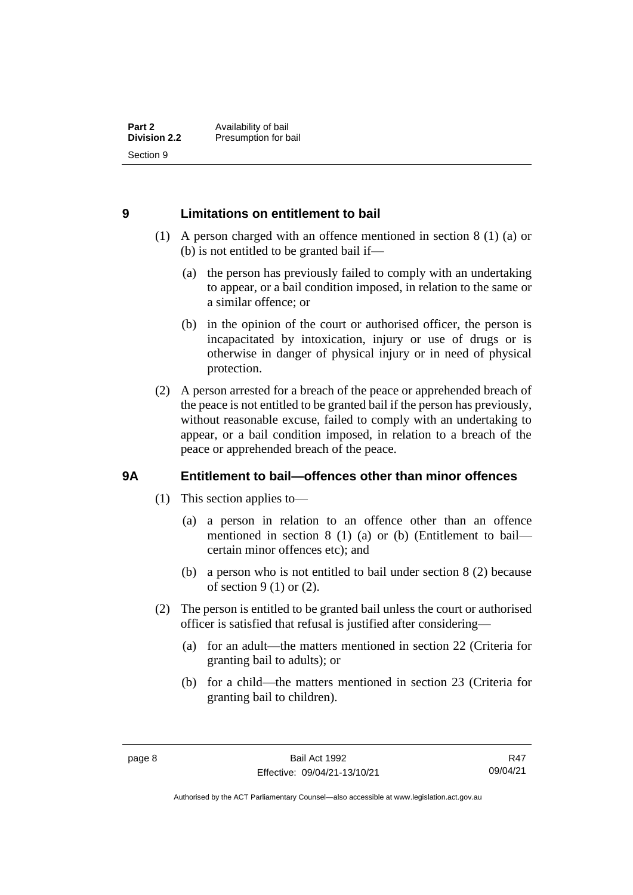## 9 Limitations on entitlement to bail

(1) A person charged with an offence mentioned in section 8 (1) (a) or (b) is not entitled to be granted bail if—

(a) the person has previously failed to comply with an undertaking to appear, or a bail condition imposed, in relation to the same or a similar offence; or

(b) in the opinion of the court or authorised officer, the person is incapacitated by intoxication, injury or use of drugs or is otherwise in danger of physical injury or in need of physical protection.

(2) A person arrested for a breach of the peace or apprehended breach of the peace is not entitled to be granted bail if the person has previously, without reasonable excuse, failed to comply with an undertaking to appear, or a bail condition imposed, in relation to a breach of the peace or apprehended breach of the peace.

## 9A Entitlement to bail—offences other than minor offences

(1) This section applies to—

(a) a person in relation to an offence other than an offence mentioned in section 8 (1) (a) or (b) (Entitlement to bail—certain minor offences etc); and

(b) a person who is not entitled to bail under section 8 (2) because of section 9 (1) or (2).

(2) The person is entitled to be granted bail unless the court or authorised officer is satisfied that refusal is justified after considering—

(a) for an adult—the matters mentioned in section 22 (Criteria for granting bail to adults); or

(b) for a child—the matters mentioned in section 23 (Criteria for granting bail to children).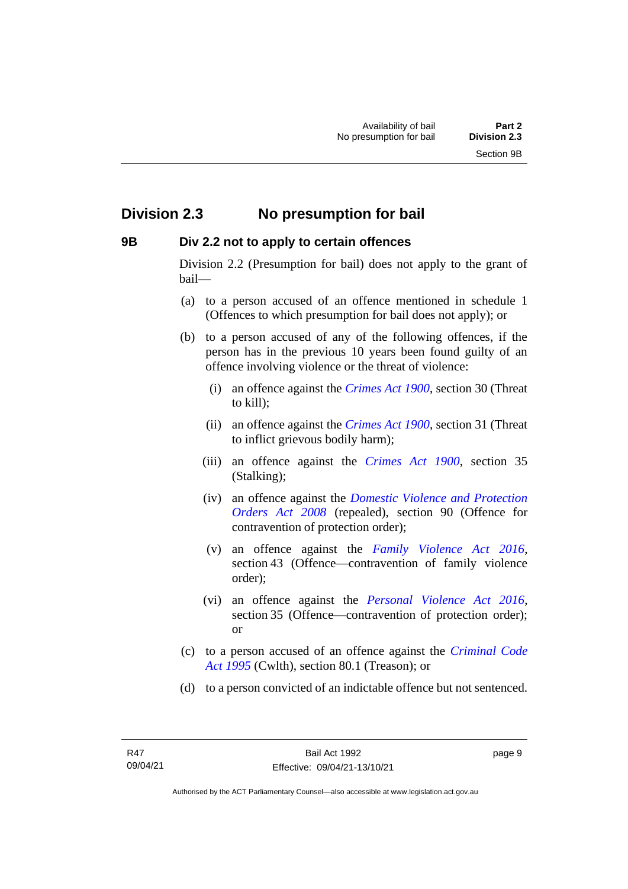## Division 2.3 No presumption for bail

### 9B Div 2.2 not to apply to certain offences

Division 2.2 (Presumption for bail) does not apply to the grant of bail—

(a) to a person accused of an offence mentioned in schedule 1 (Offences to which presumption for bail does not apply); or

(b) to a person accused of any of the following offences, if the person has in the previous 10 years been found guilty of an offence involving violence or the threat of violence:

(i) an offence against the *Crimes Act 1900*, section 30 (Threat to kill);

(ii) an offence against the *Crimes Act 1900*, section 31 (Threat to inflict grievous bodily harm);

(iii) an offence against the *Crimes Act 1900*, section 35 (Stalking);

(iv) an offence against the *Domestic Violence and Protection Orders Act 2008* (repealed), section 90 (Offence for contravention of protection order);

(v) an offence against the *Family Violence Act 2016*, section 43 (Offence—contravention of family violence order);

(vi) an offence against the *Personal Violence Act 2016*, section 35 (Offence—contravention of protection order); or

(c) to a person accused of an offence against the *Criminal Code Act 1995* (Cwlth), section 80.1 (Treason); or

(d) to a person convicted of an indictable offence but not sentenced.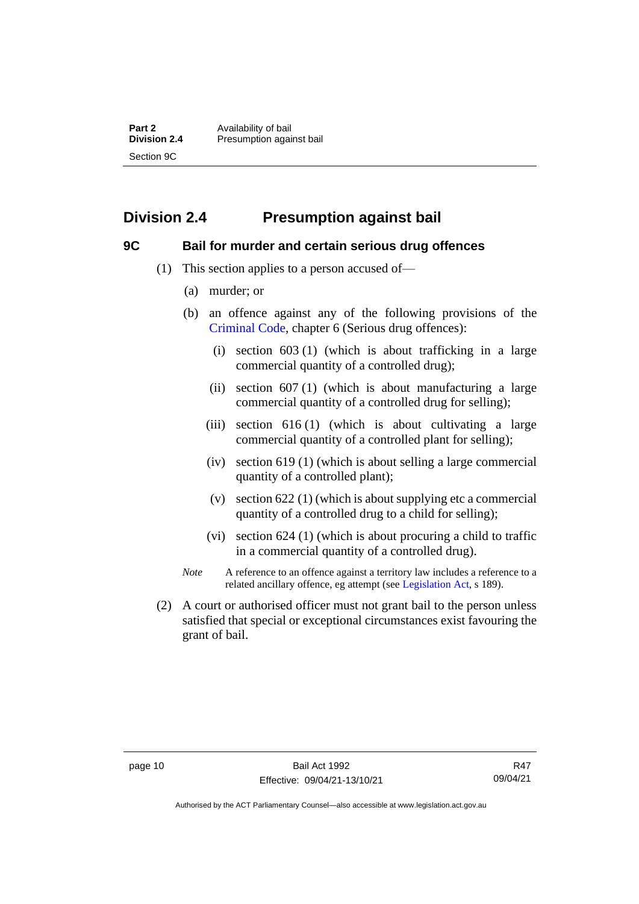## Division 2.4 Presumption against bail

### 9C Bail for murder and certain serious drug offences

(1) This section applies to a person accused of—

(a) murder; or

(b) an offence against any of the following provisions of the Criminal Code, chapter 6 (Serious drug offences):

(i) section 603 (1) (which is about trafficking in a large commercial quantity of a controlled drug);

(ii) section 607 (1) (which is about manufacturing a large commercial quantity of a controlled drug for selling);

(iii) section 616 (1) (which is about cultivating a large commercial quantity of a controlled plant for selling);

(iv) section 619 (1) (which is about selling a large commercial quantity of a controlled plant);

(v) section 622 (1) (which is about supplying etc a commercial quantity of a controlled drug to a child for selling);

(vi) section 624 (1) (which is about procuring a child to traffic in a commercial quantity of a controlled drug).

*Note* A reference to an offence against a territory law includes a reference to a related ancillary offence, eg attempt (see Legislation Act, s 189).

(2) A court or authorised officer must not grant bail to the person unless satisfied that special or exceptional circumstances exist favouring the grant of bail.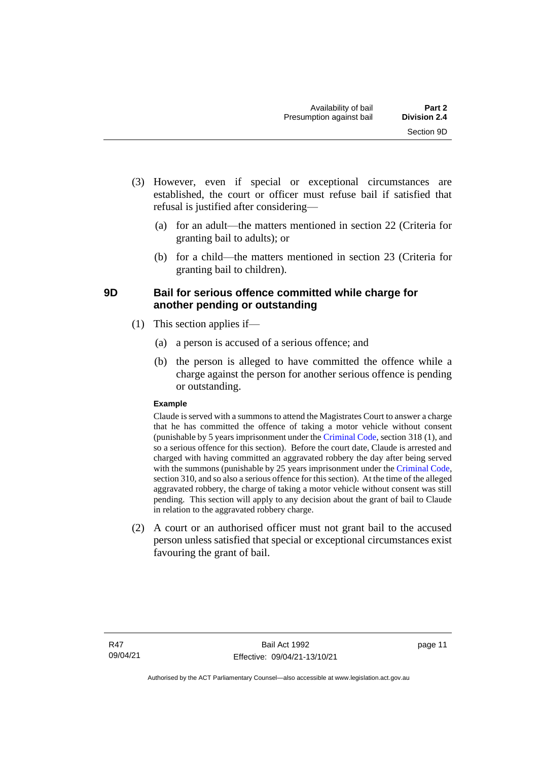(3) However, even if special or exceptional circumstances are established, the court or officer must refuse bail if satisfied that refusal is justified after considering—

(a) for an adult—the matters mentioned in section 22 (Criteria for granting bail to adults); or

(b) for a child—the matters mentioned in section 23 (Criteria for granting bail to children).

### 9D Bail for serious offence committed while charge for another pending or outstanding

(1) This section applies if—

(a) a person is accused of a serious offence; and

(b) the person is alleged to have committed the offence while a charge against the person for another serious offence is pending or outstanding.

**Example**

Claude is served with a summons to attend the Magistrates Court to answer a charge that he has committed the offence of taking a motor vehicle without consent (punishable by 5 years imprisonment under the Criminal Code, section 318 (1), and so a serious offence for this section). Before the court date, Claude is arrested and charged with having committed an aggravated robbery the day after being served with the summons (punishable by 25 years imprisonment under the Criminal Code, section 310, and so also a serious offence for this section). At the time of the alleged aggravated robbery, the charge of taking a motor vehicle without consent was still pending. This section will apply to any decision about the grant of bail to Claude in relation to the aggravated robbery charge.

(2) A court or an authorised officer must not grant bail to the accused person unless satisfied that special or exceptional circumstances exist favouring the grant of bail.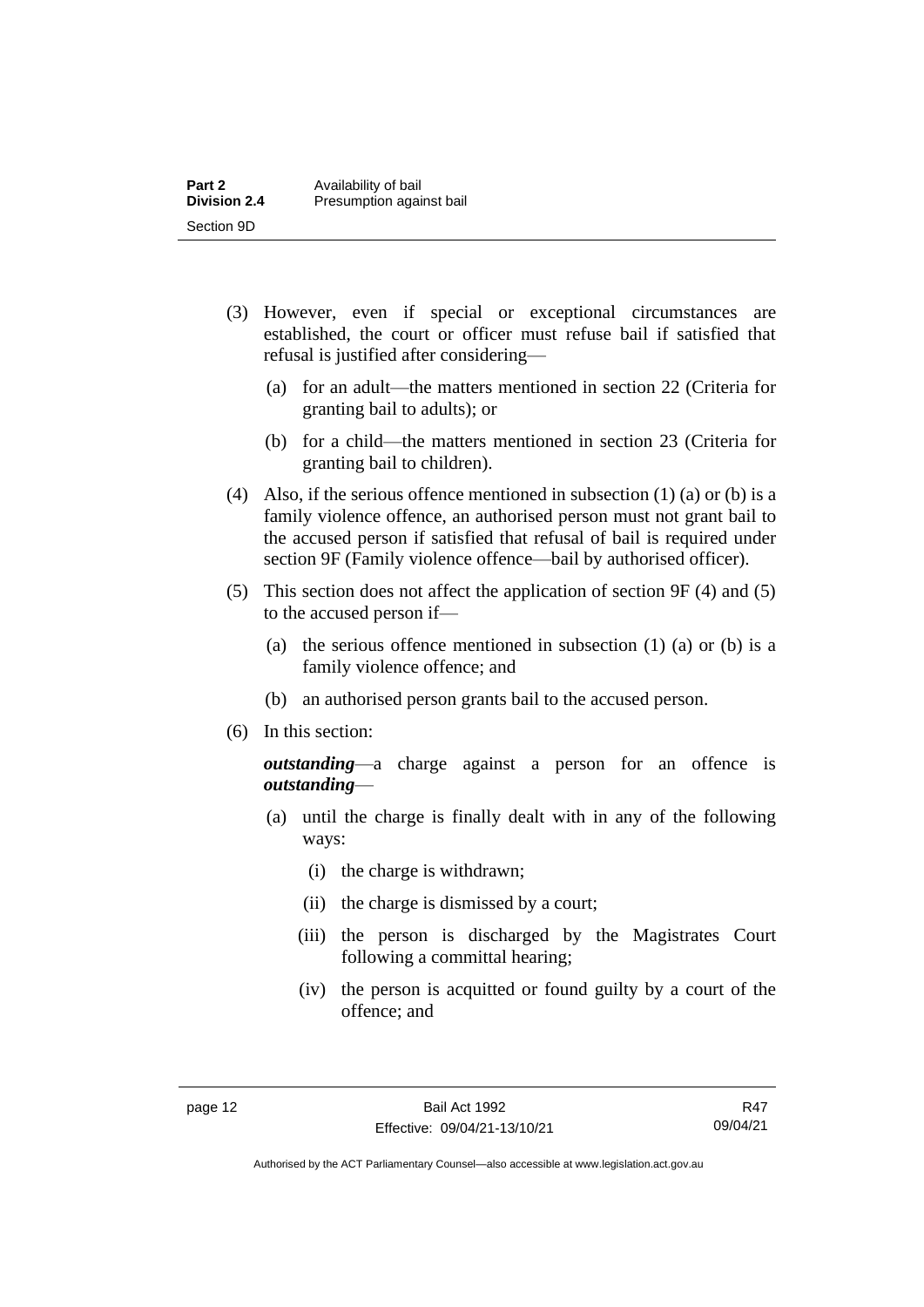(3) However, even if special or exceptional circumstances are established, the court or officer must refuse bail if satisfied that refusal is justified after considering—

  (a) for an adult—the matters mentioned in section 22 (Criteria for granting bail to adults); or

  (b) for a child—the matters mentioned in section 23 (Criteria for granting bail to children).

(4) Also, if the serious offence mentioned in subsection (1) (a) or (b) is a family violence offence, an authorised person must not grant bail to the accused person if satisfied that refusal of bail is required under section 9F (Family violence offence—bail by authorised officer).

(5) This section does not affect the application of section 9F (4) and (5) to the accused person if—

  (a) the serious offence mentioned in subsection (1) (a) or (b) is a family violence offence; and

  (b) an authorised person grants bail to the accused person.

(6) In this section:

***outstanding***—a charge against a person for an offence is ***outstanding***—

  (a) until the charge is finally dealt with in any of the following ways:

    (i) the charge is withdrawn;

    (ii) the charge is dismissed by a court;

    (iii) the person is discharged by the Magistrates Court following a committal hearing;

    (iv) the person is acquitted or found guilty by a court of the offence; and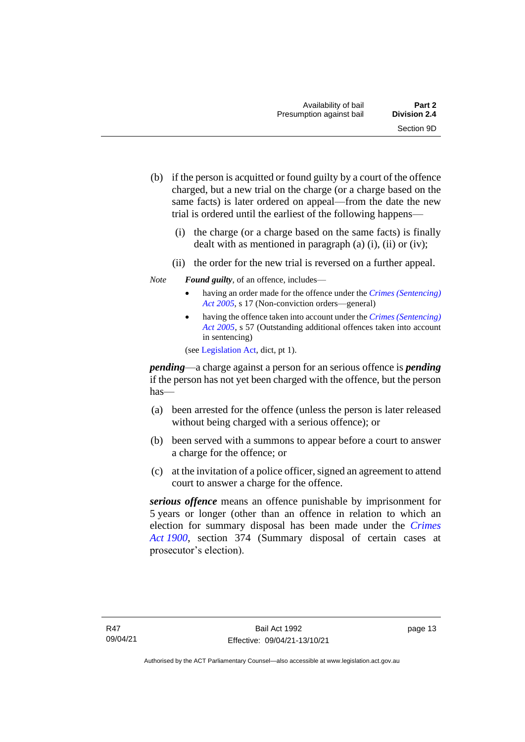(b) if the person is acquitted or found guilty by a court of the offence charged, but a new trial on the charge (or a charge based on the same facts) is later ordered on appeal—from the date the new trial is ordered until the earliest of the following happens—

(i) the charge (or a charge based on the same facts) is finally dealt with as mentioned in paragraph (a) (i), (ii) or (iv);

(ii) the order for the new trial is reversed on a further appeal.

*Note* ***Found guilty***, of an offence, includes—

- having an order made for the offence under the *Crimes (Sentencing) Act 2005*, s 17 (Non-conviction orders—general)
- having the offence taken into account under the *Crimes (Sentencing) Act 2005*, s 57 (Outstanding additional offences taken into account in sentencing)

(see Legislation Act, dict, pt 1).

***pending***—a charge against a person for an serious offence is ***pending*** if the person has not yet been charged with the offence, but the person has—

(a) been arrested for the offence (unless the person is later released without being charged with a serious offence); or

(b) been served with a summons to appear before a court to answer a charge for the offence; or

(c) at the invitation of a police officer, signed an agreement to attend court to answer a charge for the offence.

***serious offence*** means an offence punishable by imprisonment for 5 years or longer (other than an offence in relation to which an election for summary disposal has been made under the *Crimes Act 1900*, section 374 (Summary disposal of certain cases at prosecutor's election).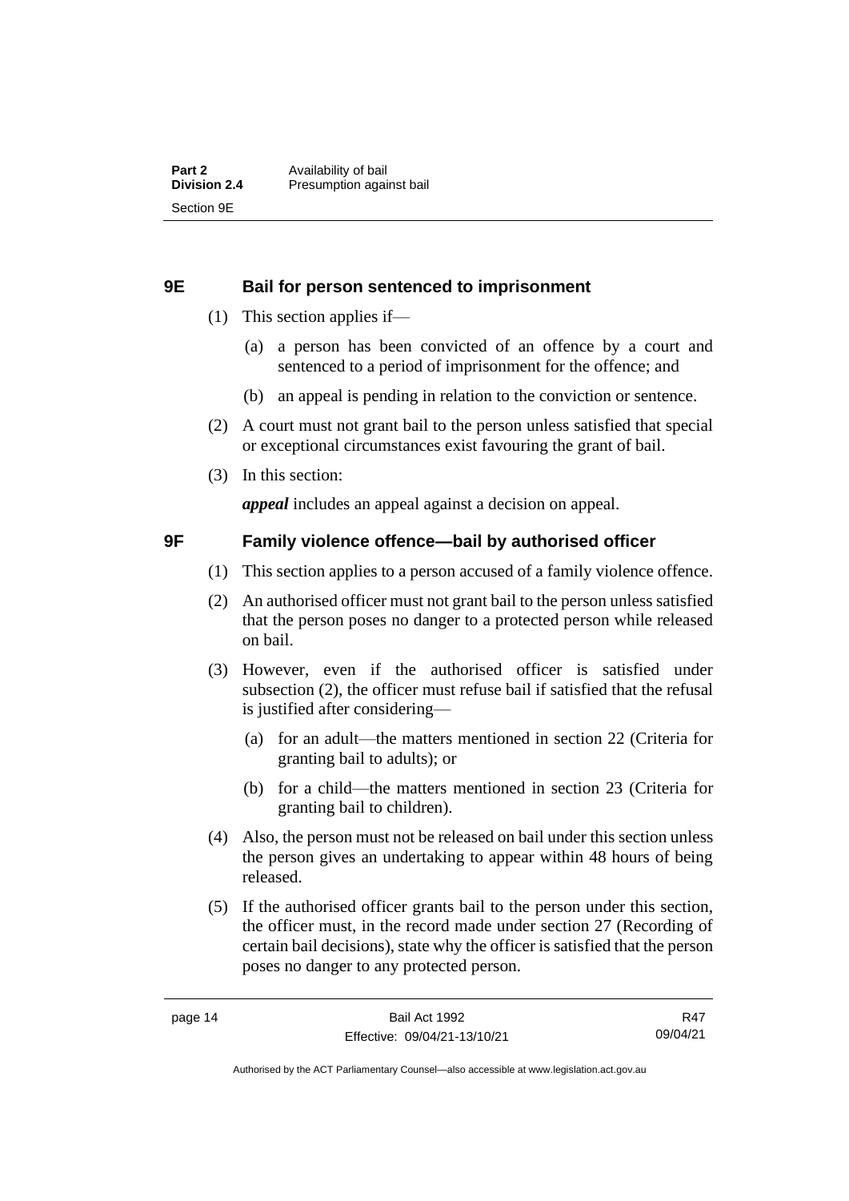## 9E Bail for person sentenced to imprisonment

(1) This section applies if—

(a) a person has been convicted of an offence by a court and sentenced to a period of imprisonment for the offence; and

(b) an appeal is pending in relation to the conviction or sentence.

(2) A court must not grant bail to the person unless satisfied that special or exceptional circumstances exist favouring the grant of bail.

(3) In this section:

***appeal*** includes an appeal against a decision on appeal.

## 9F Family violence offence—bail by authorised officer

(1) This section applies to a person accused of a family violence offence.

(2) An authorised officer must not grant bail to the person unless satisfied that the person poses no danger to a protected person while released on bail.

(3) However, even if the authorised officer is satisfied under subsection (2), the officer must refuse bail if satisfied that the refusal is justified after considering—

(a) for an adult—the matters mentioned in section 22 (Criteria for granting bail to adults); or

(b) for a child—the matters mentioned in section 23 (Criteria for granting bail to children).

(4) Also, the person must not be released on bail under this section unless the person gives an undertaking to appear within 48 hours of being released.

(5) If the authorised officer grants bail to the person under this section, the officer must, in the record made under section 27 (Recording of certain bail decisions), state why the officer is satisfied that the person poses no danger to any protected person.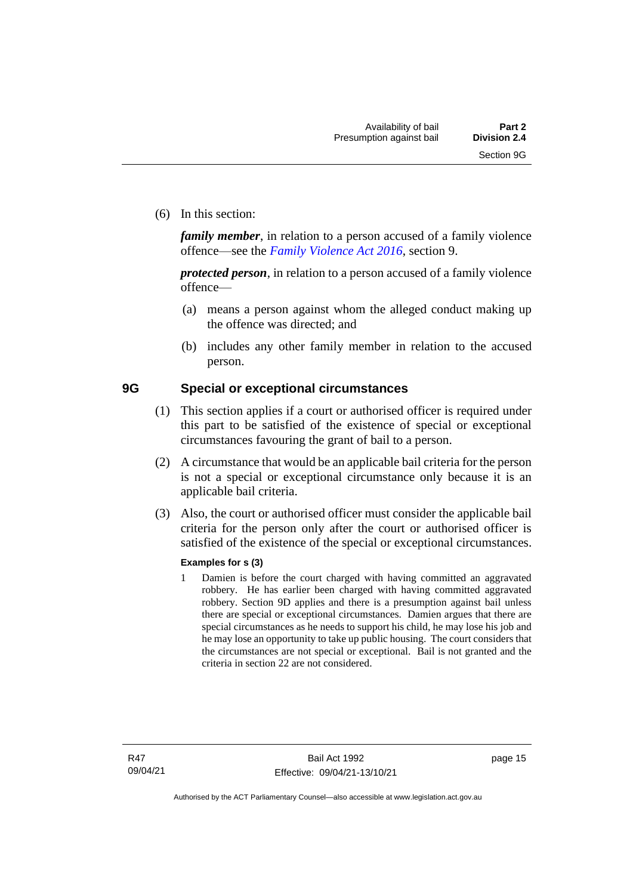(6) In this section:

***family member***, in relation to a person accused of a family violence offence—see the *Family Violence Act 2016*, section 9.

***protected person***, in relation to a person accused of a family violence offence—

(a) means a person against whom the alleged conduct making up the offence was directed; and

(b) includes any other family member in relation to the accused person.

## 9G Special or exceptional circumstances

(1) This section applies if a court or authorised officer is required under this part to be satisfied of the existence of special or exceptional circumstances favouring the grant of bail to a person.

(2) A circumstance that would be an applicable bail criteria for the person is not a special or exceptional circumstance only because it is an applicable bail criteria.

(3) Also, the court or authorised officer must consider the applicable bail criteria for the person only after the court or authorised officer is satisfied of the existence of the special or exceptional circumstances.

**Examples for s (3)**

1 Damien is before the court charged with having committed an aggravated robbery. He has earlier been charged with having committed aggravated robbery. Section 9D applies and there is a presumption against bail unless there are special or exceptional circumstances. Damien argues that there are special circumstances as he needs to support his child, he may lose his job and he may lose an opportunity to take up public housing. The court considers that the circumstances are not special or exceptional. Bail is not granted and the criteria in section 22 are not considered.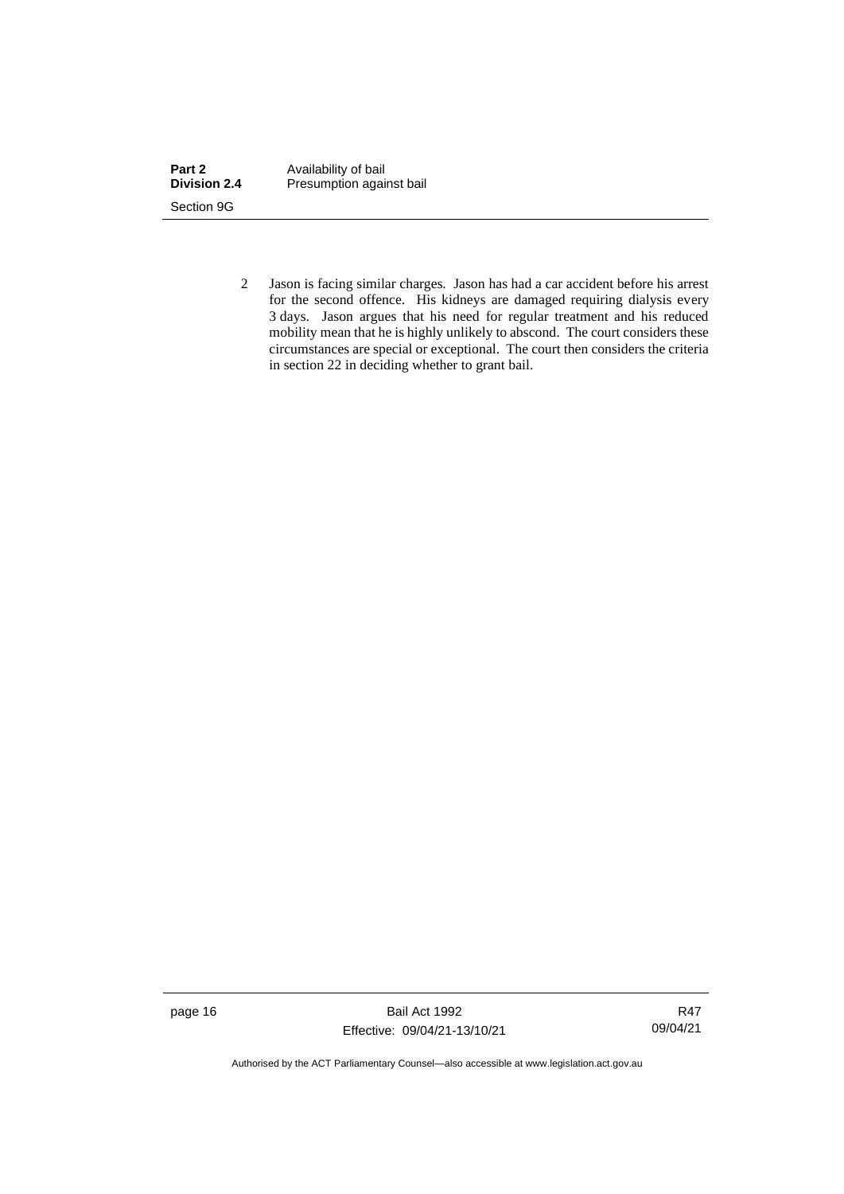2 Jason is facing similar charges. Jason has had a car accident before his arrest for the second offence. His kidneys are damaged requiring dialysis every 3 days. Jason argues that his need for regular treatment and his reduced mobility mean that he is highly unlikely to abscond. The court considers these circumstances are special or exceptional. The court then considers the criteria in section 22 in deciding whether to grant bail.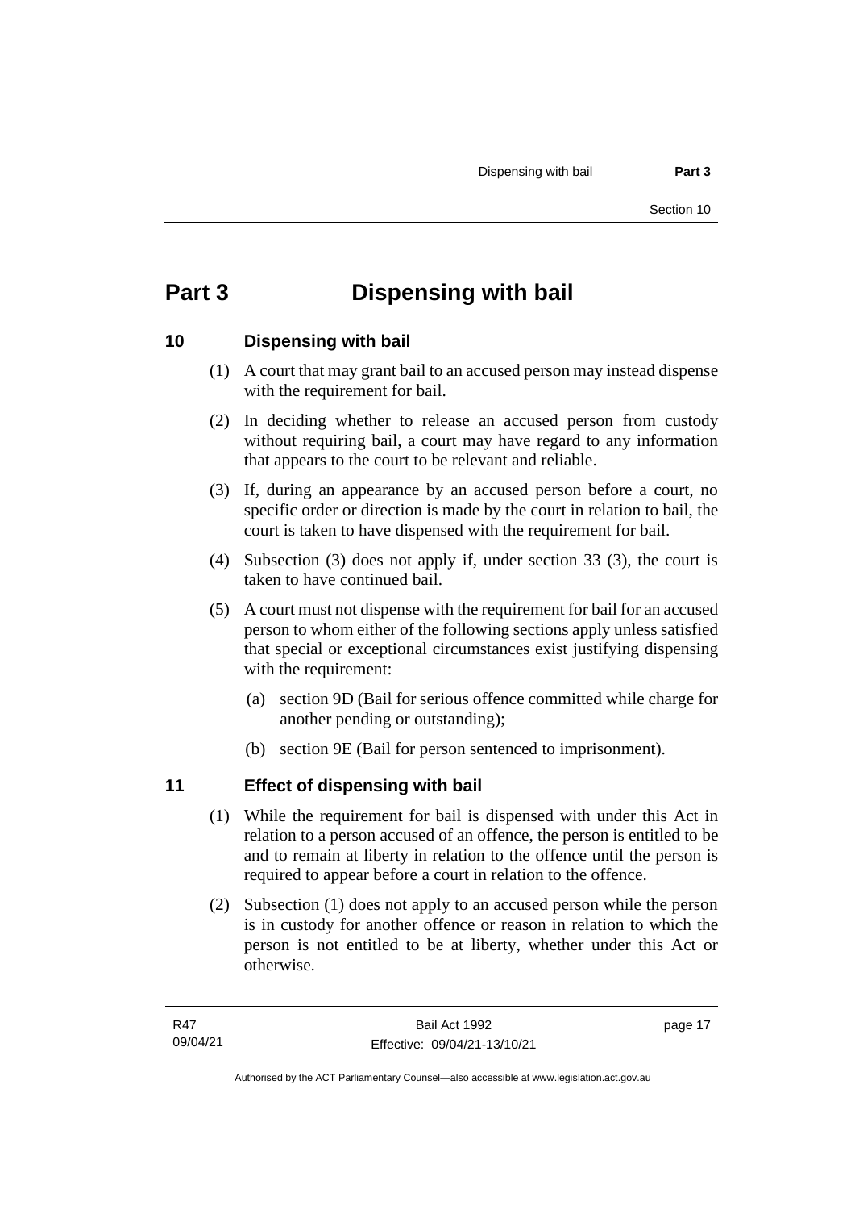# Part 3 Dispensing with bail

## 10 Dispensing with bail

(1) A court that may grant bail to an accused person may instead dispense with the requirement for bail.

(2) In deciding whether to release an accused person from custody without requiring bail, a court may have regard to any information that appears to the court to be relevant and reliable.

(3) If, during an appearance by an accused person before a court, no specific order or direction is made by the court in relation to bail, the court is taken to have dispensed with the requirement for bail.

(4) Subsection (3) does not apply if, under section 33 (3), the court is taken to have continued bail.

(5) A court must not dispense with the requirement for bail for an accused person to whom either of the following sections apply unless satisfied that special or exceptional circumstances exist justifying dispensing with the requirement:

   (a) section 9D (Bail for serious offence committed while charge for another pending or outstanding);

   (b) section 9E (Bail for person sentenced to imprisonment).

## 11 Effect of dispensing with bail

(1) While the requirement for bail is dispensed with under this Act in relation to a person accused of an offence, the person is entitled to be and to remain at liberty in relation to the offence until the person is required to appear before a court in relation to the offence.

(2) Subsection (1) does not apply to an accused person while the person is in custody for another offence or reason in relation to which the person is not entitled to be at liberty, whether under this Act or otherwise.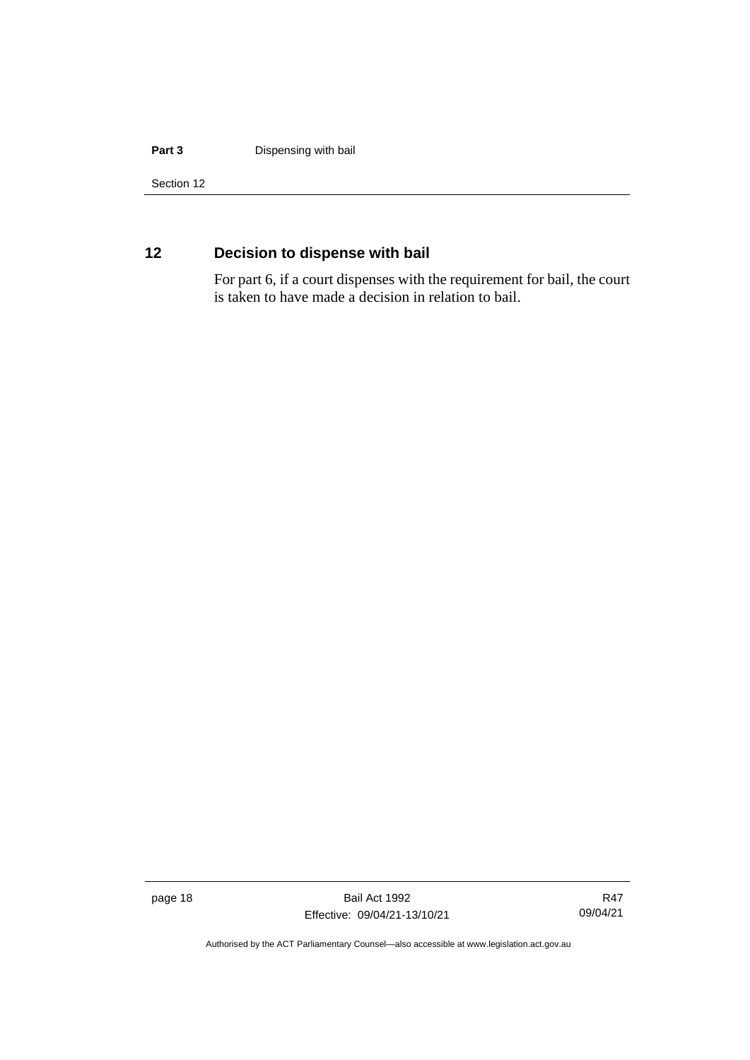## 12 Decision to dispense with bail

For part 6, if a court dispenses with the requirement for bail, the court is taken to have made a decision in relation to bail.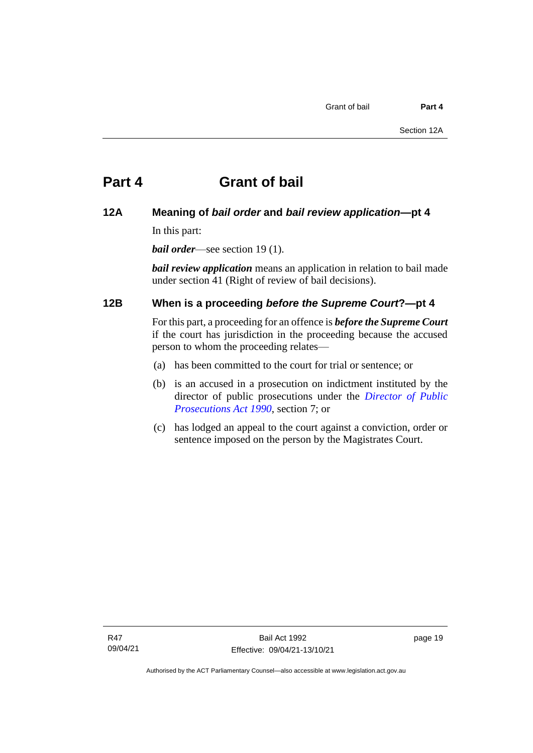# Part 4 Grant of bail

## 12A Meaning of *bail order* and *bail review application*—pt 4

In this part:

***bail order***—see section 19 (1).

***bail review application*** means an application in relation to bail made under section 41 (Right of review of bail decisions).

## 12B When is a proceeding *before the Supreme Court*?—pt 4

For this part, a proceeding for an offence is ***before the Supreme Court*** if the court has jurisdiction in the proceeding because the accused person to whom the proceeding relates—

(a) has been committed to the court for trial or sentence; or

(b) is an accused in a prosecution on indictment instituted by the director of public prosecutions under the *Director of Public Prosecutions Act 1990*, section 7; or

(c) has lodged an appeal to the court against a conviction, order or sentence imposed on the person by the Magistrates Court.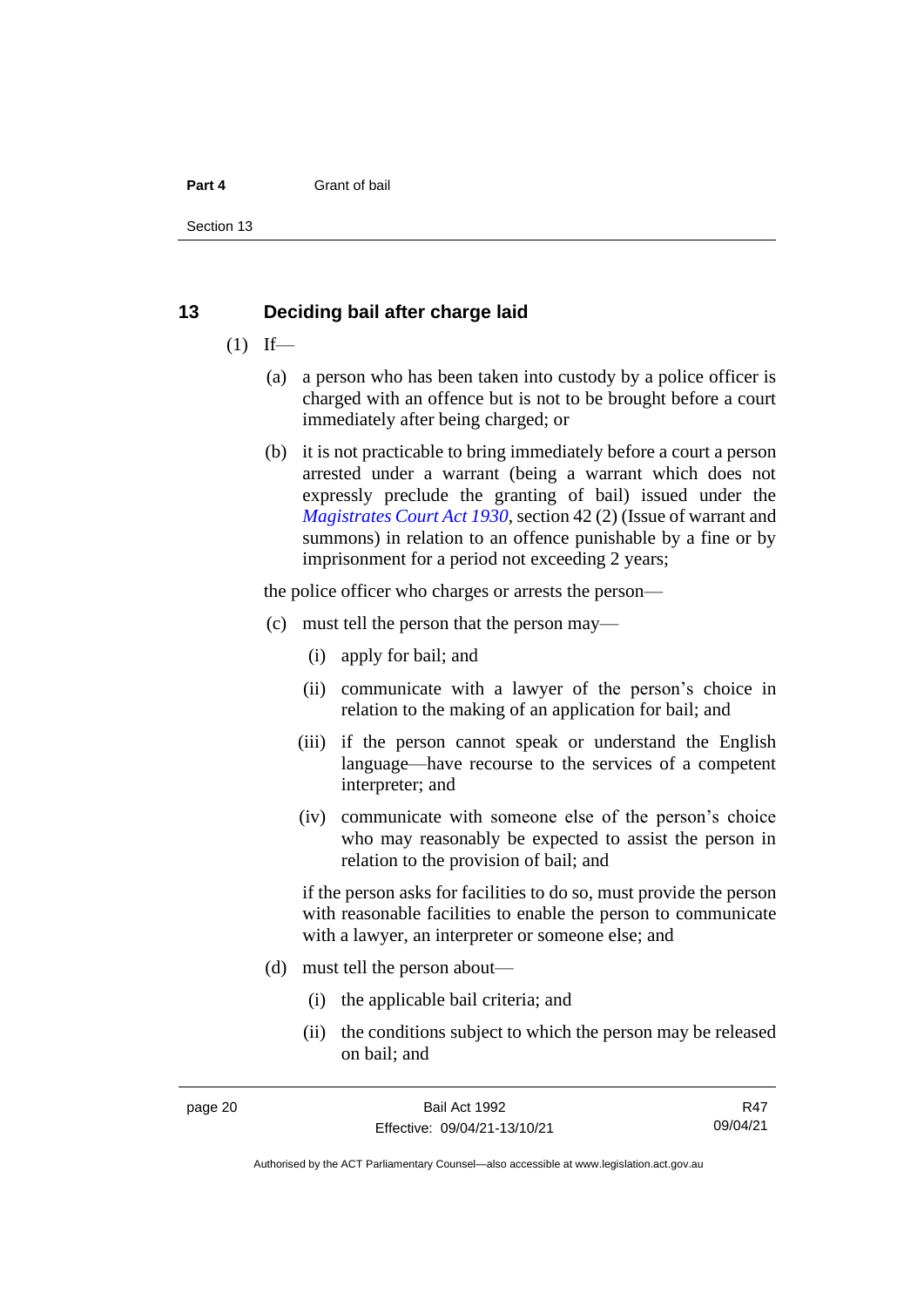## 13 Deciding bail after charge laid

(1) If—

(a) a person who has been taken into custody by a police officer is charged with an offence but is not to be brought before a court immediately after being charged; or

(b) it is not practicable to bring immediately before a court a person arrested under a warrant (being a warrant which does not expressly preclude the granting of bail) issued under the *Magistrates Court Act 1930*, section 42 (2) (Issue of warrant and summons) in relation to an offence punishable by a fine or by imprisonment for a period not exceeding 2 years;

the police officer who charges or arrests the person—

(c) must tell the person that the person may—

(i) apply for bail; and

(ii) communicate with a lawyer of the person's choice in relation to the making of an application for bail; and

(iii) if the person cannot speak or understand the English language—have recourse to the services of a competent interpreter; and

(iv) communicate with someone else of the person's choice who may reasonably be expected to assist the person in relation to the provision of bail; and

if the person asks for facilities to do so, must provide the person with reasonable facilities to enable the person to communicate with a lawyer, an interpreter or someone else; and

(d) must tell the person about—

(i) the applicable bail criteria; and

(ii) the conditions subject to which the person may be released on bail; and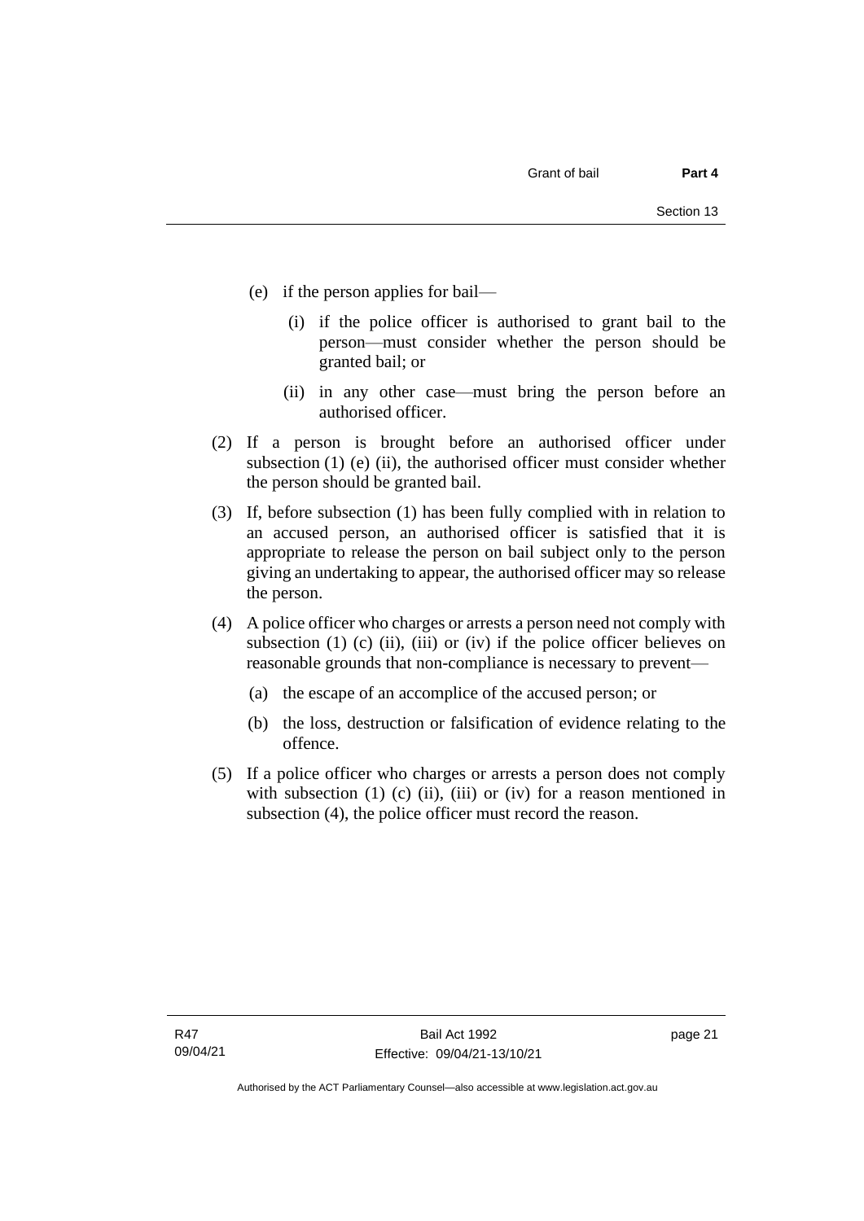(e) if the person applies for bail—

  (i) if the police officer is authorised to grant bail to the person—must consider whether the person should be granted bail; or

  (ii) in any other case—must bring the person before an authorised officer.

(2) If a person is brought before an authorised officer under subsection (1) (e) (ii), the authorised officer must consider whether the person should be granted bail.

(3) If, before subsection (1) has been fully complied with in relation to an accused person, an authorised officer is satisfied that it is appropriate to release the person on bail subject only to the person giving an undertaking to appear, the authorised officer may so release the person.

(4) A police officer who charges or arrests a person need not comply with subsection (1) (c) (ii), (iii) or (iv) if the police officer believes on reasonable grounds that non-compliance is necessary to prevent—

  (a) the escape of an accomplice of the accused person; or

  (b) the loss, destruction or falsification of evidence relating to the offence.

(5) If a police officer who charges or arrests a person does not comply with subsection (1) (c) (ii), (iii) or (iv) for a reason mentioned in subsection (4), the police officer must record the reason.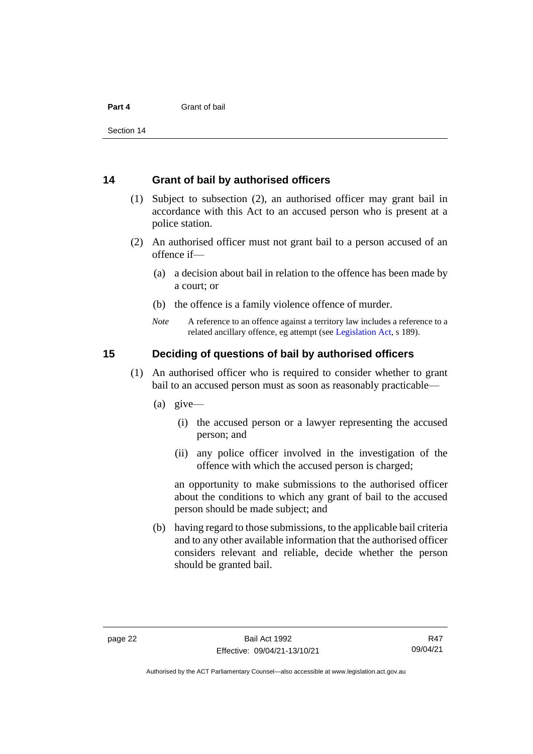## 14 Grant of bail by authorised officers

(1) Subject to subsection (2), an authorised officer may grant bail in accordance with this Act to an accused person who is present at a police station.

(2) An authorised officer must not grant bail to a person accused of an offence if—

(a) a decision about bail in relation to the offence has been made by a court; or

(b) the offence is a family violence offence of murder.

*Note* A reference to an offence against a territory law includes a reference to a related ancillary offence, eg attempt (see Legislation Act, s 189).

## 15 Deciding of questions of bail by authorised officers

(1) An authorised officer who is required to consider whether to grant bail to an accused person must as soon as reasonably practicable—

(a) give—

(i) the accused person or a lawyer representing the accused person; and

(ii) any police officer involved in the investigation of the offence with which the accused person is charged;

an opportunity to make submissions to the authorised officer about the conditions to which any grant of bail to the accused person should be made subject; and

(b) having regard to those submissions, to the applicable bail criteria and to any other available information that the authorised officer considers relevant and reliable, decide whether the person should be granted bail.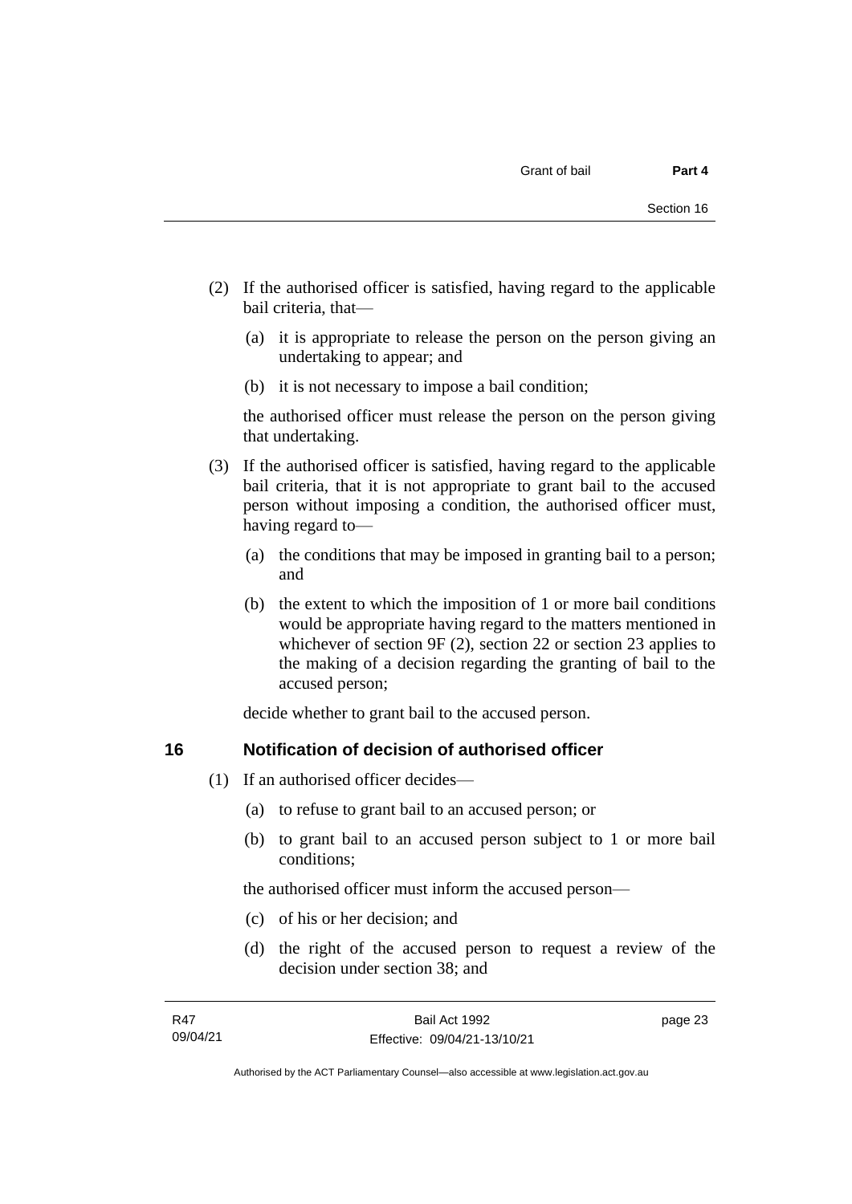(2) If the authorised officer is satisfied, having regard to the applicable bail criteria, that—

(a) it is appropriate to release the person on the person giving an undertaking to appear; and

(b) it is not necessary to impose a bail condition;

the authorised officer must release the person on the person giving that undertaking.

(3) If the authorised officer is satisfied, having regard to the applicable bail criteria, that it is not appropriate to grant bail to the accused person without imposing a condition, the authorised officer must, having regard to—

(a) the conditions that may be imposed in granting bail to a person; and

(b) the extent to which the imposition of 1 or more bail conditions would be appropriate having regard to the matters mentioned in whichever of section 9F (2), section 22 or section 23 applies to the making of a decision regarding the granting of bail to the accused person;

decide whether to grant bail to the accused person.

## 16 Notification of decision of authorised officer

(1) If an authorised officer decides—

(a) to refuse to grant bail to an accused person; or

(b) to grant bail to an accused person subject to 1 or more bail conditions;

the authorised officer must inform the accused person—

(c) of his or her decision; and

(d) the right of the accused person to request a review of the decision under section 38; and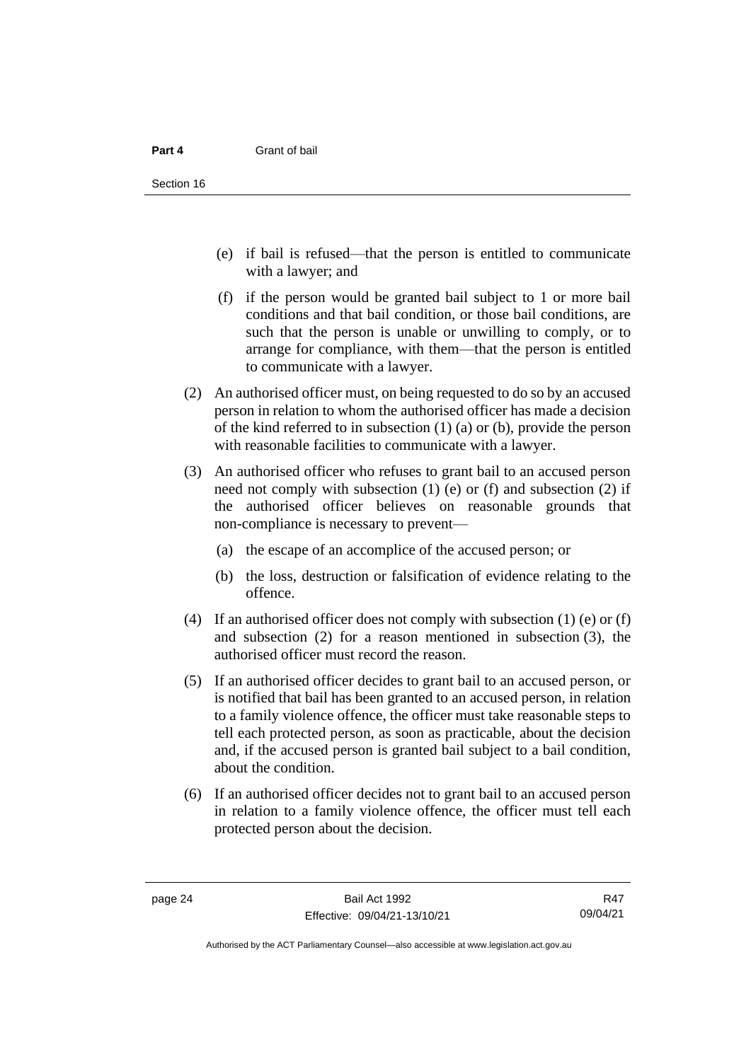(e) if bail is refused—that the person is entitled to communicate with a lawyer; and

(f) if the person would be granted bail subject to 1 or more bail conditions and that bail condition, or those bail conditions, are such that the person is unable or unwilling to comply, or to arrange for compliance, with them—that the person is entitled to communicate with a lawyer.

(2) An authorised officer must, on being requested to do so by an accused person in relation to whom the authorised officer has made a decision of the kind referred to in subsection (1) (a) or (b), provide the person with reasonable facilities to communicate with a lawyer.

(3) An authorised officer who refuses to grant bail to an accused person need not comply with subsection (1) (e) or (f) and subsection (2) if the authorised officer believes on reasonable grounds that non-compliance is necessary to prevent—

(a) the escape of an accomplice of the accused person; or

(b) the loss, destruction or falsification of evidence relating to the offence.

(4) If an authorised officer does not comply with subsection (1) (e) or (f) and subsection (2) for a reason mentioned in subsection (3), the authorised officer must record the reason.

(5) If an authorised officer decides to grant bail to an accused person, or is notified that bail has been granted to an accused person, in relation to a family violence offence, the officer must take reasonable steps to tell each protected person, as soon as practicable, about the decision and, if the accused person is granted bail subject to a bail condition, about the condition.

(6) If an authorised officer decides not to grant bail to an accused person in relation to a family violence offence, the officer must tell each protected person about the decision.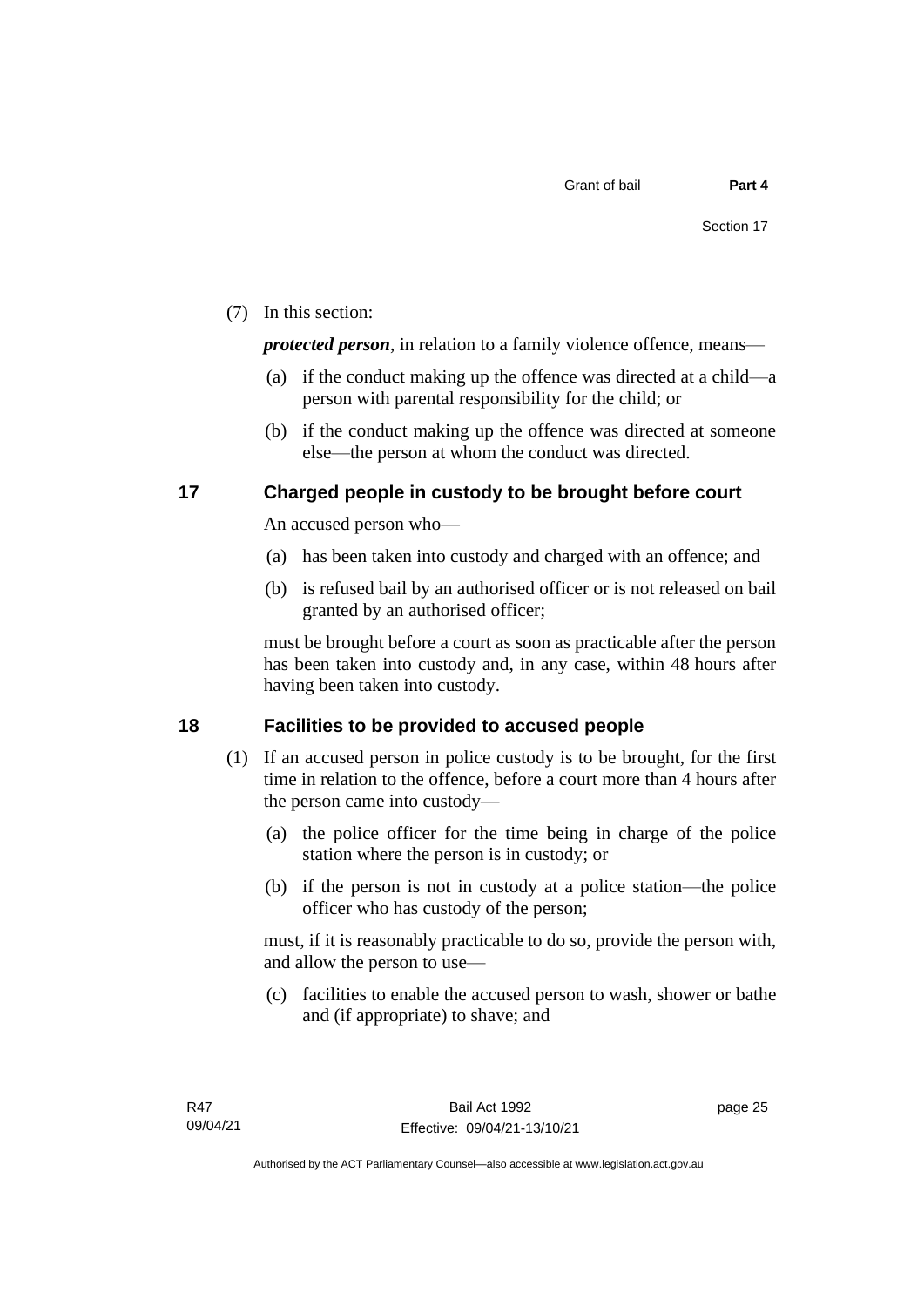(7) In this section:

***protected person***, in relation to a family violence offence, means—

(a) if the conduct making up the offence was directed at a child—a person with parental responsibility for the child; or

(b) if the conduct making up the offence was directed at someone else—the person at whom the conduct was directed.

## 17 Charged people in custody to be brought before court

An accused person who—

(a) has been taken into custody and charged with an offence; and

(b) is refused bail by an authorised officer or is not released on bail granted by an authorised officer;

must be brought before a court as soon as practicable after the person has been taken into custody and, in any case, within 48 hours after having been taken into custody.

## 18 Facilities to be provided to accused people

(1) If an accused person in police custody is to be brought, for the first time in relation to the offence, before a court more than 4 hours after the person came into custody—

(a) the police officer for the time being in charge of the police station where the person is in custody; or

(b) if the person is not in custody at a police station—the police officer who has custody of the person;

must, if it is reasonably practicable to do so, provide the person with, and allow the person to use—

(c) facilities to enable the accused person to wash, shower or bathe and (if appropriate) to shave; and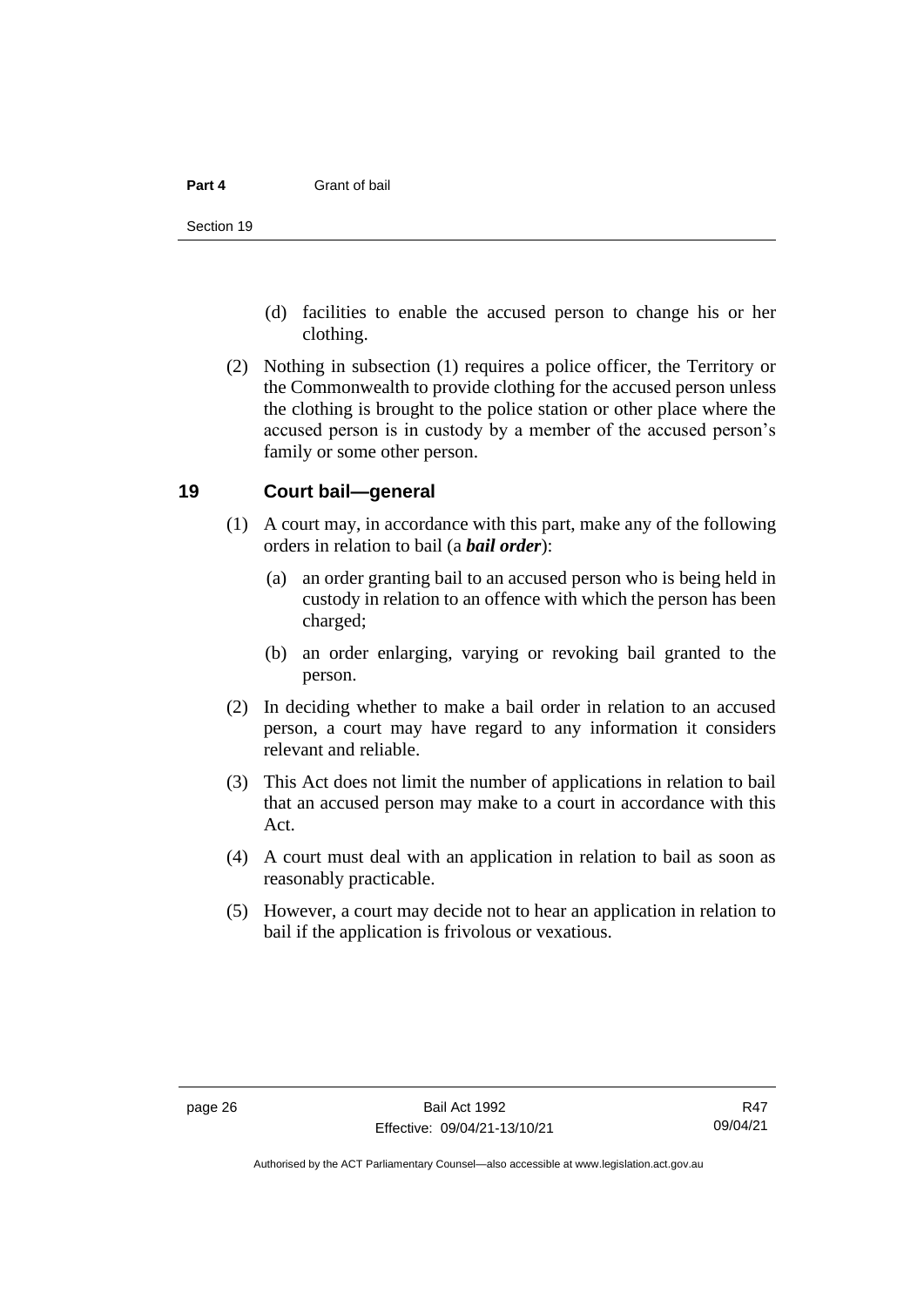(d) facilities to enable the accused person to change his or her clothing.

(2) Nothing in subsection (1) requires a police officer, the Territory or the Commonwealth to provide clothing for the accused person unless the clothing is brought to the police station or other place where the accused person is in custody by a member of the accused person's family or some other person.

## 19 Court bail—general

(1) A court may, in accordance with this part, make any of the following orders in relation to bail (a ***bail order***):

(a) an order granting bail to an accused person who is being held in custody in relation to an offence with which the person has been charged;

(b) an order enlarging, varying or revoking bail granted to the person.

(2) In deciding whether to make a bail order in relation to an accused person, a court may have regard to any information it considers relevant and reliable.

(3) This Act does not limit the number of applications in relation to bail that an accused person may make to a court in accordance with this Act.

(4) A court must deal with an application in relation to bail as soon as reasonably practicable.

(5) However, a court may decide not to hear an application in relation to bail if the application is frivolous or vexatious.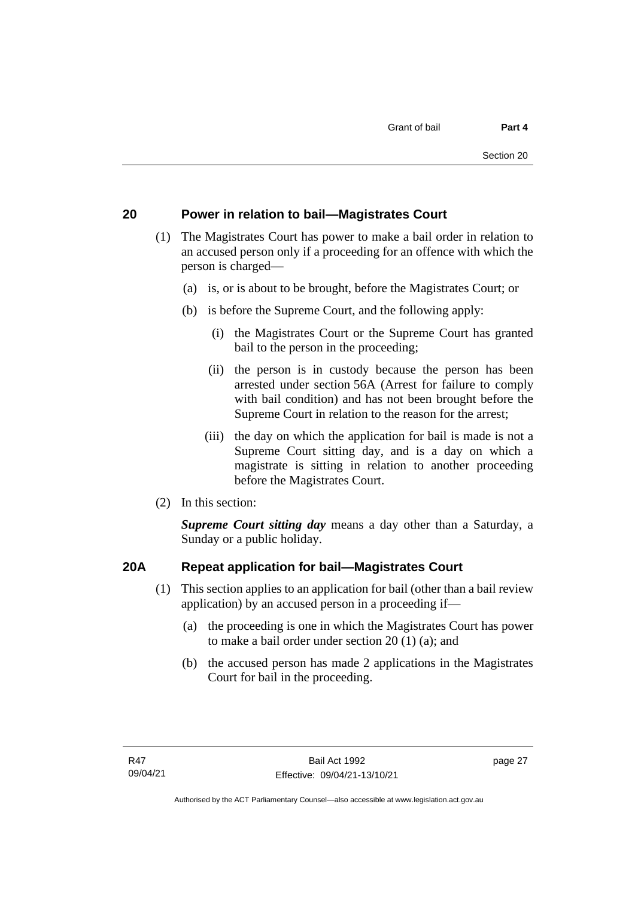## 20 Power in relation to bail—Magistrates Court

(1) The Magistrates Court has power to make a bail order in relation to an accused person only if a proceeding for an offence with which the person is charged—

(a) is, or is about to be brought, before the Magistrates Court; or

(b) is before the Supreme Court, and the following apply:

(i) the Magistrates Court or the Supreme Court has granted bail to the person in the proceeding;

(ii) the person is in custody because the person has been arrested under section 56A (Arrest for failure to comply with bail condition) and has not been brought before the Supreme Court in relation to the reason for the arrest;

(iii) the day on which the application for bail is made is not a Supreme Court sitting day, and is a day on which a magistrate is sitting in relation to another proceeding before the Magistrates Court.

(2) In this section:

***Supreme Court sitting day*** means a day other than a Saturday, a Sunday or a public holiday.

## 20A Repeat application for bail—Magistrates Court

(1) This section applies to an application for bail (other than a bail review application) by an accused person in a proceeding if—

(a) the proceeding is one in which the Magistrates Court has power to make a bail order under section 20 (1) (a); and

(b) the accused person has made 2 applications in the Magistrates Court for bail in the proceeding.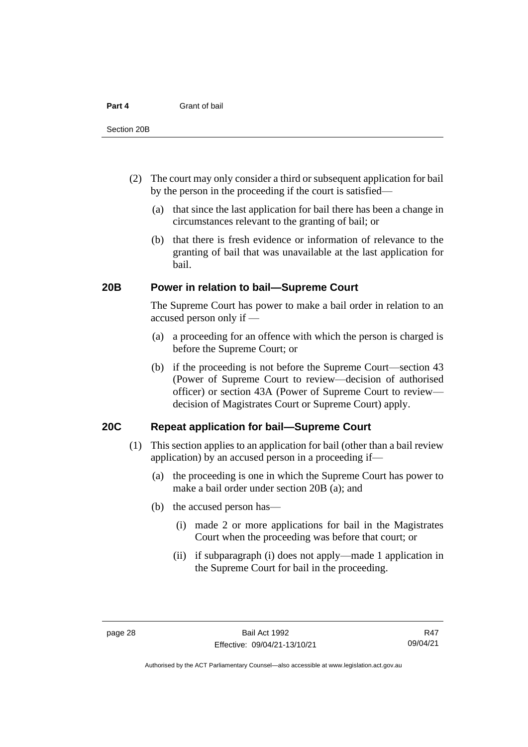(2) The court may only consider a third or subsequent application for bail by the person in the proceeding if the court is satisfied—

(a) that since the last application for bail there has been a change in circumstances relevant to the granting of bail; or

(b) that there is fresh evidence or information of relevance to the granting of bail that was unavailable at the last application for bail.

### 20B Power in relation to bail—Supreme Court

The Supreme Court has power to make a bail order in relation to an accused person only if —

(a) a proceeding for an offence with which the person is charged is before the Supreme Court; or

(b) if the proceeding is not before the Supreme Court—section 43 (Power of Supreme Court to review—decision of authorised officer) or section 43A (Power of Supreme Court to review—decision of Magistrates Court or Supreme Court) apply.

### 20C Repeat application for bail—Supreme Court

(1) This section applies to an application for bail (other than a bail review application) by an accused person in a proceeding if—

(a) the proceeding is one in which the Supreme Court has power to make a bail order under section 20B (a); and

(b) the accused person has—

(i) made 2 or more applications for bail in the Magistrates Court when the proceeding was before that court; or

(ii) if subparagraph (i) does not apply—made 1 application in the Supreme Court for bail in the proceeding.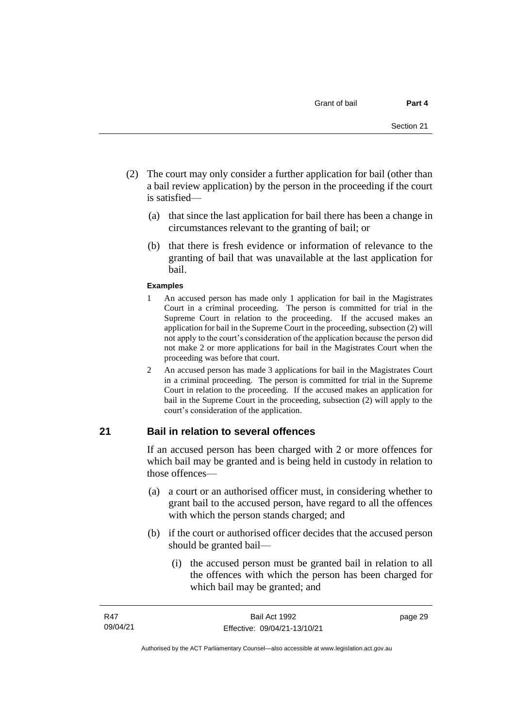(2) The court may only consider a further application for bail (other than a bail review application) by the person in the proceeding if the court is satisfied—

(a) that since the last application for bail there has been a change in circumstances relevant to the granting of bail; or

(b) that there is fresh evidence or information of relevance to the granting of bail that was unavailable at the last application for bail.

**Examples**

1 An accused person has made only 1 application for bail in the Magistrates Court in a criminal proceeding. The person is committed for trial in the Supreme Court in relation to the proceeding. If the accused makes an application for bail in the Supreme Court in the proceeding, subsection (2) will not apply to the court's consideration of the application because the person did not make 2 or more applications for bail in the Magistrates Court when the proceeding was before that court.

2 An accused person has made 3 applications for bail in the Magistrates Court in a criminal proceeding. The person is committed for trial in the Supreme Court in relation to the proceeding. If the accused makes an application for bail in the Supreme Court in the proceeding, subsection (2) will apply to the court's consideration of the application.

## 21 Bail in relation to several offences

If an accused person has been charged with 2 or more offences for which bail may be granted and is being held in custody in relation to those offences—

(a) a court or an authorised officer must, in considering whether to grant bail to the accused person, have regard to all the offences with which the person stands charged; and

(b) if the court or authorised officer decides that the accused person should be granted bail—

(i) the accused person must be granted bail in relation to all the offences with which the person has been charged for which bail may be granted; and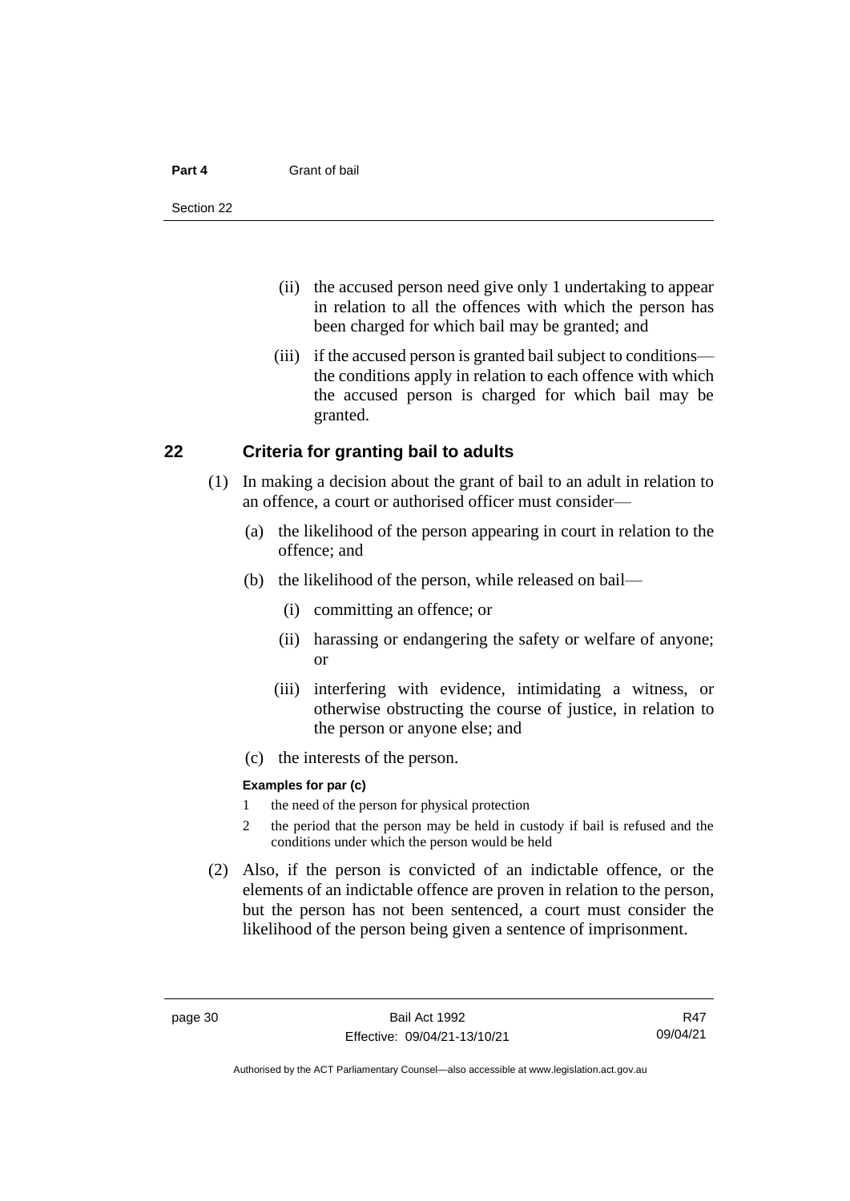(ii) the accused person need give only 1 undertaking to appear in relation to all the offences with which the person has been charged for which bail may be granted; and

(iii) if the accused person is granted bail subject to conditions—the conditions apply in relation to each offence with which the accused person is charged for which bail may be granted.

## 22 Criteria for granting bail to adults

(1) In making a decision about the grant of bail to an adult in relation to an offence, a court or authorised officer must consider—

(a) the likelihood of the person appearing in court in relation to the offence; and

(b) the likelihood of the person, while released on bail—

(i) committing an offence; or

(ii) harassing or endangering the safety or welfare of anyone; or

(iii) interfering with evidence, intimidating a witness, or otherwise obstructing the course of justice, in relation to the person or anyone else; and

(c) the interests of the person.

**Examples for par (c)**

1 the need of the person for physical protection

2 the period that the person may be held in custody if bail is refused and the conditions under which the person would be held

(2) Also, if the person is convicted of an indictable offence, or the elements of an indictable offence are proven in relation to the person, but the person has not been sentenced, a court must consider the likelihood of the person being given a sentence of imprisonment.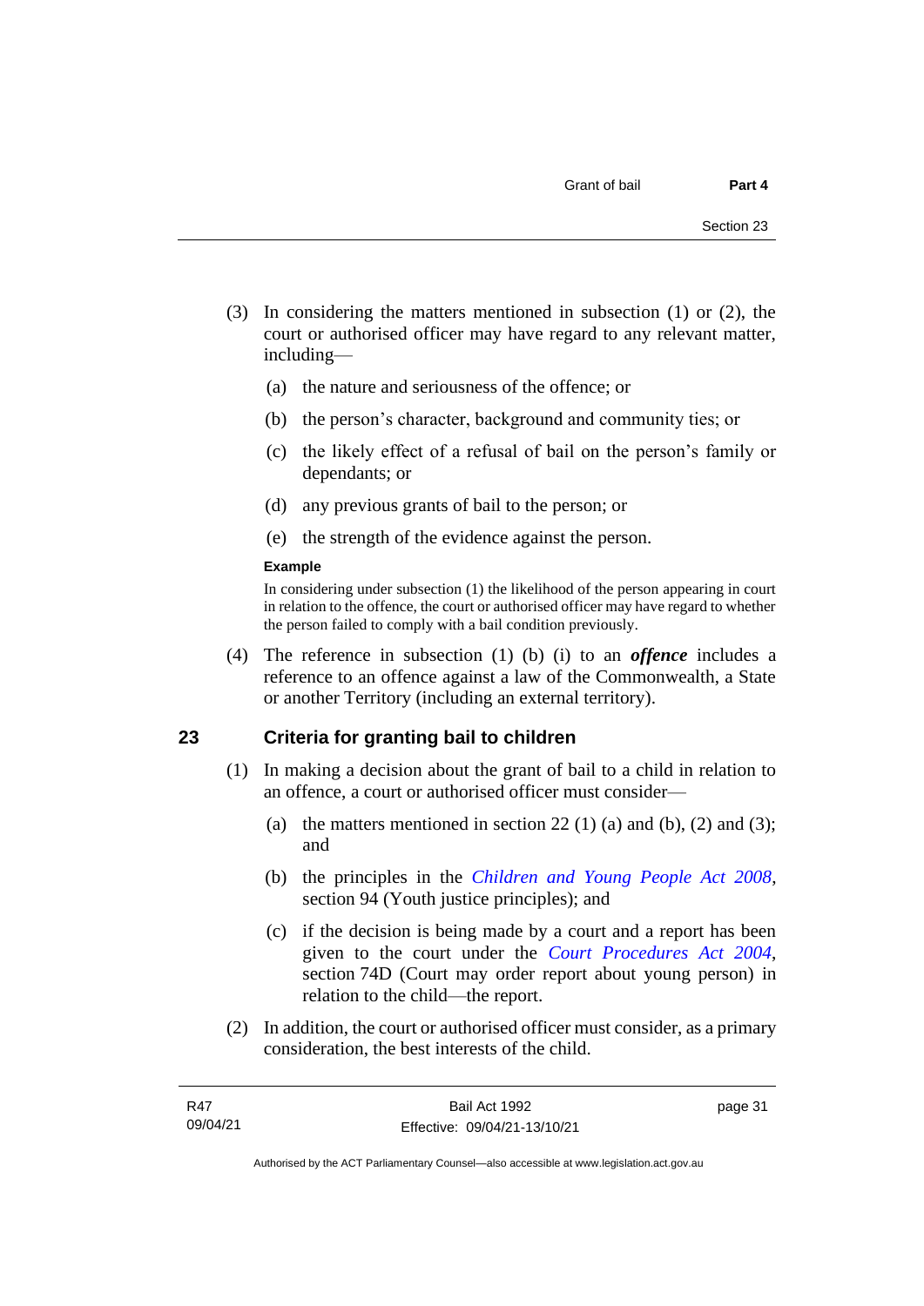(3) In considering the matters mentioned in subsection (1) or (2), the court or authorised officer may have regard to any relevant matter, including—

(a) the nature and seriousness of the offence; or

(b) the person's character, background and community ties; or

(c) the likely effect of a refusal of bail on the person's family or dependants; or

(d) any previous grants of bail to the person; or

(e) the strength of the evidence against the person.

**Example**

In considering under subsection (1) the likelihood of the person appearing in court in relation to the offence, the court or authorised officer may have regard to whether the person failed to comply with a bail condition previously.

(4) The reference in subsection (1) (b) (i) to an ***offence*** includes a reference to an offence against a law of the Commonwealth, a State or another Territory (including an external territory).

## 23 Criteria for granting bail to children

(1) In making a decision about the grant of bail to a child in relation to an offence, a court or authorised officer must consider—

(a) the matters mentioned in section 22 (1) (a) and (b), (2) and (3); and

(b) the principles in the *Children and Young People Act 2008*, section 94 (Youth justice principles); and

(c) if the decision is being made by a court and a report has been given to the court under the *Court Procedures Act 2004*, section 74D (Court may order report about young person) in relation to the child—the report.

(2) In addition, the court or authorised officer must consider, as a primary consideration, the best interests of the child.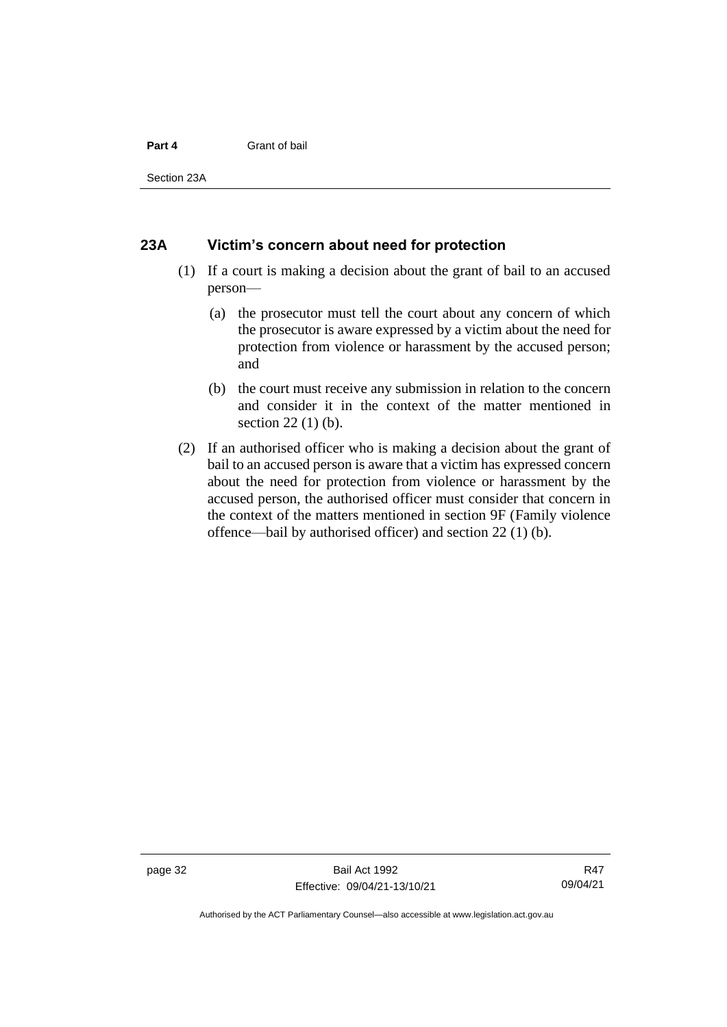### 23A Victim's concern about need for protection

(1) If a court is making a decision about the grant of bail to an accused person—

(a) the prosecutor must tell the court about any concern of which the prosecutor is aware expressed by a victim about the need for protection from violence or harassment by the accused person; and

(b) the court must receive any submission in relation to the concern and consider it in the context of the matter mentioned in section 22 (1) (b).

(2) If an authorised officer who is making a decision about the grant of bail to an accused person is aware that a victim has expressed concern about the need for protection from violence or harassment by the accused person, the authorised officer must consider that concern in the context of the matters mentioned in section 9F (Family violence offence—bail by authorised officer) and section 22 (1) (b).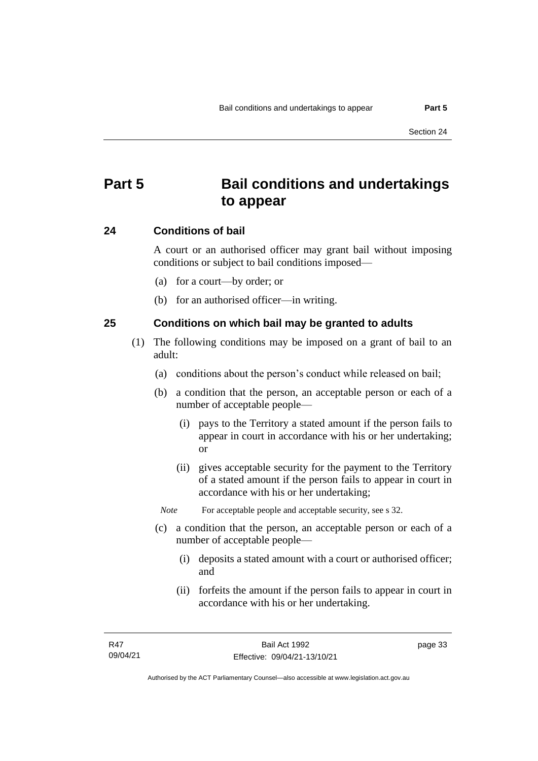# Part 5 Bail conditions and undertakings to appear

## 24 Conditions of bail

A court or an authorised officer may grant bail without imposing conditions or subject to bail conditions imposed—

(a) for a court—by order; or

(b) for an authorised officer—in writing.

## 25 Conditions on which bail may be granted to adults

(1) The following conditions may be imposed on a grant of bail to an adult:

(a) conditions about the person's conduct while released on bail;

(b) a condition that the person, an acceptable person or each of a number of acceptable people—

(i) pays to the Territory a stated amount if the person fails to appear in court in accordance with his or her undertaking; or

(ii) gives acceptable security for the payment to the Territory of a stated amount if the person fails to appear in court in accordance with his or her undertaking;

*Note* For acceptable people and acceptable security, see s 32.

(c) a condition that the person, an acceptable person or each of a number of acceptable people—

(i) deposits a stated amount with a court or authorised officer; and

(ii) forfeits the amount if the person fails to appear in court in accordance with his or her undertaking.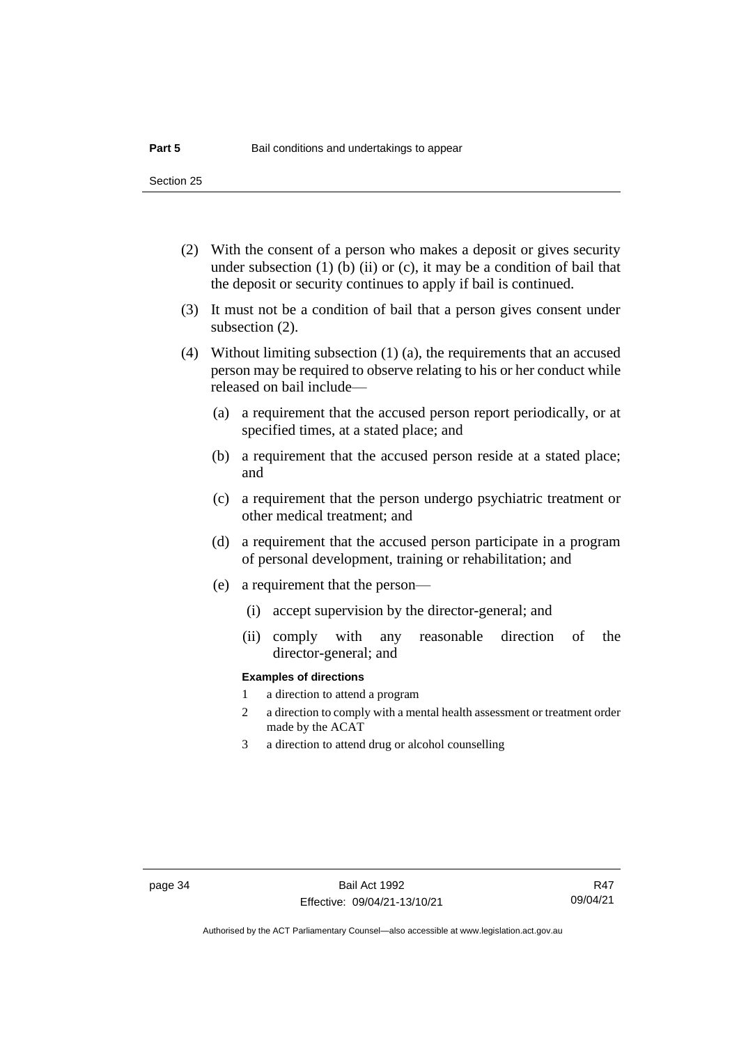(2) With the consent of a person who makes a deposit or gives security under subsection (1) (b) (ii) or (c), it may be a condition of bail that the deposit or security continues to apply if bail is continued.

(3) It must not be a condition of bail that a person gives consent under subsection (2).

(4) Without limiting subsection (1) (a), the requirements that an accused person may be required to observe relating to his or her conduct while released on bail include—

(a) a requirement that the accused person report periodically, or at specified times, at a stated place; and

(b) a requirement that the accused person reside at a stated place; and

(c) a requirement that the person undergo psychiatric treatment or other medical treatment; and

(d) a requirement that the accused person participate in a program of personal development, training or rehabilitation; and

(e) a requirement that the person—

(i) accept supervision by the director-general; and

(ii) comply with any reasonable direction of the director-general; and

**Examples of directions**

1 a direction to attend a program

2 a direction to comply with a mental health assessment or treatment order made by the ACAT

3 a direction to attend drug or alcohol counselling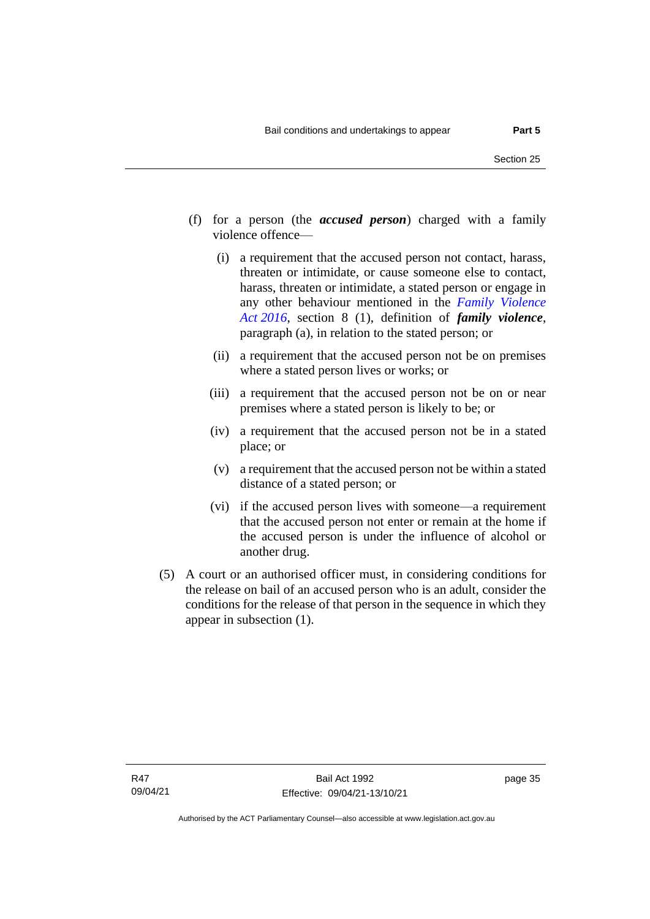(f) for a person (the ***accused person***) charged with a family violence offence—

   (i) a requirement that the accused person not contact, harass, threaten or intimidate, or cause someone else to contact, harass, threaten or intimidate, a stated person or engage in any other behaviour mentioned in the *Family Violence Act 2016*, section 8 (1), definition of ***family violence***, paragraph (a), in relation to the stated person; or

   (ii) a requirement that the accused person not be on premises where a stated person lives or works; or

   (iii) a requirement that the accused person not be on or near premises where a stated person is likely to be; or

   (iv) a requirement that the accused person not be in a stated place; or

   (v) a requirement that the accused person not be within a stated distance of a stated person; or

   (vi) if the accused person lives with someone—a requirement that the accused person not enter or remain at the home if the accused person is under the influence of alcohol or another drug.

(5) A court or an authorised officer must, in considering conditions for the release on bail of an accused person who is an adult, consider the conditions for the release of that person in the sequence in which they appear in subsection (1).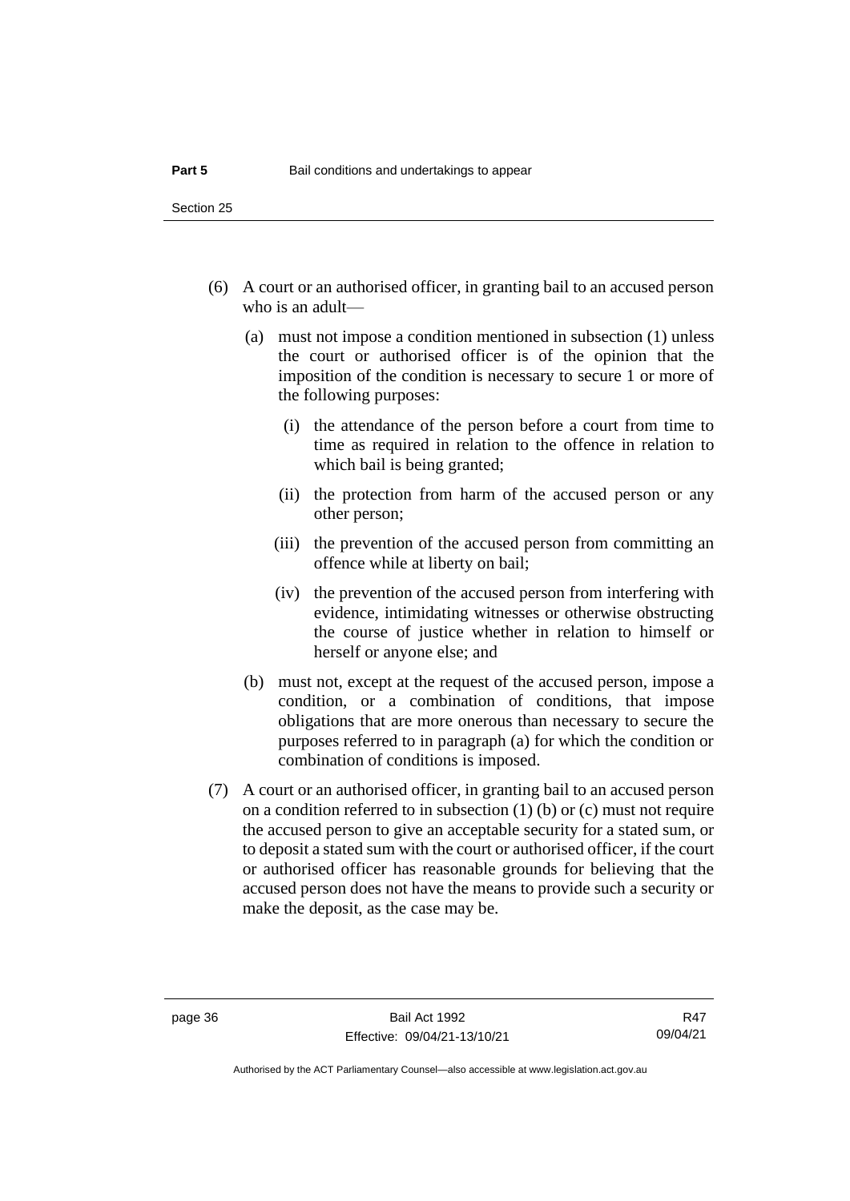(6) A court or an authorised officer, in granting bail to an accused person who is an adult—

  (a) must not impose a condition mentioned in subsection (1) unless the court or authorised officer is of the opinion that the imposition of the condition is necessary to secure 1 or more of the following purposes:

    (i) the attendance of the person before a court from time to time as required in relation to the offence in relation to which bail is being granted;

    (ii) the protection from harm of the accused person or any other person;

    (iii) the prevention of the accused person from committing an offence while at liberty on bail;

    (iv) the prevention of the accused person from interfering with evidence, intimidating witnesses or otherwise obstructing the course of justice whether in relation to himself or herself or anyone else; and

  (b) must not, except at the request of the accused person, impose a condition, or a combination of conditions, that impose obligations that are more onerous than necessary to secure the purposes referred to in paragraph (a) for which the condition or combination of conditions is imposed.

(7) A court or an authorised officer, in granting bail to an accused person on a condition referred to in subsection (1) (b) or (c) must not require the accused person to give an acceptable security for a stated sum, or to deposit a stated sum with the court or authorised officer, if the court or authorised officer has reasonable grounds for believing that the accused person does not have the means to provide such a security or make the deposit, as the case may be.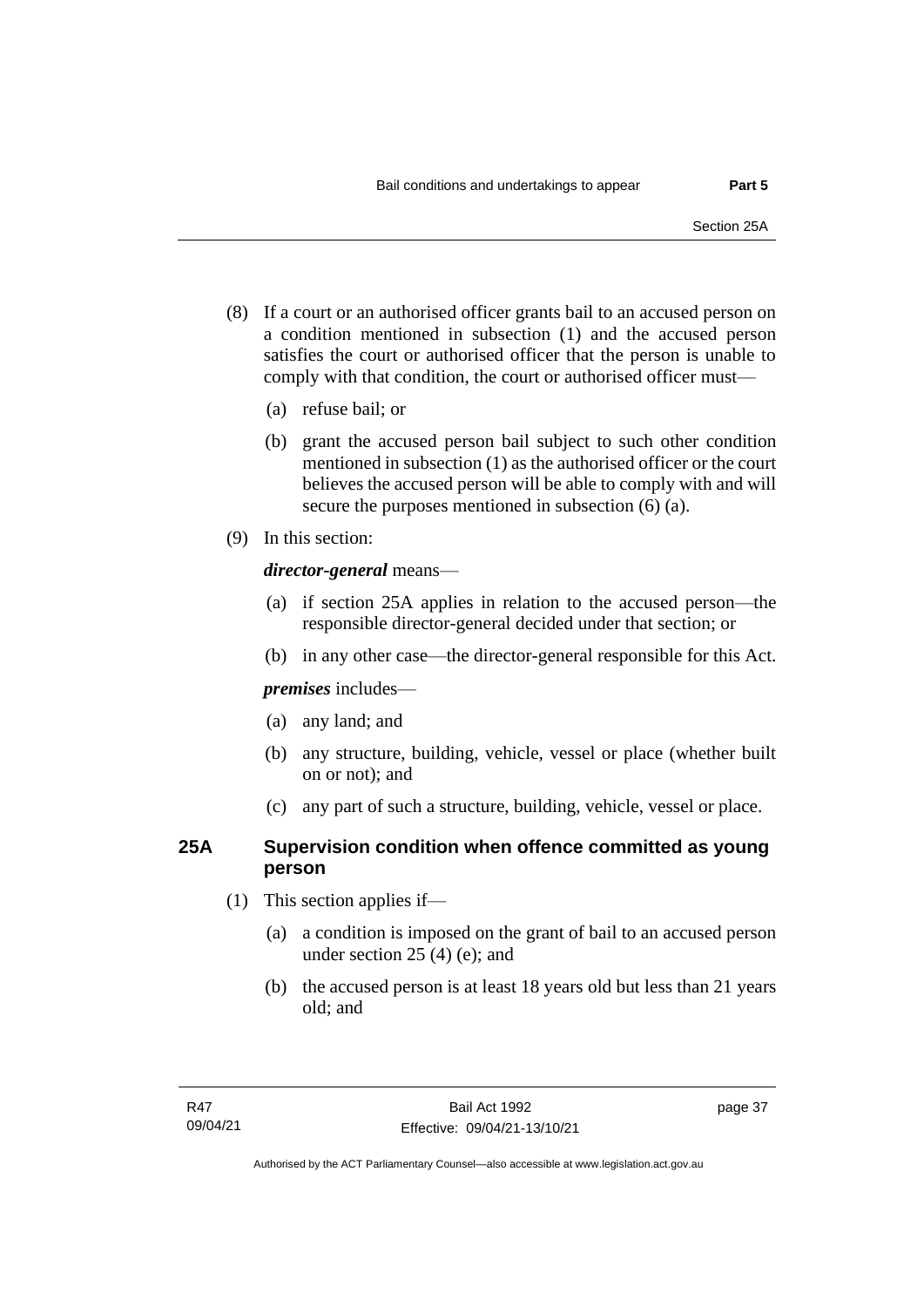(8) If a court or an authorised officer grants bail to an accused person on a condition mentioned in subsection (1) and the accused person satisfies the court or authorised officer that the person is unable to comply with that condition, the court or authorised officer must—

   (a) refuse bail; or

   (b) grant the accused person bail subject to such other condition mentioned in subsection (1) as the authorised officer or the court believes the accused person will be able to comply with and will secure the purposes mentioned in subsection (6) (a).

(9) In this section:

   ***director-general*** means—

   (a) if section 25A applies in relation to the accused person—the responsible director-general decided under that section; or

   (b) in any other case—the director-general responsible for this Act.

   ***premises*** includes—

   (a) any land; and

   (b) any structure, building, vehicle, vessel or place (whether built on or not); and

   (c) any part of such a structure, building, vehicle, vessel or place.

## 25A Supervision condition when offence committed as young person

(1) This section applies if—

   (a) a condition is imposed on the grant of bail to an accused person under section 25 (4) (e); and

   (b) the accused person is at least 18 years old but less than 21 years old; and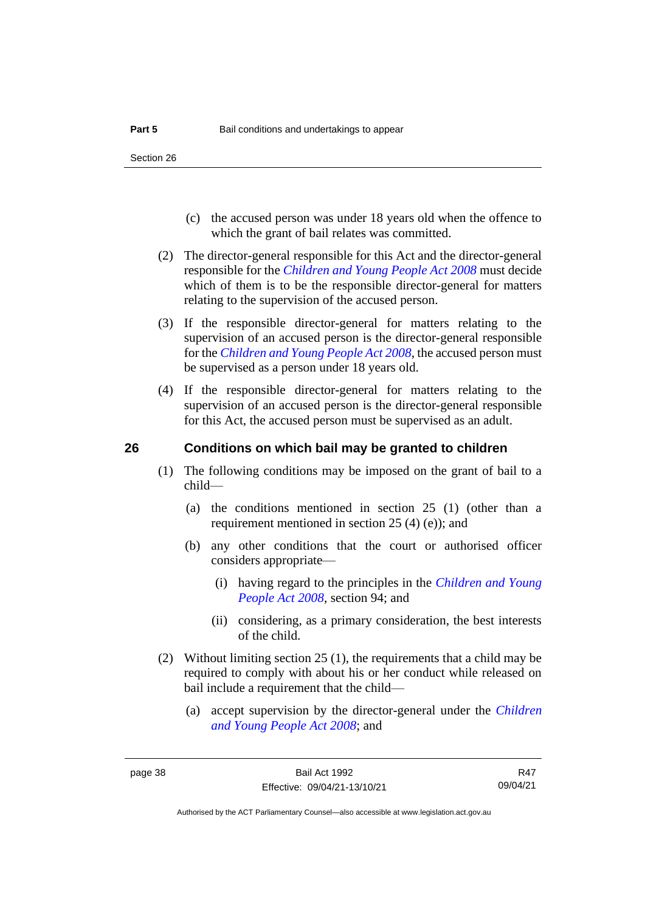(c) the accused person was under 18 years old when the offence to which the grant of bail relates was committed.

(2) The director-general responsible for this Act and the director-general responsible for the *Children and Young People Act 2008* must decide which of them is to be the responsible director-general for matters relating to the supervision of the accused person.

(3) If the responsible director-general for matters relating to the supervision of an accused person is the director-general responsible for the *Children and Young People Act 2008*, the accused person must be supervised as a person under 18 years old.

(4) If the responsible director-general for matters relating to the supervision of an accused person is the director-general responsible for this Act, the accused person must be supervised as an adult.

## 26 Conditions on which bail may be granted to children

(1) The following conditions may be imposed on the grant of bail to a child—

(a) the conditions mentioned in section 25 (1) (other than a requirement mentioned in section 25 (4) (e)); and

(b) any other conditions that the court or authorised officer considers appropriate—

(i) having regard to the principles in the *Children and Young People Act 2008*, section 94; and

(ii) considering, as a primary consideration, the best interests of the child.

(2) Without limiting section 25 (1), the requirements that a child may be required to comply with about his or her conduct while released on bail include a requirement that the child—

(a) accept supervision by the director-general under the *Children and Young People Act 2008*; and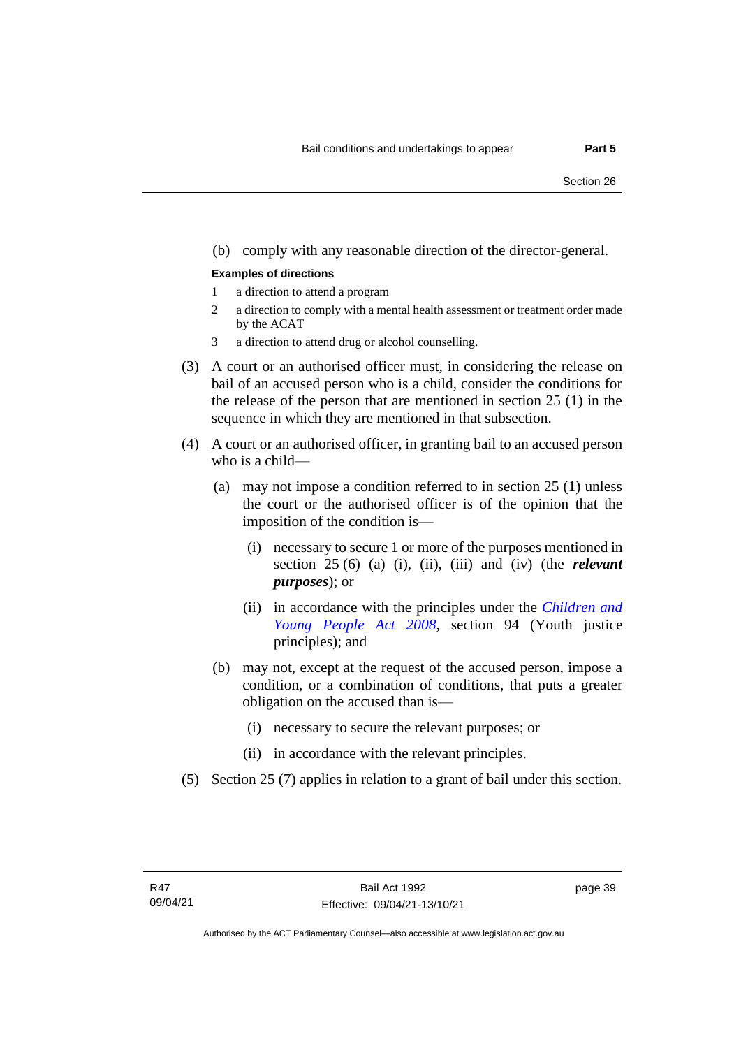(b) comply with any reasonable direction of the director-general.

**Examples of directions**

1. a direction to attend a program
2. a direction to comply with a mental health assessment or treatment order made by the ACAT
3. a direction to attend drug or alcohol counselling.

(3) A court or an authorised officer must, in considering the release on bail of an accused person who is a child, consider the conditions for the release of the person that are mentioned in section 25 (1) in the sequence in which they are mentioned in that subsection.

(4) A court or an authorised officer, in granting bail to an accused person who is a child—

(a) may not impose a condition referred to in section 25 (1) unless the court or the authorised officer is of the opinion that the imposition of the condition is—

(i) necessary to secure 1 or more of the purposes mentioned in section 25 (6) (a) (i), (ii), (iii) and (iv) (the ***relevant purposes***); or

(ii) in accordance with the principles under the *Children and Young People Act 2008*, section 94 (Youth justice principles); and

(b) may not, except at the request of the accused person, impose a condition, or a combination of conditions, that puts a greater obligation on the accused than is—

(i) necessary to secure the relevant purposes; or

(ii) in accordance with the relevant principles.

(5) Section 25 (7) applies in relation to a grant of bail under this section.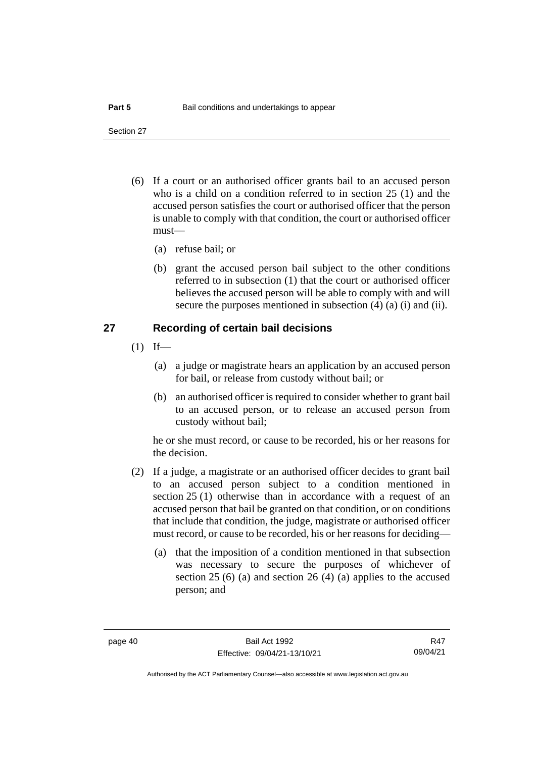(6) If a court or an authorised officer grants bail to an accused person who is a child on a condition referred to in section 25 (1) and the accused person satisfies the court or authorised officer that the person is unable to comply with that condition, the court or authorised officer must—

   (a) refuse bail; or

   (b) grant the accused person bail subject to the other conditions referred to in subsection (1) that the court or authorised officer believes the accused person will be able to comply with and will secure the purposes mentioned in subsection (4) (a) (i) and (ii).

## 27 Recording of certain bail decisions

(1) If—

   (a) a judge or magistrate hears an application by an accused person for bail, or release from custody without bail; or

   (b) an authorised officer is required to consider whether to grant bail to an accused person, or to release an accused person from custody without bail;

   he or she must record, or cause to be recorded, his or her reasons for the decision.

(2) If a judge, a magistrate or an authorised officer decides to grant bail to an accused person subject to a condition mentioned in section 25 (1) otherwise than in accordance with a request of an accused person that bail be granted on that condition, or on conditions that include that condition, the judge, magistrate or authorised officer must record, or cause to be recorded, his or her reasons for deciding—

   (a) that the imposition of a condition mentioned in that subsection was necessary to secure the purposes of whichever of section 25 (6) (a) and section 26 (4) (a) applies to the accused person; and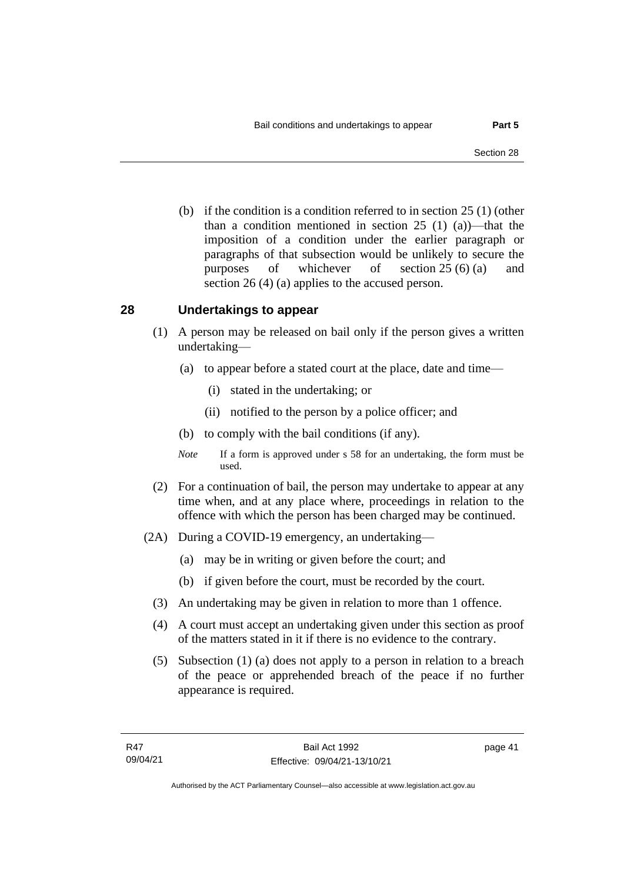(b) if the condition is a condition referred to in section 25 (1) (other than a condition mentioned in section 25 (1) (a))—that the imposition of a condition under the earlier paragraph or paragraphs of that subsection would be unlikely to secure the purposes of whichever of section 25 (6) (a) and section 26 (4) (a) applies to the accused person.

## 28 Undertakings to appear

(1) A person may be released on bail only if the person gives a written undertaking—

(a) to appear before a stated court at the place, date and time—

(i) stated in the undertaking; or

(ii) notified to the person by a police officer; and

(b) to comply with the bail conditions (if any).

*Note* If a form is approved under s 58 for an undertaking, the form must be used.

(2) For a continuation of bail, the person may undertake to appear at any time when, and at any place where, proceedings in relation to the offence with which the person has been charged may be continued.

(2A) During a COVID-19 emergency, an undertaking—

(a) may be in writing or given before the court; and

(b) if given before the court, must be recorded by the court.

(3) An undertaking may be given in relation to more than 1 offence.

(4) A court must accept an undertaking given under this section as proof of the matters stated in it if there is no evidence to the contrary.

(5) Subsection (1) (a) does not apply to a person in relation to a breach of the peace or apprehended breach of the peace if no further appearance is required.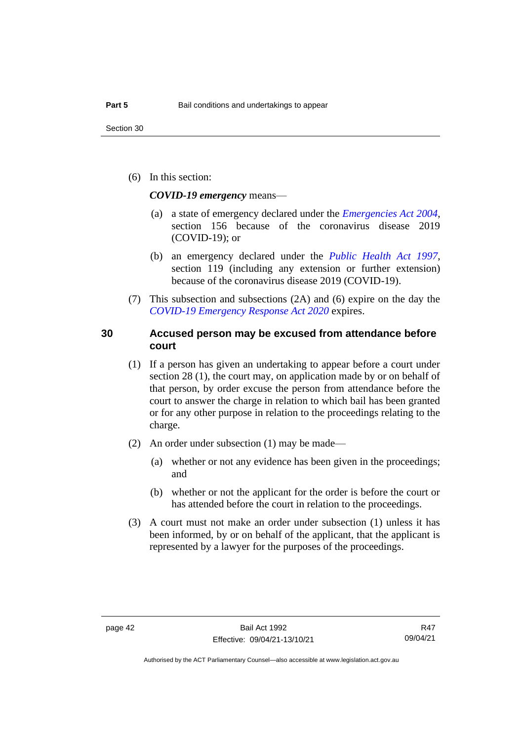(6) In this section:

***COVID-19 emergency*** means—

(a) a state of emergency declared under the *Emergencies Act 2004*, section 156 because of the coronavirus disease 2019 (COVID-19); or

(b) an emergency declared under the *Public Health Act 1997*, section 119 (including any extension or further extension) because of the coronavirus disease 2019 (COVID-19).

(7) This subsection and subsections (2A) and (6) expire on the day the *COVID-19 Emergency Response Act 2020* expires.

## 30 Accused person may be excused from attendance before court

(1) If a person has given an undertaking to appear before a court under section 28 (1), the court may, on application made by or on behalf of that person, by order excuse the person from attendance before the court to answer the charge in relation to which bail has been granted or for any other purpose in relation to the proceedings relating to the charge.

(2) An order under subsection (1) may be made—

(a) whether or not any evidence has been given in the proceedings; and

(b) whether or not the applicant for the order is before the court or has attended before the court in relation to the proceedings.

(3) A court must not make an order under subsection (1) unless it has been informed, by or on behalf of the applicant, that the applicant is represented by a lawyer for the purposes of the proceedings.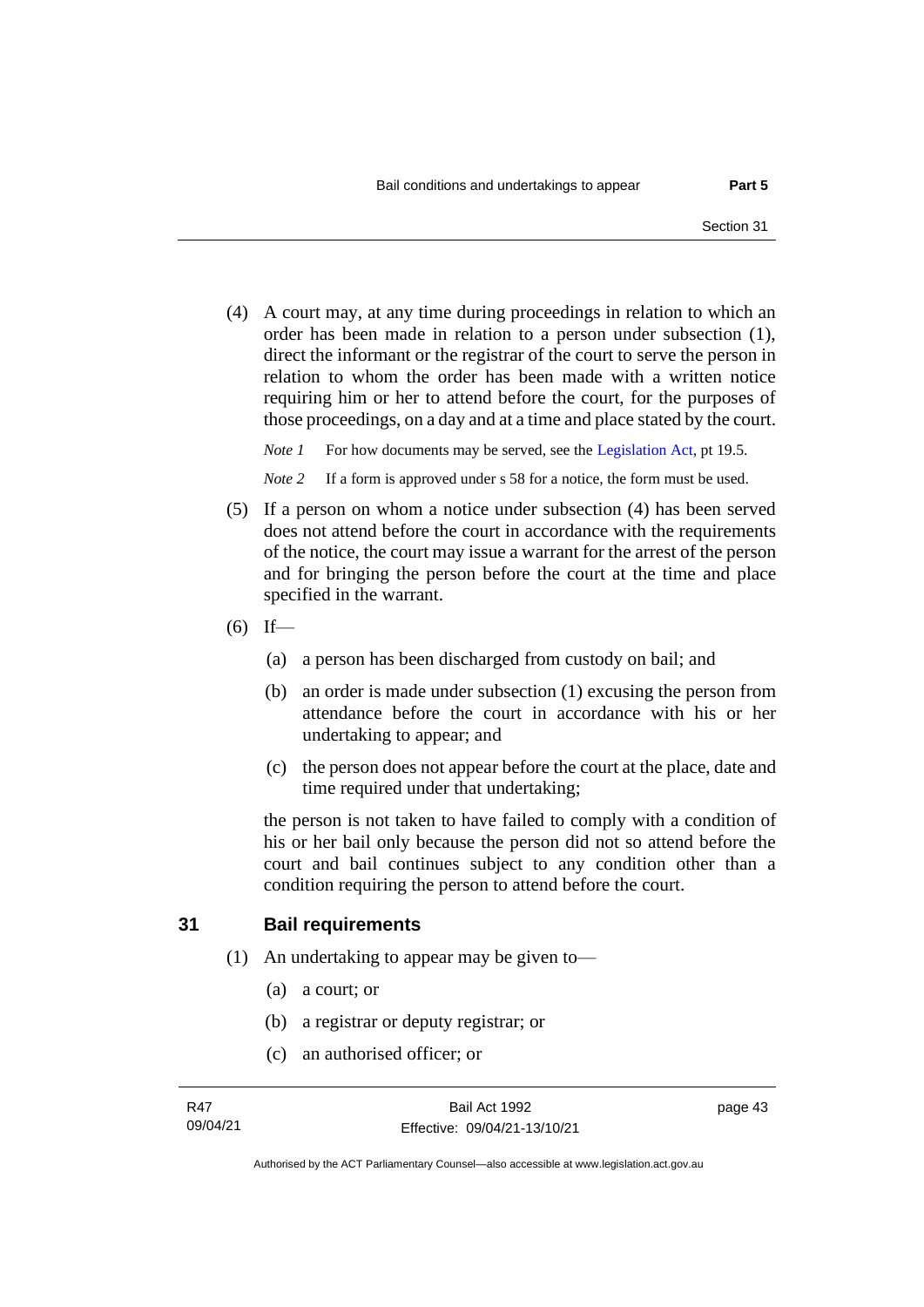(4) A court may, at any time during proceedings in relation to which an order has been made in relation to a person under subsection (1), direct the informant or the registrar of the court to serve the person in relation to whom the order has been made with a written notice requiring him or her to attend before the court, for the purposes of those proceedings, on a day and at a time and place stated by the court.

*Note 1* For how documents may be served, see the Legislation Act, pt 19.5.

*Note 2* If a form is approved under s 58 for a notice, the form must be used.

(5) If a person on whom a notice under subsection (4) has been served does not attend before the court in accordance with the requirements of the notice, the court may issue a warrant for the arrest of the person and for bringing the person before the court at the time and place specified in the warrant.

(6) If—

(a) a person has been discharged from custody on bail; and

(b) an order is made under subsection (1) excusing the person from attendance before the court in accordance with his or her undertaking to appear; and

(c) the person does not appear before the court at the place, date and time required under that undertaking;

the person is not taken to have failed to comply with a condition of his or her bail only because the person did not so attend before the court and bail continues subject to any condition other than a condition requiring the person to attend before the court.

## 31 Bail requirements

(1) An undertaking to appear may be given to—

(a) a court; or

(b) a registrar or deputy registrar; or

(c) an authorised officer; or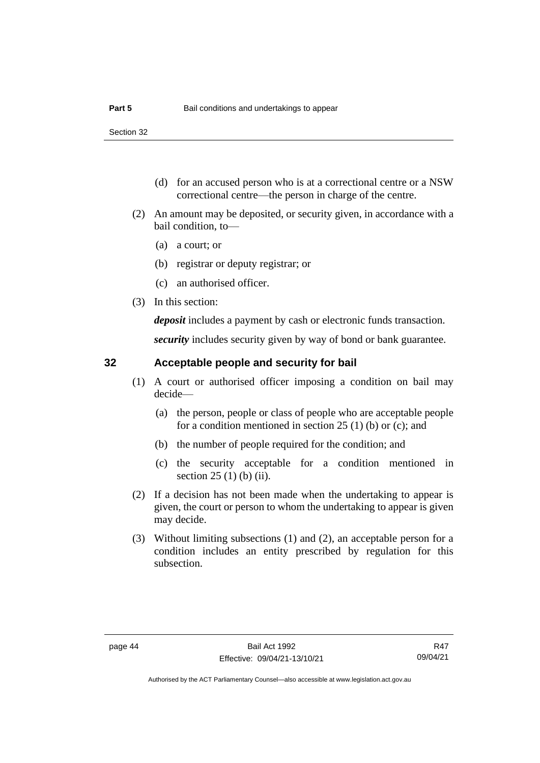(d) for an accused person who is at a correctional centre or a NSW correctional centre—the person in charge of the centre.

(2) An amount may be deposited, or security given, in accordance with a bail condition, to—

(a) a court; or

(b) registrar or deputy registrar; or

(c) an authorised officer.

(3) In this section:

***deposit*** includes a payment by cash or electronic funds transaction.

***security*** includes security given by way of bond or bank guarantee.

## 32 Acceptable people and security for bail

(1) A court or authorised officer imposing a condition on bail may decide—

(a) the person, people or class of people who are acceptable people for a condition mentioned in section 25 (1) (b) or (c); and

(b) the number of people required for the condition; and

(c) the security acceptable for a condition mentioned in section 25 (1) (b) (ii).

(2) If a decision has not been made when the undertaking to appear is given, the court or person to whom the undertaking to appear is given may decide.

(3) Without limiting subsections (1) and (2), an acceptable person for a condition includes an entity prescribed by regulation for this subsection.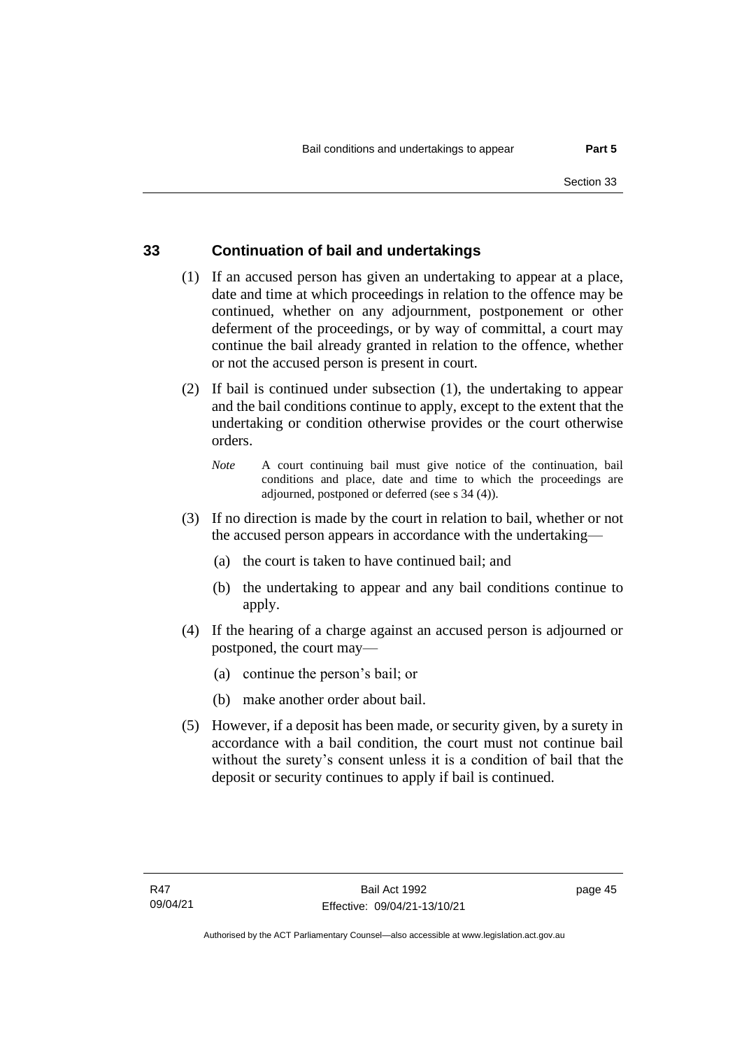## 33 Continuation of bail and undertakings

(1) If an accused person has given an undertaking to appear at a place, date and time at which proceedings in relation to the offence may be continued, whether on any adjournment, postponement or other deferment of the proceedings, or by way of committal, a court may continue the bail already granted in relation to the offence, whether or not the accused person is present in court.

(2) If bail is continued under subsection (1), the undertaking to appear and the bail conditions continue to apply, except to the extent that the undertaking or condition otherwise provides or the court otherwise orders.

*Note* A court continuing bail must give notice of the continuation, bail conditions and place, date and time to which the proceedings are adjourned, postponed or deferred (see s 34 (4)).

(3) If no direction is made by the court in relation to bail, whether or not the accused person appears in accordance with the undertaking—

(a) the court is taken to have continued bail; and

(b) the undertaking to appear and any bail conditions continue to apply.

(4) If the hearing of a charge against an accused person is adjourned or postponed, the court may—

(a) continue the person's bail; or

(b) make another order about bail.

(5) However, if a deposit has been made, or security given, by a surety in accordance with a bail condition, the court must not continue bail without the surety's consent unless it is a condition of bail that the deposit or security continues to apply if bail is continued.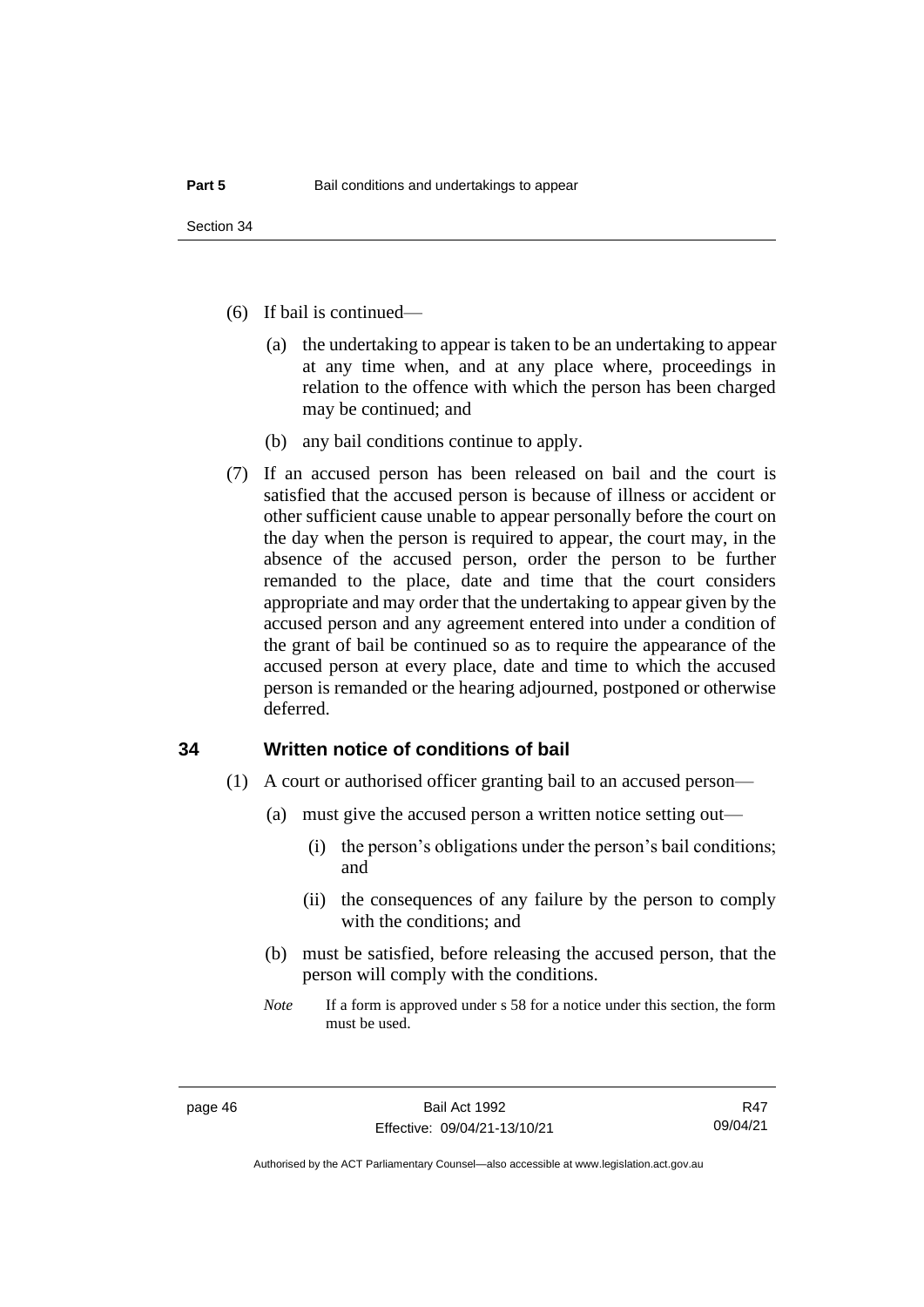(6) If bail is continued—

(a) the undertaking to appear is taken to be an undertaking to appear at any time when, and at any place where, proceedings in relation to the offence with which the person has been charged may be continued; and

(b) any bail conditions continue to apply.

(7) If an accused person has been released on bail and the court is satisfied that the accused person is because of illness or accident or other sufficient cause unable to appear personally before the court on the day when the person is required to appear, the court may, in the absence of the accused person, order the person to be further remanded to the place, date and time that the court considers appropriate and may order that the undertaking to appear given by the accused person and any agreement entered into under a condition of the grant of bail be continued so as to require the appearance of the accused person at every place, date and time to which the accused person is remanded or the hearing adjourned, postponed or otherwise deferred.

## 34 Written notice of conditions of bail

(1) A court or authorised officer granting bail to an accused person—

(a) must give the accused person a written notice setting out—

(i) the person's obligations under the person's bail conditions; and

(ii) the consequences of any failure by the person to comply with the conditions; and

(b) must be satisfied, before releasing the accused person, that the person will comply with the conditions.

*Note* If a form is approved under s 58 for a notice under this section, the form must be used.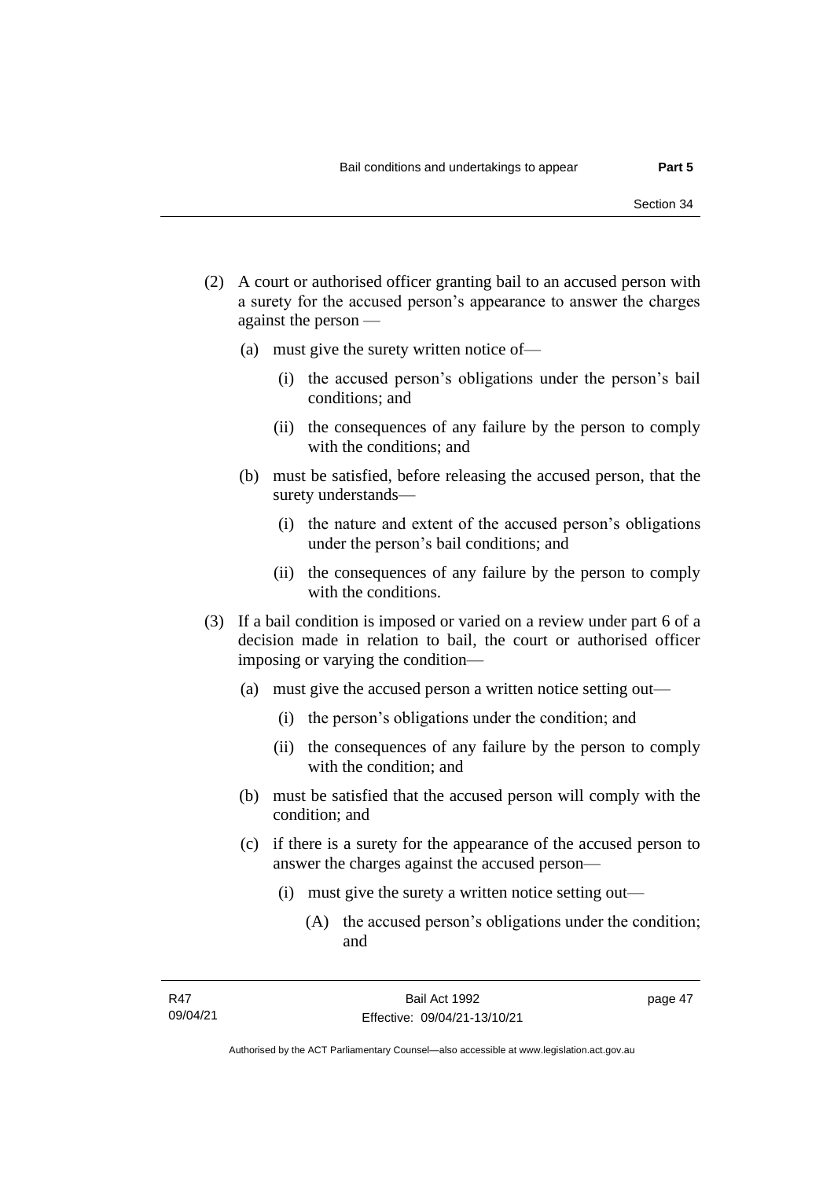(2) A court or authorised officer granting bail to an accused person with a surety for the accused person's appearance to answer the charges against the person —

  (a) must give the surety written notice of—

    (i) the accused person's obligations under the person's bail conditions; and

    (ii) the consequences of any failure by the person to comply with the conditions; and

  (b) must be satisfied, before releasing the accused person, that the surety understands—

    (i) the nature and extent of the accused person's obligations under the person's bail conditions; and

    (ii) the consequences of any failure by the person to comply with the conditions.

(3) If a bail condition is imposed or varied on a review under part 6 of a decision made in relation to bail, the court or authorised officer imposing or varying the condition—

  (a) must give the accused person a written notice setting out—

    (i) the person's obligations under the condition; and

    (ii) the consequences of any failure by the person to comply with the condition; and

  (b) must be satisfied that the accused person will comply with the condition; and

  (c) if there is a surety for the appearance of the accused person to answer the charges against the accused person—

    (i) must give the surety a written notice setting out—

      (A) the accused person's obligations under the condition; and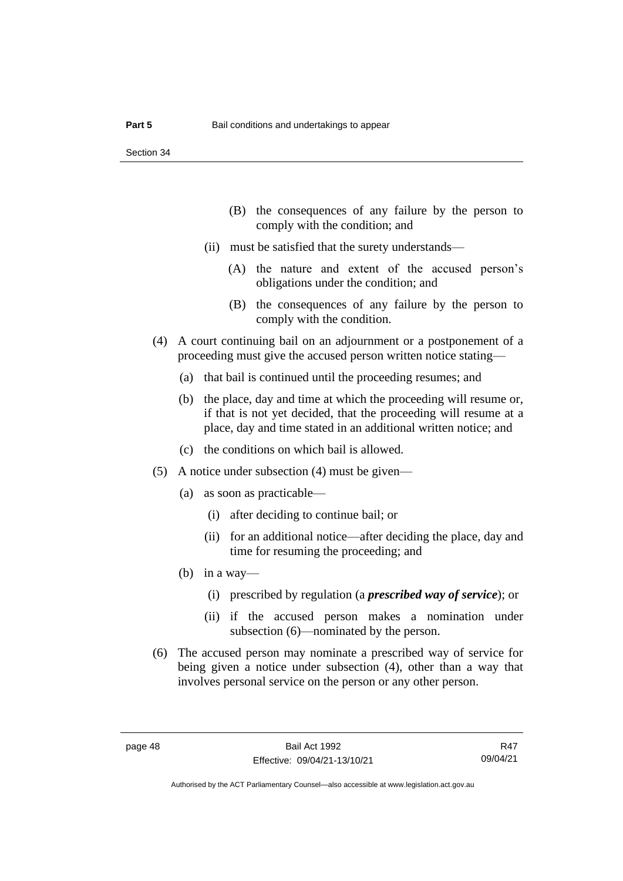(B) the consequences of any failure by the person to comply with the condition; and

(ii) must be satisfied that the surety understands—

(A) the nature and extent of the accused person's obligations under the condition; and

(B) the consequences of any failure by the person to comply with the condition.

(4) A court continuing bail on an adjournment or a postponement of a proceeding must give the accused person written notice stating—

(a) that bail is continued until the proceeding resumes; and

(b) the place, day and time at which the proceeding will resume or, if that is not yet decided, that the proceeding will resume at a place, day and time stated in an additional written notice; and

(c) the conditions on which bail is allowed.

(5) A notice under subsection (4) must be given—

(a) as soon as practicable—

(i) after deciding to continue bail; or

(ii) for an additional notice—after deciding the place, day and time for resuming the proceeding; and

(b) in a way—

(i) prescribed by regulation (a ***prescribed way of service***); or

(ii) if the accused person makes a nomination under subsection (6)—nominated by the person.

(6) The accused person may nominate a prescribed way of service for being given a notice under subsection (4), other than a way that involves personal service on the person or any other person.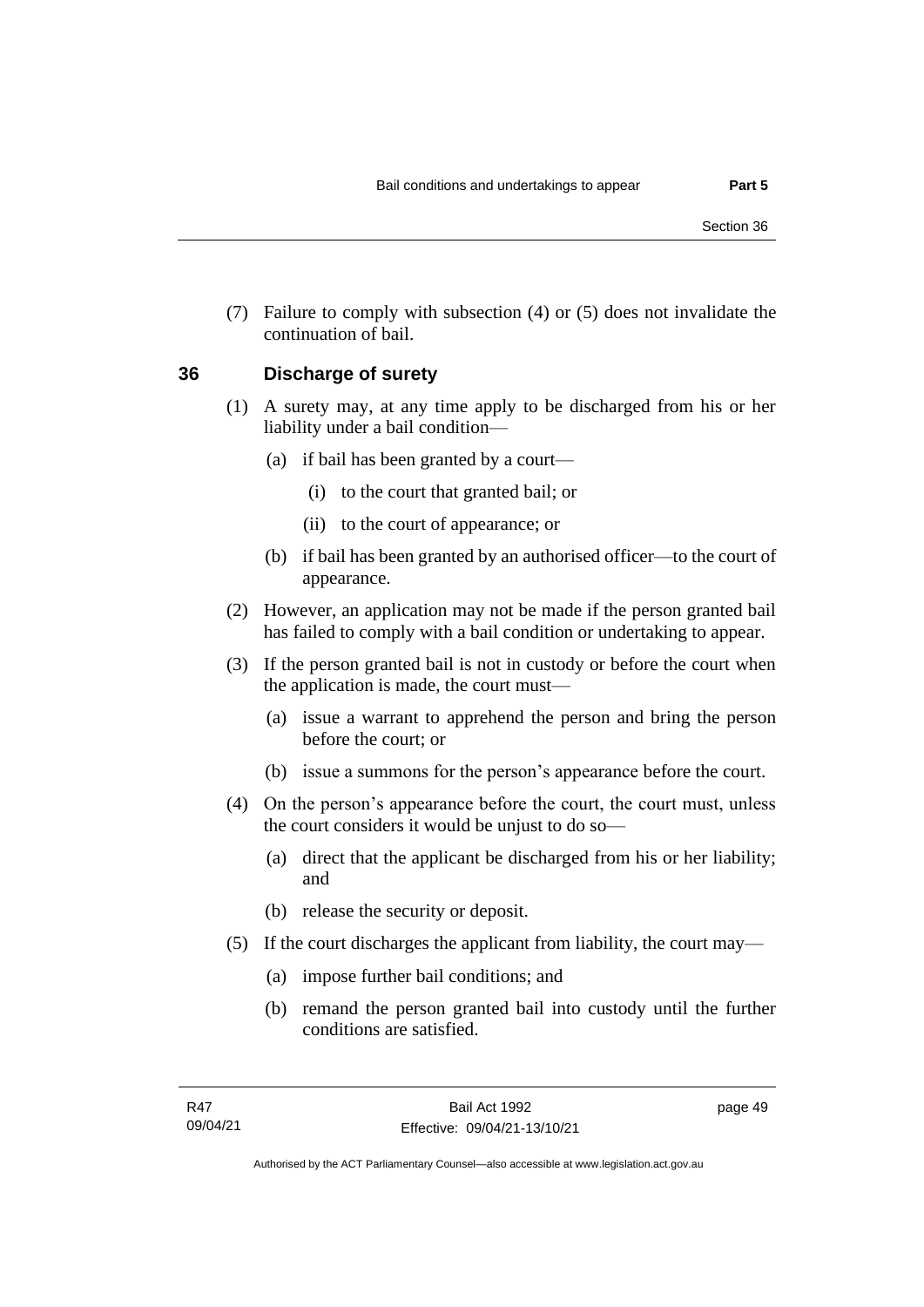(7) Failure to comply with subsection (4) or (5) does not invalidate the continuation of bail.

## 36 Discharge of surety

(1) A surety may, at any time apply to be discharged from his or her liability under a bail condition—

(a) if bail has been granted by a court—

(i) to the court that granted bail; or

(ii) to the court of appearance; or

(b) if bail has been granted by an authorised officer—to the court of appearance.

(2) However, an application may not be made if the person granted bail has failed to comply with a bail condition or undertaking to appear.

(3) If the person granted bail is not in custody or before the court when the application is made, the court must—

(a) issue a warrant to apprehend the person and bring the person before the court; or

(b) issue a summons for the person's appearance before the court.

(4) On the person's appearance before the court, the court must, unless the court considers it would be unjust to do so—

(a) direct that the applicant be discharged from his or her liability; and

(b) release the security or deposit.

(5) If the court discharges the applicant from liability, the court may—

(a) impose further bail conditions; and

(b) remand the person granted bail into custody until the further conditions are satisfied.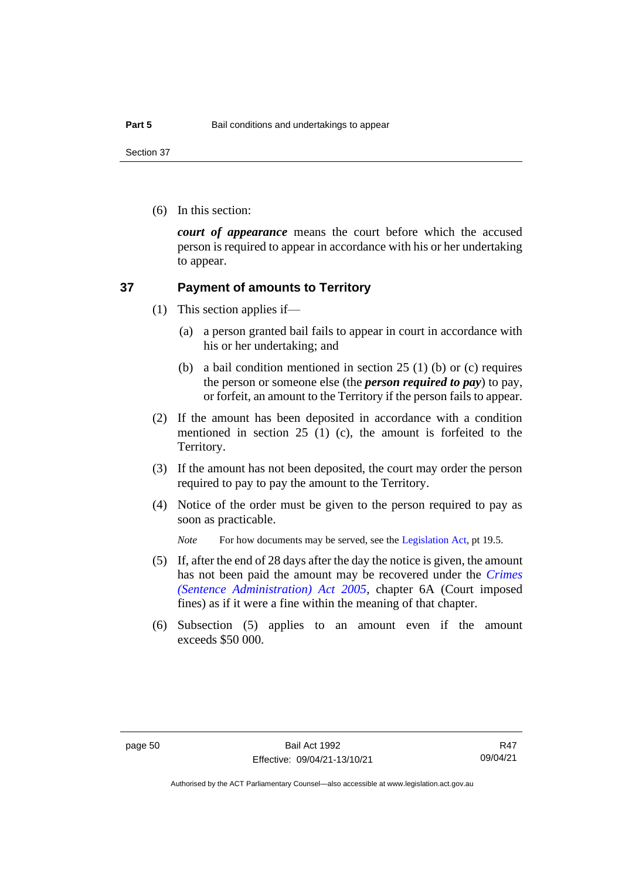(6) In this section:

***court of appearance*** means the court before which the accused person is required to appear in accordance with his or her undertaking to appear.

## 37 Payment of amounts to Territory

(1) This section applies if—

(a) a person granted bail fails to appear in court in accordance with his or her undertaking; and

(b) a bail condition mentioned in section 25 (1) (b) or (c) requires the person or someone else (the ***person required to pay***) to pay, or forfeit, an amount to the Territory if the person fails to appear.

(2) If the amount has been deposited in accordance with a condition mentioned in section 25 (1) (c), the amount is forfeited to the Territory.

(3) If the amount has not been deposited, the court may order the person required to pay to pay the amount to the Territory.

(4) Notice of the order must be given to the person required to pay as soon as practicable.

*Note* For how documents may be served, see the Legislation Act, pt 19.5.

(5) If, after the end of 28 days after the day the notice is given, the amount has not been paid the amount may be recovered under the *Crimes (Sentence Administration) Act 2005*, chapter 6A (Court imposed fines) as if it were a fine within the meaning of that chapter.

(6) Subsection (5) applies to an amount even if the amount exceeds $50 000.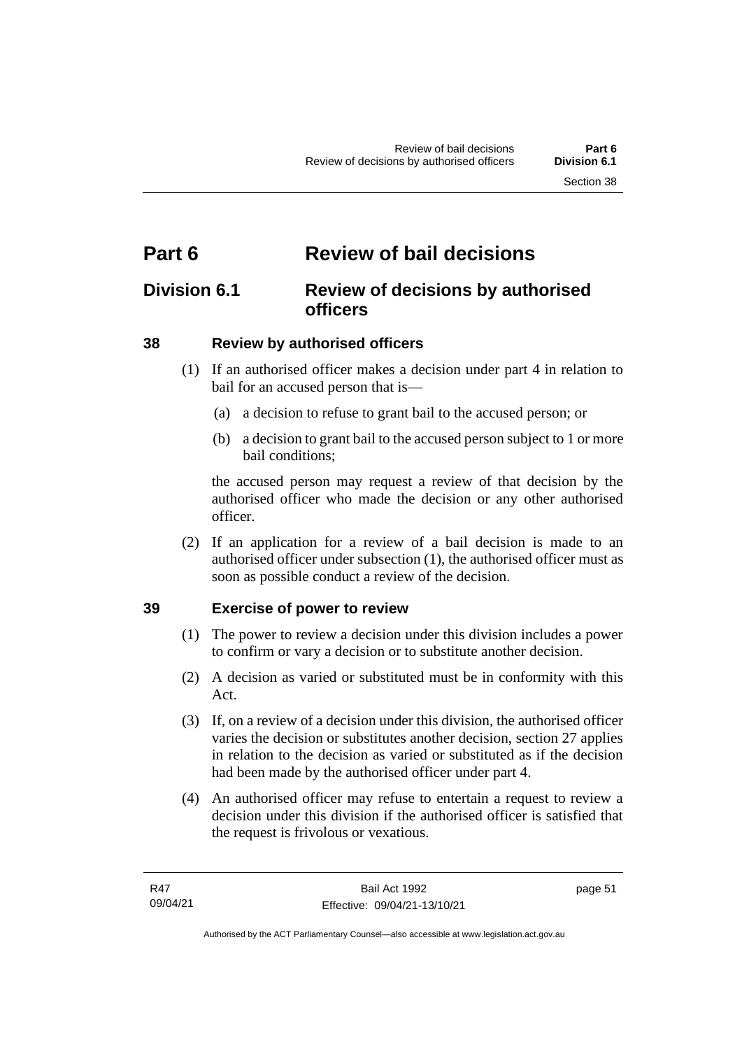# Part 6 Review of bail decisions

## Division 6.1 Review of decisions by authorised officers

### 38 Review by authorised officers

(1) If an authorised officer makes a decision under part 4 in relation to bail for an accused person that is—

(a) a decision to refuse to grant bail to the accused person; or

(b) a decision to grant bail to the accused person subject to 1 or more bail conditions;

the accused person may request a review of that decision by the authorised officer who made the decision or any other authorised officer.

(2) If an application for a review of a bail decision is made to an authorised officer under subsection (1), the authorised officer must as soon as possible conduct a review of the decision.

### 39 Exercise of power to review

(1) The power to review a decision under this division includes a power to confirm or vary a decision or to substitute another decision.

(2) A decision as varied or substituted must be in conformity with this Act.

(3) If, on a review of a decision under this division, the authorised officer varies the decision or substitutes another decision, section 27 applies in relation to the decision as varied or substituted as if the decision had been made by the authorised officer under part 4.

(4) An authorised officer may refuse to entertain a request to review a decision under this division if the authorised officer is satisfied that the request is frivolous or vexatious.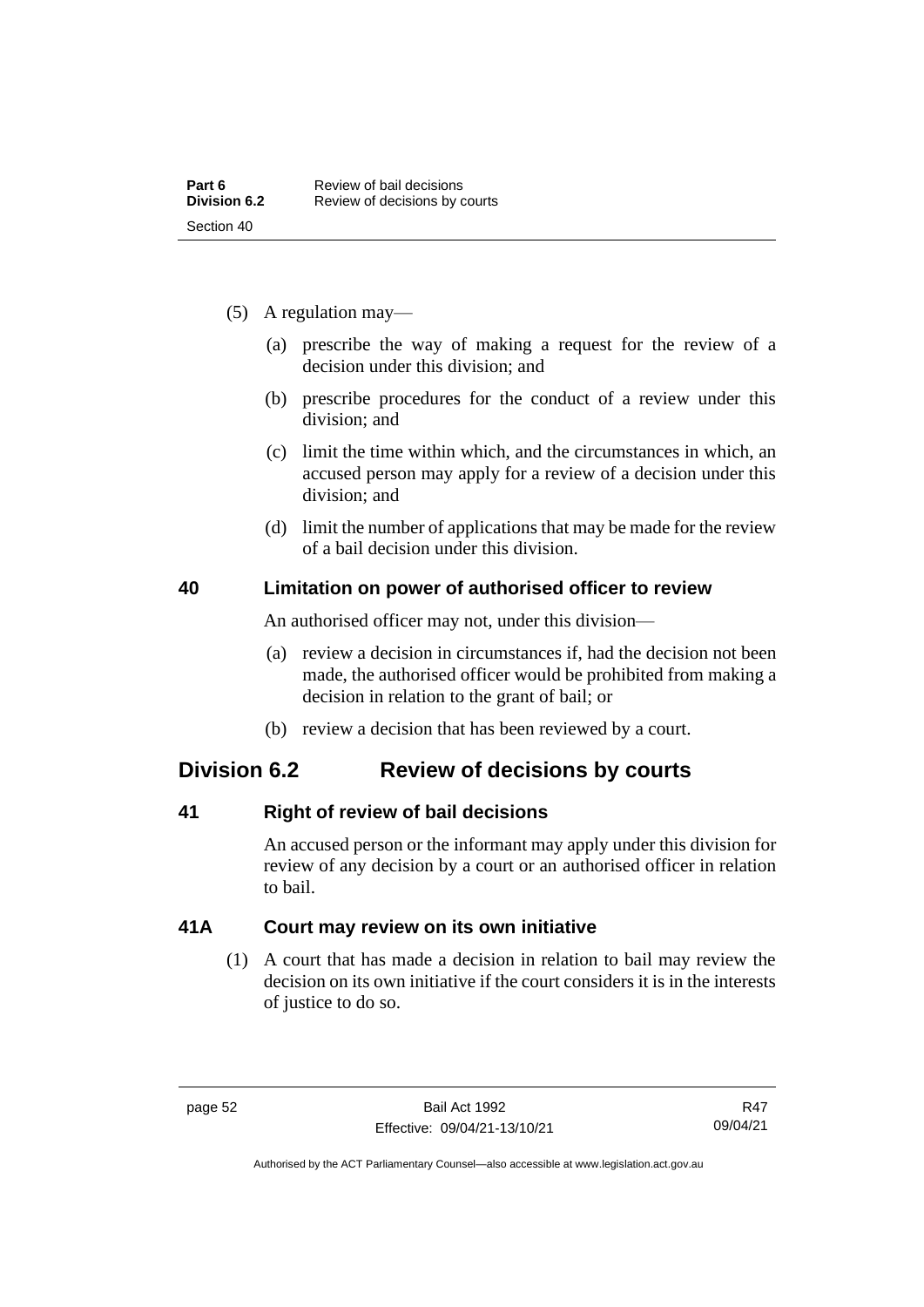(5) A regulation may—

(a) prescribe the way of making a request for the review of a decision under this division; and

(b) prescribe procedures for the conduct of a review under this division; and

(c) limit the time within which, and the circumstances in which, an accused person may apply for a review of a decision under this division; and

(d) limit the number of applications that may be made for the review of a bail decision under this division.

### 40 Limitation on power of authorised officer to review

An authorised officer may not, under this division—

(a) review a decision in circumstances if, had the decision not been made, the authorised officer would be prohibited from making a decision in relation to the grant of bail; or

(b) review a decision that has been reviewed by a court.

## Division 6.2 Review of decisions by courts

### 41 Right of review of bail decisions

An accused person or the informant may apply under this division for review of any decision by a court or an authorised officer in relation to bail.

### 41A Court may review on its own initiative

(1) A court that has made a decision in relation to bail may review the decision on its own initiative if the court considers it is in the interests of justice to do so.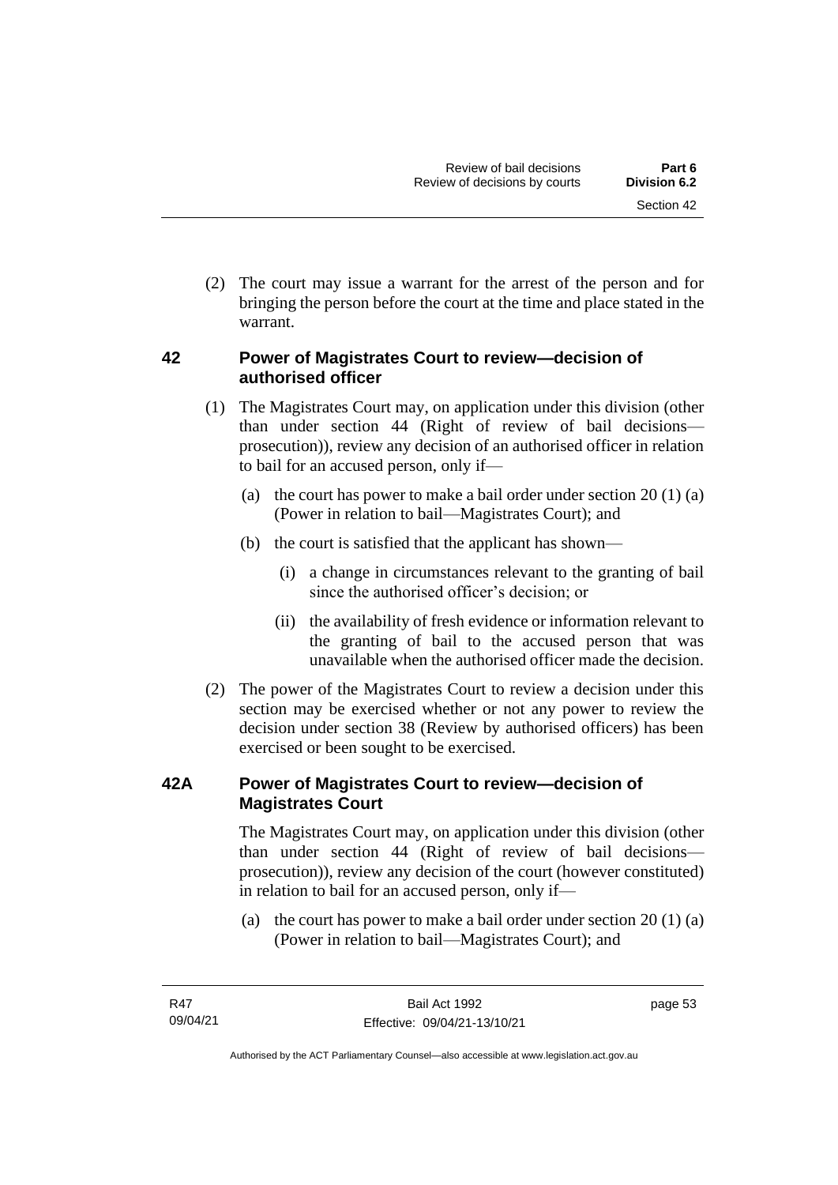(2) The court may issue a warrant for the arrest of the person and for bringing the person before the court at the time and place stated in the warrant.

## 42 Power of Magistrates Court to review—decision of authorised officer

(1) The Magistrates Court may, on application under this division (other than under section 44 (Right of review of bail decisions—prosecution)), review any decision of an authorised officer in relation to bail for an accused person, only if—

(a) the court has power to make a bail order under section 20 (1) (a) (Power in relation to bail—Magistrates Court); and

(b) the court is satisfied that the applicant has shown—

(i) a change in circumstances relevant to the granting of bail since the authorised officer's decision; or

(ii) the availability of fresh evidence or information relevant to the granting of bail to the accused person that was unavailable when the authorised officer made the decision.

(2) The power of the Magistrates Court to review a decision under this section may be exercised whether or not any power to review the decision under section 38 (Review by authorised officers) has been exercised or been sought to be exercised.

## 42A Power of Magistrates Court to review—decision of Magistrates Court

The Magistrates Court may, on application under this division (other than under section 44 (Right of review of bail decisions—prosecution)), review any decision of the court (however constituted) in relation to bail for an accused person, only if—

(a) the court has power to make a bail order under section 20 (1) (a) (Power in relation to bail—Magistrates Court); and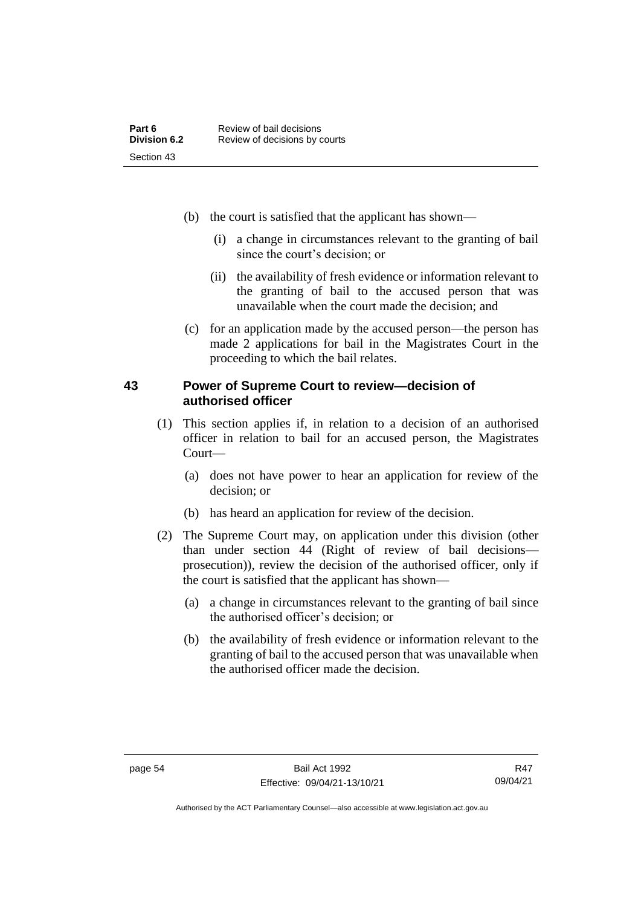(b) the court is satisfied that the applicant has shown—

   (i) a change in circumstances relevant to the granting of bail since the court's decision; or

   (ii) the availability of fresh evidence or information relevant to the granting of bail to the accused person that was unavailable when the court made the decision; and

(c) for an application made by the accused person—the person has made 2 applications for bail in the Magistrates Court in the proceeding to which the bail relates.

### 43 Power of Supreme Court to review—decision of authorised officer

(1) This section applies if, in relation to a decision of an authorised officer in relation to bail for an accused person, the Magistrates Court—

   (a) does not have power to hear an application for review of the decision; or

   (b) has heard an application for review of the decision.

(2) The Supreme Court may, on application under this division (other than under section 44 (Right of review of bail decisions—prosecution)), review the decision of the authorised officer, only if the court is satisfied that the applicant has shown—

   (a) a change in circumstances relevant to the granting of bail since the authorised officer's decision; or

   (b) the availability of fresh evidence or information relevant to the granting of bail to the accused person that was unavailable when the authorised officer made the decision.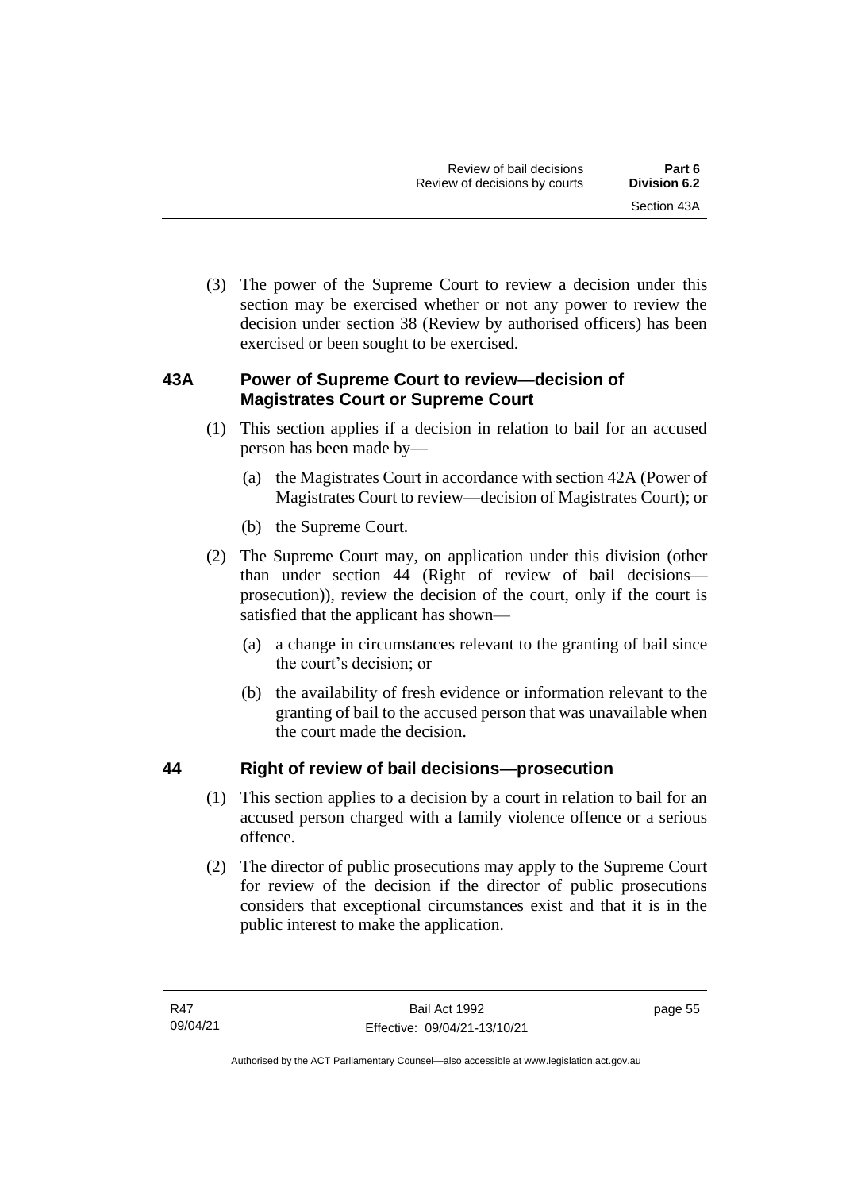(3) The power of the Supreme Court to review a decision under this section may be exercised whether or not any power to review the decision under section 38 (Review by authorised officers) has been exercised or been sought to be exercised.

### 43A Power of Supreme Court to review—decision of Magistrates Court or Supreme Court

(1) This section applies if a decision in relation to bail for an accused person has been made by—

(a) the Magistrates Court in accordance with section 42A (Power of Magistrates Court to review—decision of Magistrates Court); or

(b) the Supreme Court.

(2) The Supreme Court may, on application under this division (other than under section 44 (Right of review of bail decisions—prosecution)), review the decision of the court, only if the court is satisfied that the applicant has shown—

(a) a change in circumstances relevant to the granting of bail since the court's decision; or

(b) the availability of fresh evidence or information relevant to the granting of bail to the accused person that was unavailable when the court made the decision.

### 44 Right of review of bail decisions—prosecution

(1) This section applies to a decision by a court in relation to bail for an accused person charged with a family violence offence or a serious offence.

(2) The director of public prosecutions may apply to the Supreme Court for review of the decision if the director of public prosecutions considers that exceptional circumstances exist and that it is in the public interest to make the application.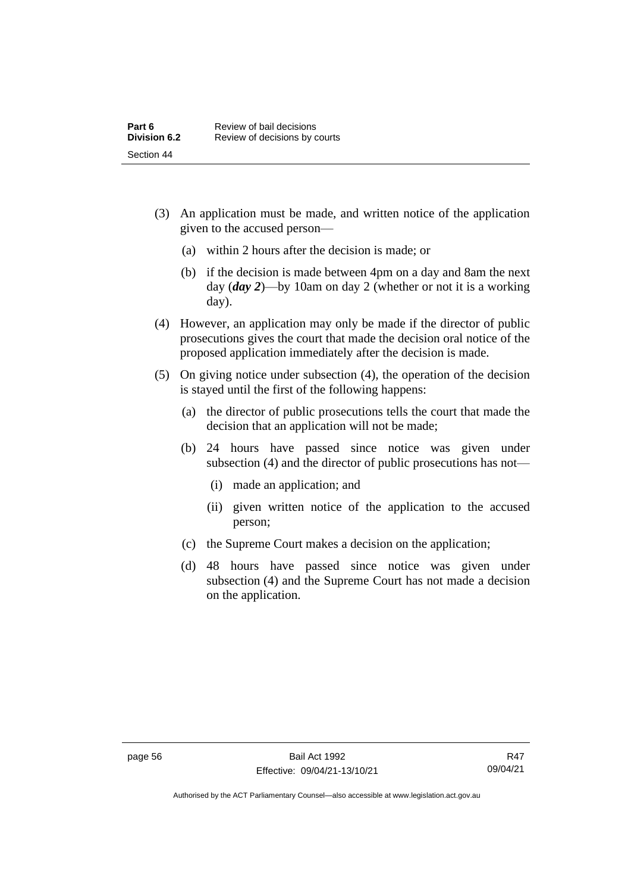(3) An application must be made, and written notice of the application given to the accused person—

(a) within 2 hours after the decision is made; or

(b) if the decision is made between 4pm on a day and 8am the next day (***day 2***)—by 10am on day 2 (whether or not it is a working day).

(4) However, an application may only be made if the director of public prosecutions gives the court that made the decision oral notice of the proposed application immediately after the decision is made.

(5) On giving notice under subsection (4), the operation of the decision is stayed until the first of the following happens:

(a) the director of public prosecutions tells the court that made the decision that an application will not be made;

(b) 24 hours have passed since notice was given under subsection (4) and the director of public prosecutions has not—

(i) made an application; and

(ii) given written notice of the application to the accused person;

(c) the Supreme Court makes a decision on the application;

(d) 48 hours have passed since notice was given under subsection (4) and the Supreme Court has not made a decision on the application.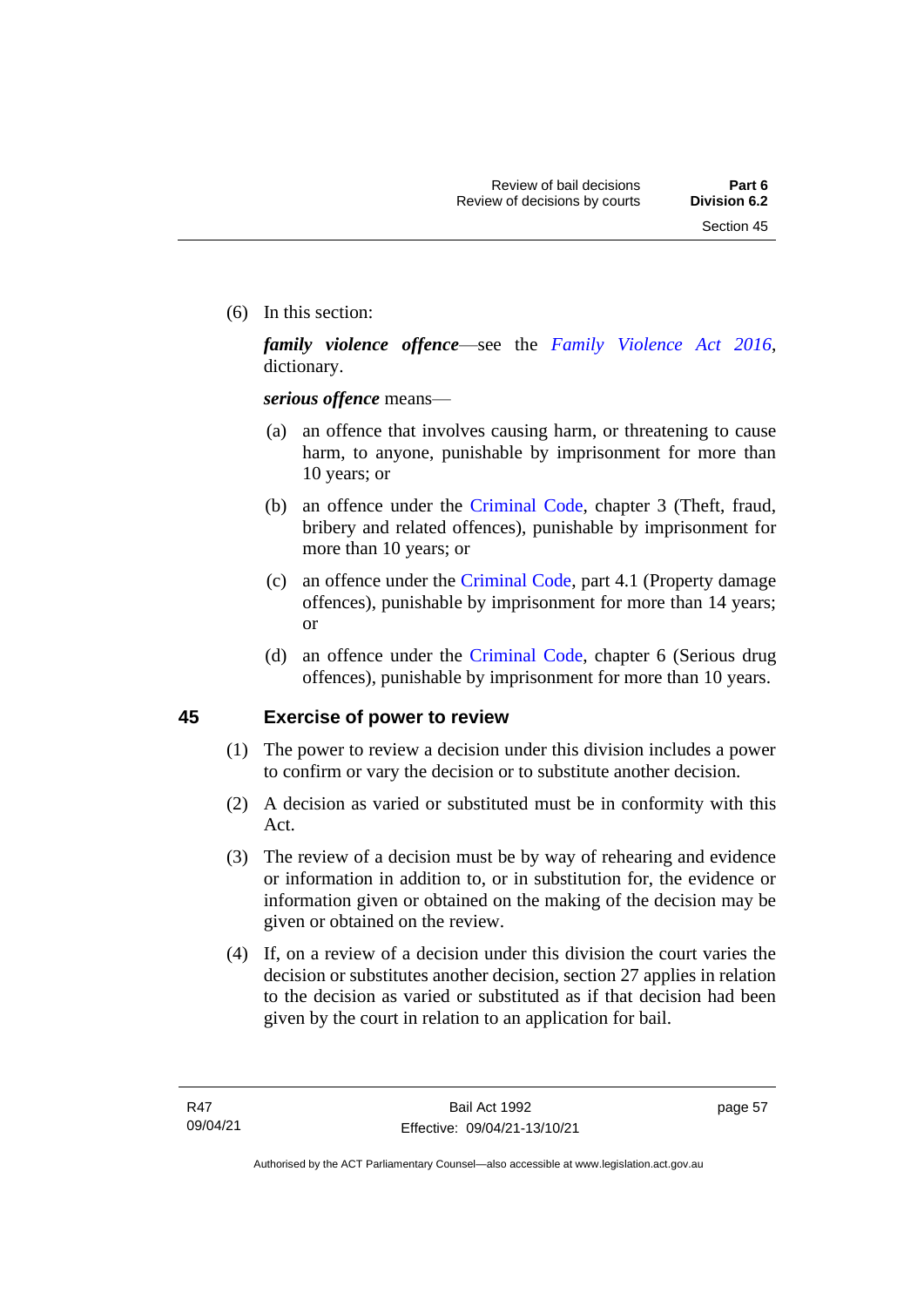(6) In this section:

***family violence offence***—see the *Family Violence Act 2016*, dictionary.

***serious offence*** means—

(a) an offence that involves causing harm, or threatening to cause harm, to anyone, punishable by imprisonment for more than 10 years; or

(b) an offence under the Criminal Code, chapter 3 (Theft, fraud, bribery and related offences), punishable by imprisonment for more than 10 years; or

(c) an offence under the Criminal Code, part 4.1 (Property damage offences), punishable by imprisonment for more than 14 years; or

(d) an offence under the Criminal Code, chapter 6 (Serious drug offences), punishable by imprisonment for more than 10 years.

## 45 Exercise of power to review

(1) The power to review a decision under this division includes a power to confirm or vary the decision or to substitute another decision.

(2) A decision as varied or substituted must be in conformity with this Act.

(3) The review of a decision must be by way of rehearing and evidence or information in addition to, or in substitution for, the evidence or information given or obtained on the making of the decision may be given or obtained on the review.

(4) If, on a review of a decision under this division the court varies the decision or substitutes another decision, section 27 applies in relation to the decision as varied or substituted as if that decision had been given by the court in relation to an application for bail.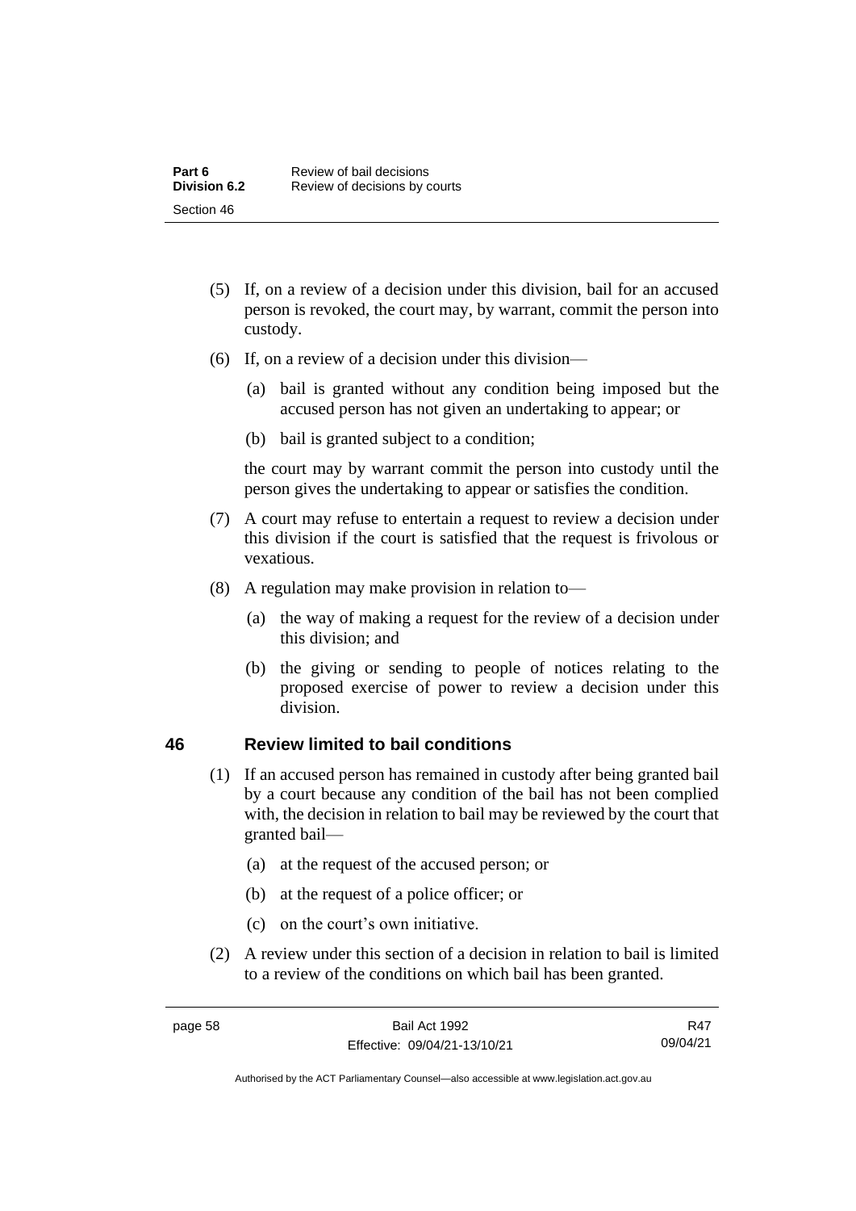(5) If, on a review of a decision under this division, bail for an accused person is revoked, the court may, by warrant, commit the person into custody.

(6) If, on a review of a decision under this division—

(a) bail is granted without any condition being imposed but the accused person has not given an undertaking to appear; or

(b) bail is granted subject to a condition;

the court may by warrant commit the person into custody until the person gives the undertaking to appear or satisfies the condition.

(7) A court may refuse to entertain a request to review a decision under this division if the court is satisfied that the request is frivolous or vexatious.

(8) A regulation may make provision in relation to—

(a) the way of making a request for the review of a decision under this division; and

(b) the giving or sending to people of notices relating to the proposed exercise of power to review a decision under this division.

## 46 Review limited to bail conditions

(1) If an accused person has remained in custody after being granted bail by a court because any condition of the bail has not been complied with, the decision in relation to bail may be reviewed by the court that granted bail—

(a) at the request of the accused person; or

(b) at the request of a police officer; or

(c) on the court's own initiative.

(2) A review under this section of a decision in relation to bail is limited to a review of the conditions on which bail has been granted.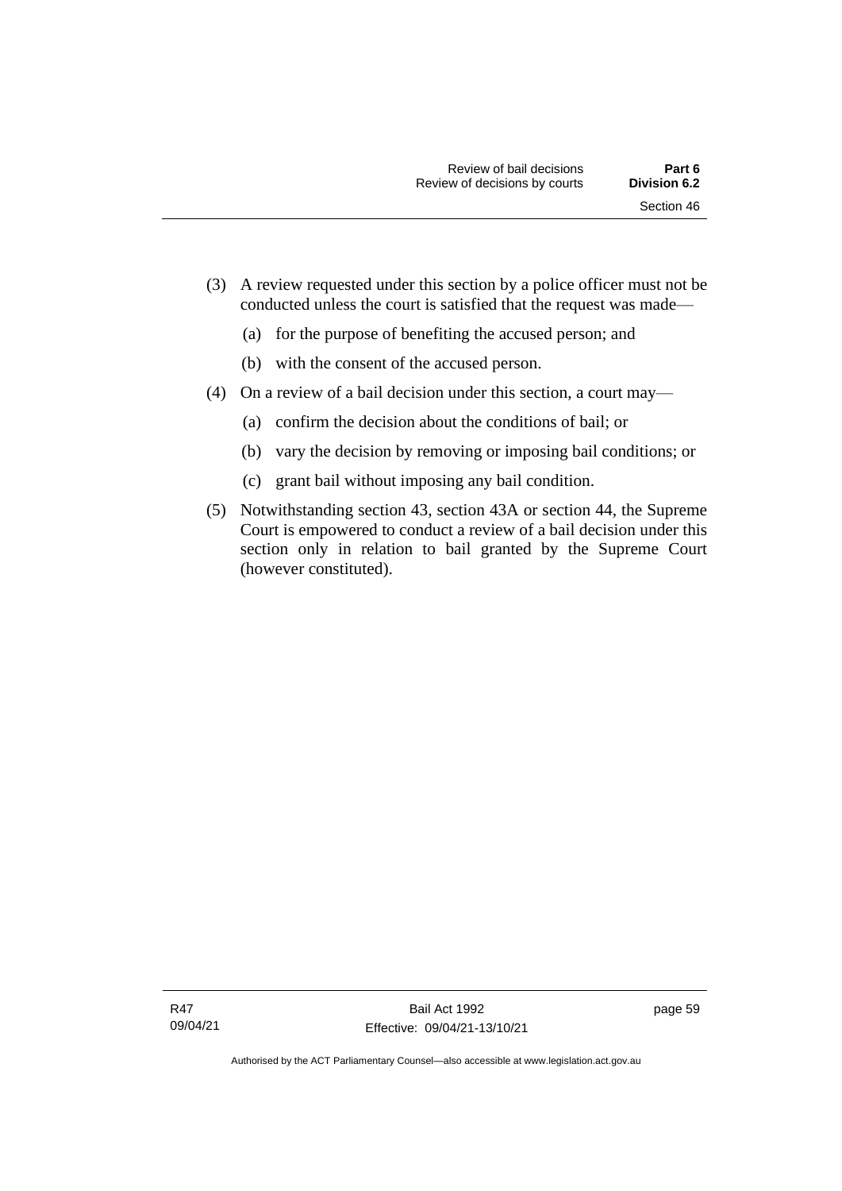(3) A review requested under this section by a police officer must not be conducted unless the court is satisfied that the request was made—

(a) for the purpose of benefiting the accused person; and

(b) with the consent of the accused person.

(4) On a review of a bail decision under this section, a court may—

(a) confirm the decision about the conditions of bail; or

(b) vary the decision by removing or imposing bail conditions; or

(c) grant bail without imposing any bail condition.

(5) Notwithstanding section 43, section 43A or section 44, the Supreme Court is empowered to conduct a review of a bail decision under this section only in relation to bail granted by the Supreme Court (however constituted).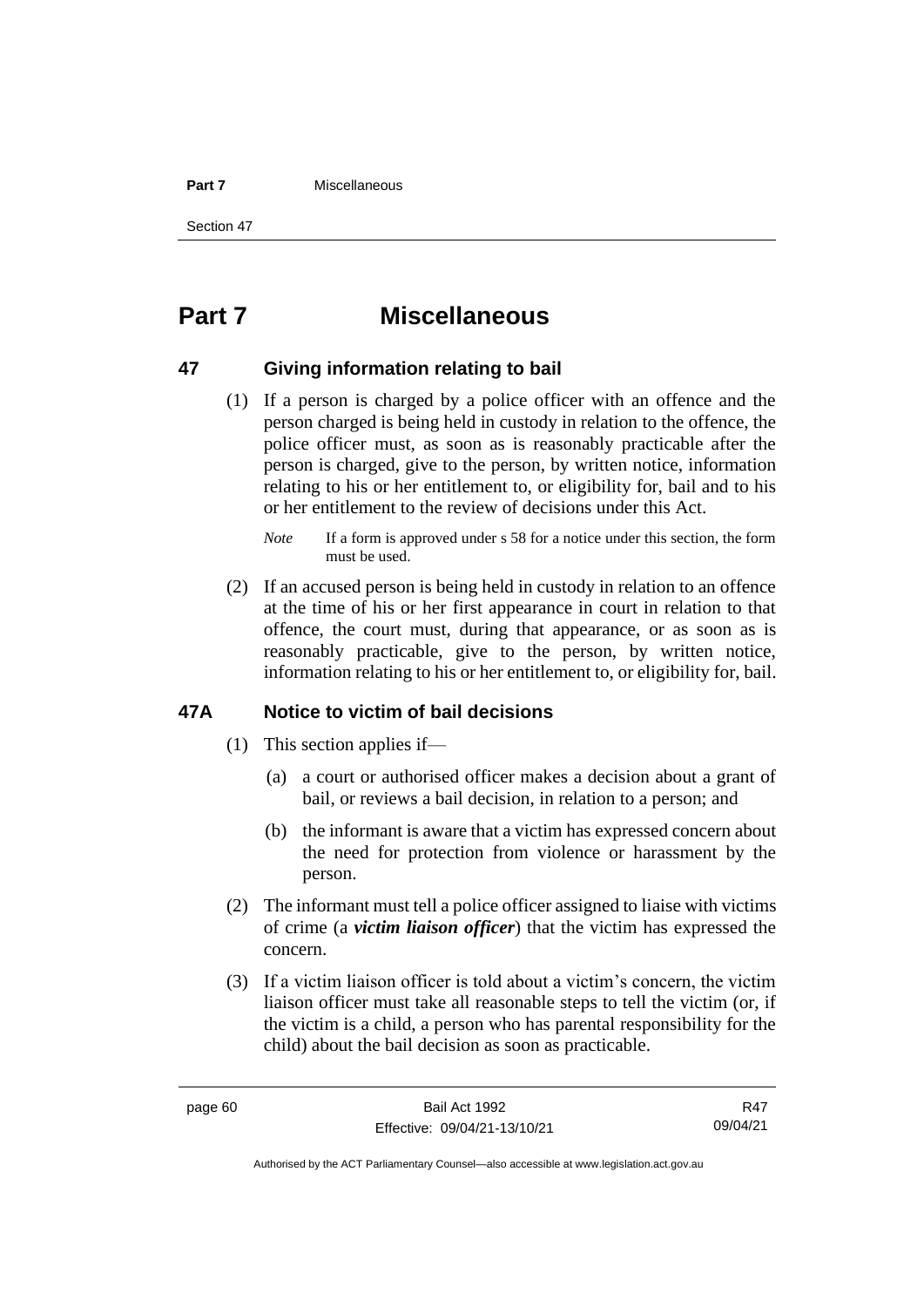# Part 7 Miscellaneous

### 47 Giving information relating to bail

(1) If a person is charged by a police officer with an offence and the person charged is being held in custody in relation to the offence, the police officer must, as soon as is reasonably practicable after the person is charged, give to the person, by written notice, information relating to his or her entitlement to, or eligibility for, bail and to his or her entitlement to the review of decisions under this Act.

*Note* If a form is approved under s 58 for a notice under this section, the form must be used.

(2) If an accused person is being held in custody in relation to an offence at the time of his or her first appearance in court in relation to that offence, the court must, during that appearance, or as soon as is reasonably practicable, give to the person, by written notice, information relating to his or her entitlement to, or eligibility for, bail.

### 47A Notice to victim of bail decisions

(1) This section applies if—

(a) a court or authorised officer makes a decision about a grant of bail, or reviews a bail decision, in relation to a person; and

(b) the informant is aware that a victim has expressed concern about the need for protection from violence or harassment by the person.

(2) The informant must tell a police officer assigned to liaise with victims of crime (a ***victim liaison officer***) that the victim has expressed the concern.

(3) If a victim liaison officer is told about a victim's concern, the victim liaison officer must take all reasonable steps to tell the victim (or, if the victim is a child, a person who has parental responsibility for the child) about the bail decision as soon as practicable.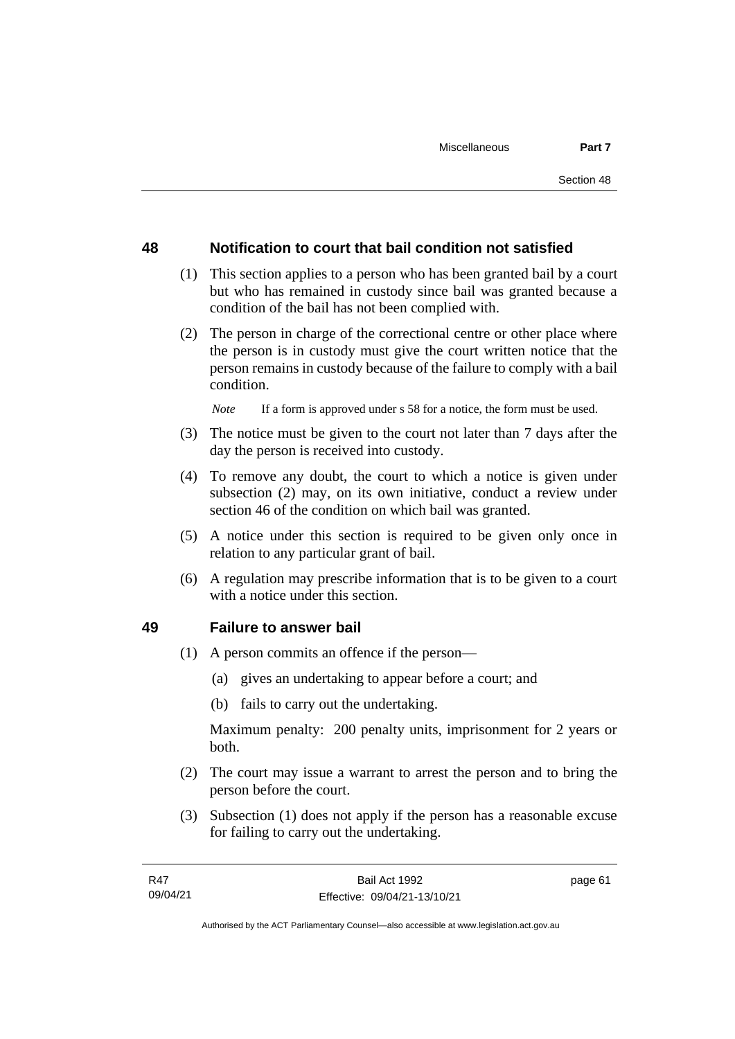## 48 Notification to court that bail condition not satisfied

(1) This section applies to a person who has been granted bail by a court but who has remained in custody since bail was granted because a condition of the bail has not been complied with.

(2) The person in charge of the correctional centre or other place where the person is in custody must give the court written notice that the person remains in custody because of the failure to comply with a bail condition.

*Note* If a form is approved under s 58 for a notice, the form must be used.

(3) The notice must be given to the court not later than 7 days after the day the person is received into custody.

(4) To remove any doubt, the court to which a notice is given under subsection (2) may, on its own initiative, conduct a review under section 46 of the condition on which bail was granted.

(5) A notice under this section is required to be given only once in relation to any particular grant of bail.

(6) A regulation may prescribe information that is to be given to a court with a notice under this section.

## 49 Failure to answer bail

(1) A person commits an offence if the person—

(a) gives an undertaking to appear before a court; and

(b) fails to carry out the undertaking.

Maximum penalty: 200 penalty units, imprisonment for 2 years or both.

(2) The court may issue a warrant to arrest the person and to bring the person before the court.

(3) Subsection (1) does not apply if the person has a reasonable excuse for failing to carry out the undertaking.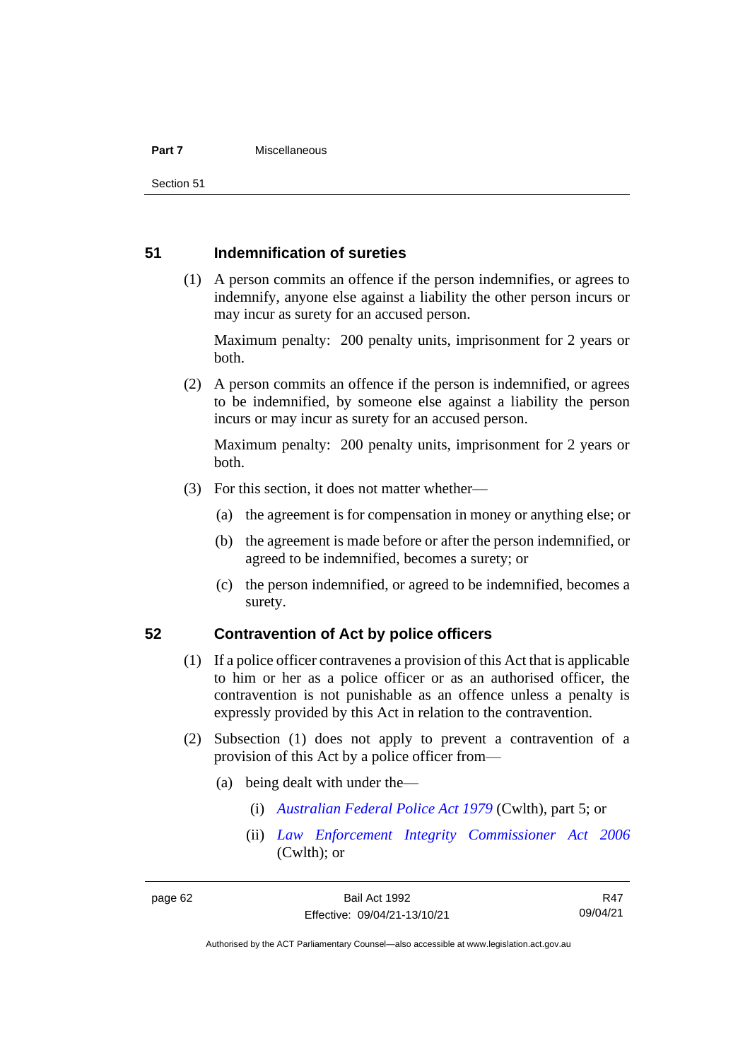## 51 Indemnification of sureties

(1) A person commits an offence if the person indemnifies, or agrees to indemnify, anyone else against a liability the other person incurs or may incur as surety for an accused person.

Maximum penalty: 200 penalty units, imprisonment for 2 years or both.

(2) A person commits an offence if the person is indemnified, or agrees to be indemnified, by someone else against a liability the person incurs or may incur as surety for an accused person.

Maximum penalty: 200 penalty units, imprisonment for 2 years or both.

(3) For this section, it does not matter whether—

(a) the agreement is for compensation in money or anything else; or

(b) the agreement is made before or after the person indemnified, or agreed to be indemnified, becomes a surety; or

(c) the person indemnified, or agreed to be indemnified, becomes a surety.

## 52 Contravention of Act by police officers

(1) If a police officer contravenes a provision of this Act that is applicable to him or her as a police officer or as an authorised officer, the contravention is not punishable as an offence unless a penalty is expressly provided by this Act in relation to the contravention.

(2) Subsection (1) does not apply to prevent a contravention of a provision of this Act by a police officer from—

(a) being dealt with under the—

(i) *Australian Federal Police Act 1979* (Cwlth), part 5; or

(ii) *Law Enforcement Integrity Commissioner Act 2006* (Cwlth); or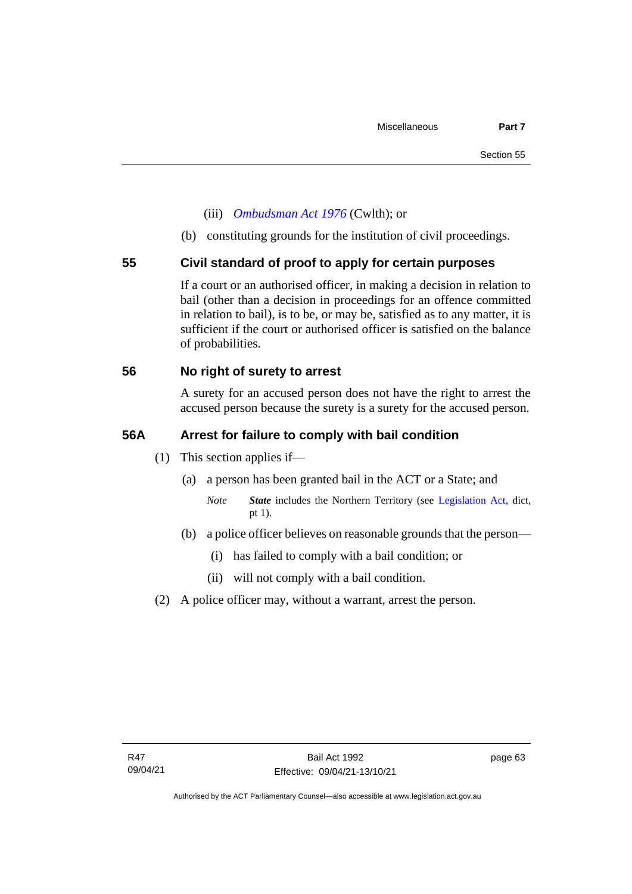(iii) *Ombudsman Act 1976* (Cwlth); or

(b) constituting grounds for the institution of civil proceedings.

## 55 Civil standard of proof to apply for certain purposes

If a court or an authorised officer, in making a decision in relation to bail (other than a decision in proceedings for an offence committed in relation to bail), is to be, or may be, satisfied as to any matter, it is sufficient if the court or authorised officer is satisfied on the balance of probabilities.

## 56 No right of surety to arrest

A surety for an accused person does not have the right to arrest the accused person because the surety is a surety for the accused person.

## 56A Arrest for failure to comply with bail condition

(1) This section applies if—

(a) a person has been granted bail in the ACT or a State; and

*Note* ***State*** includes the Northern Territory (see Legislation Act, dict, pt 1).

(b) a police officer believes on reasonable grounds that the person—

(i) has failed to comply with a bail condition; or

(ii) will not comply with a bail condition.

(2) A police officer may, without a warrant, arrest the person.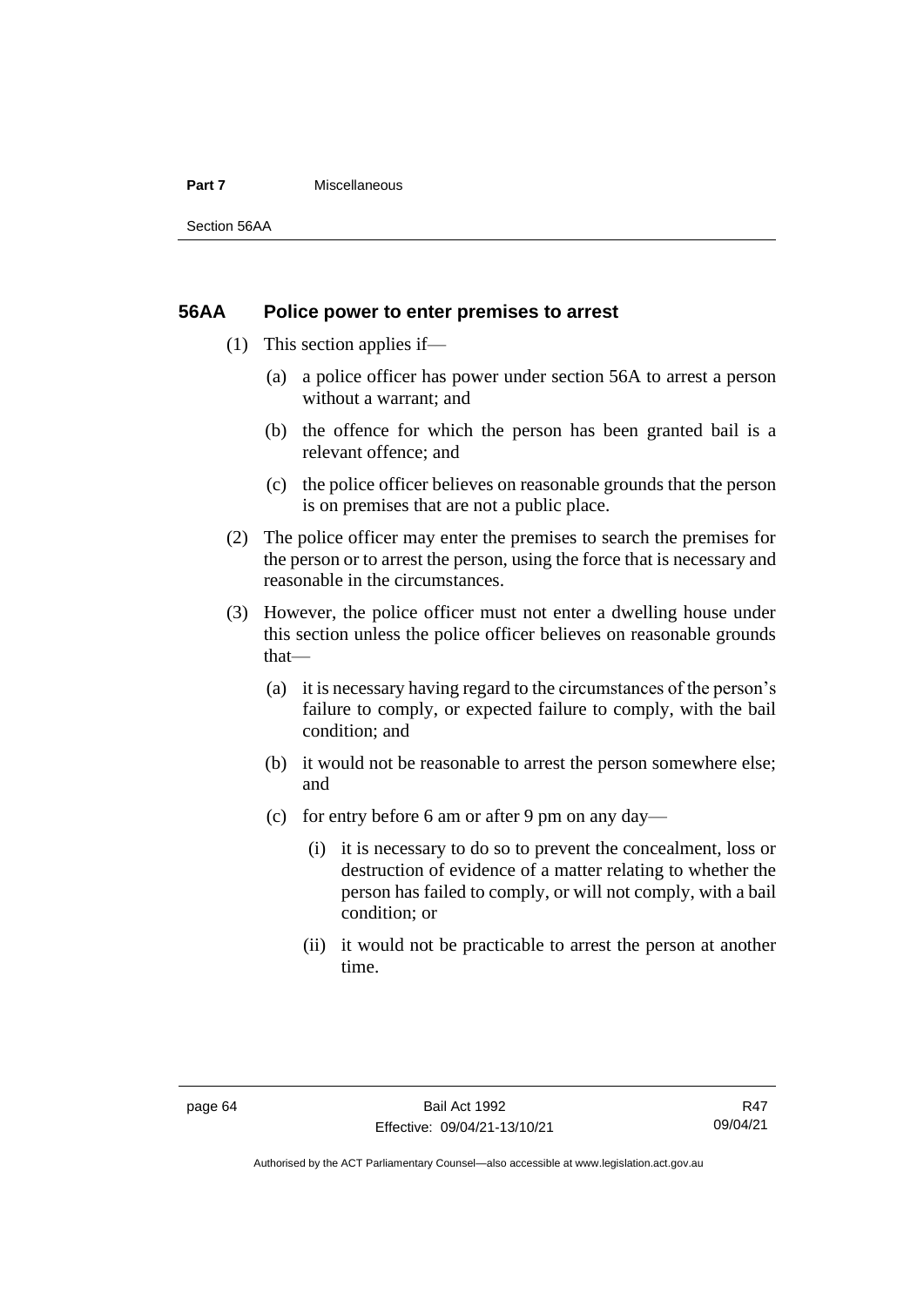## 56AA Police power to enter premises to arrest

(1) This section applies if—

(a) a police officer has power under section 56A to arrest a person without a warrant; and

(b) the offence for which the person has been granted bail is a relevant offence; and

(c) the police officer believes on reasonable grounds that the person is on premises that are not a public place.

(2) The police officer may enter the premises to search the premises for the person or to arrest the person, using the force that is necessary and reasonable in the circumstances.

(3) However, the police officer must not enter a dwelling house under this section unless the police officer believes on reasonable grounds that—

(a) it is necessary having regard to the circumstances of the person's failure to comply, or expected failure to comply, with the bail condition; and

(b) it would not be reasonable to arrest the person somewhere else; and

(c) for entry before 6 am or after 9 pm on any day—

(i) it is necessary to do so to prevent the concealment, loss or destruction of evidence of a matter relating to whether the person has failed to comply, or will not comply, with a bail condition; or

(ii) it would not be practicable to arrest the person at another time.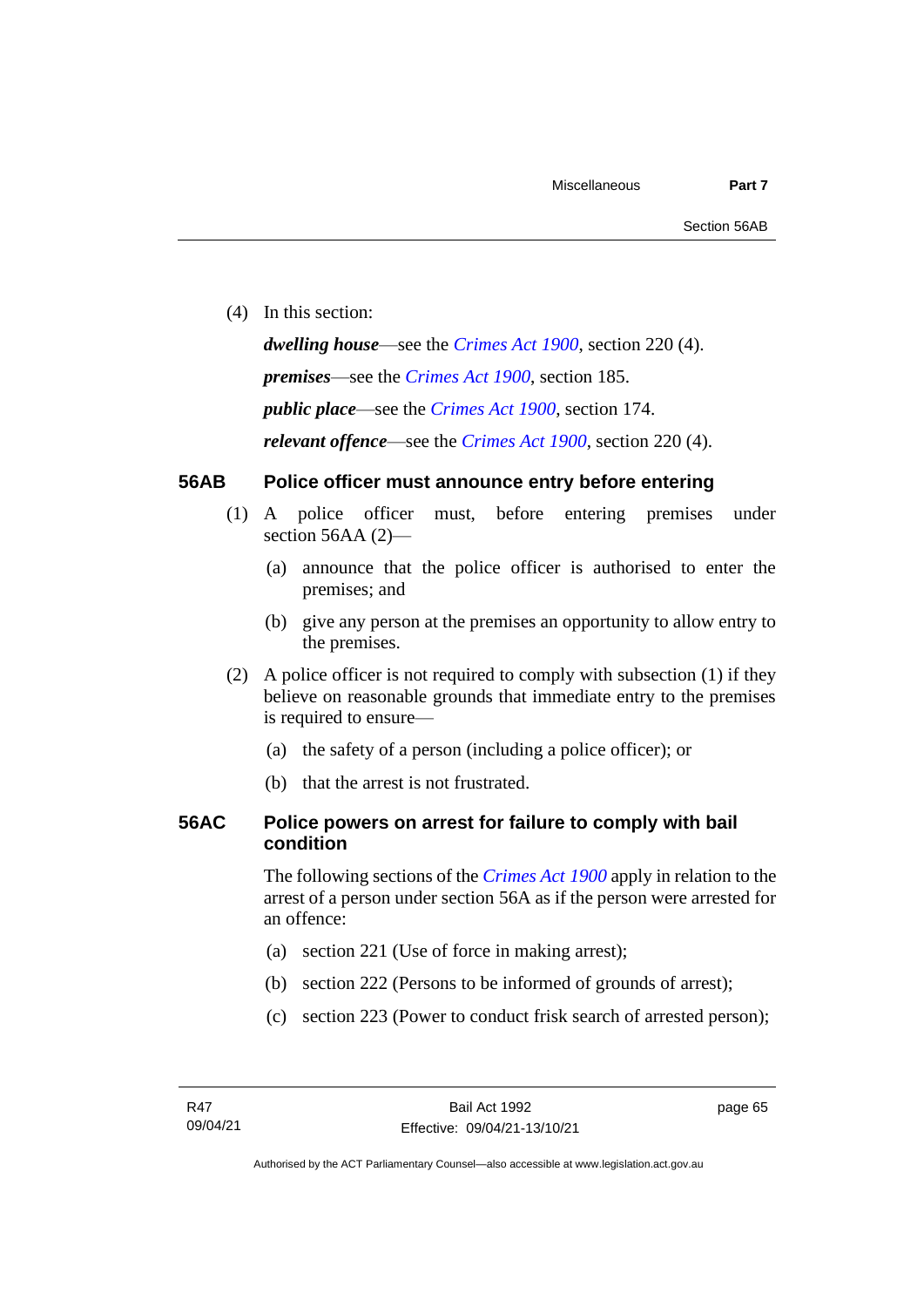(4) In this section:

***dwelling house***—see the *Crimes Act 1900*, section 220 (4).

***premises***—see the *Crimes Act 1900*, section 185.

***public place***—see the *Crimes Act 1900*, section 174.

***relevant offence***—see the *Crimes Act 1900*, section 220 (4).

## 56AB Police officer must announce entry before entering

(1) A police officer must, before entering premises under section 56AA (2)—

(a) announce that the police officer is authorised to enter the premises; and

(b) give any person at the premises an opportunity to allow entry to the premises.

(2) A police officer is not required to comply with subsection (1) if they believe on reasonable grounds that immediate entry to the premises is required to ensure—

(a) the safety of a person (including a police officer); or

(b) that the arrest is not frustrated.

## 56AC Police powers on arrest for failure to comply with bail condition

The following sections of the *Crimes Act 1900* apply in relation to the arrest of a person under section 56A as if the person were arrested for an offence:

(a) section 221 (Use of force in making arrest);

(b) section 222 (Persons to be informed of grounds of arrest);

(c) section 223 (Power to conduct frisk search of arrested person);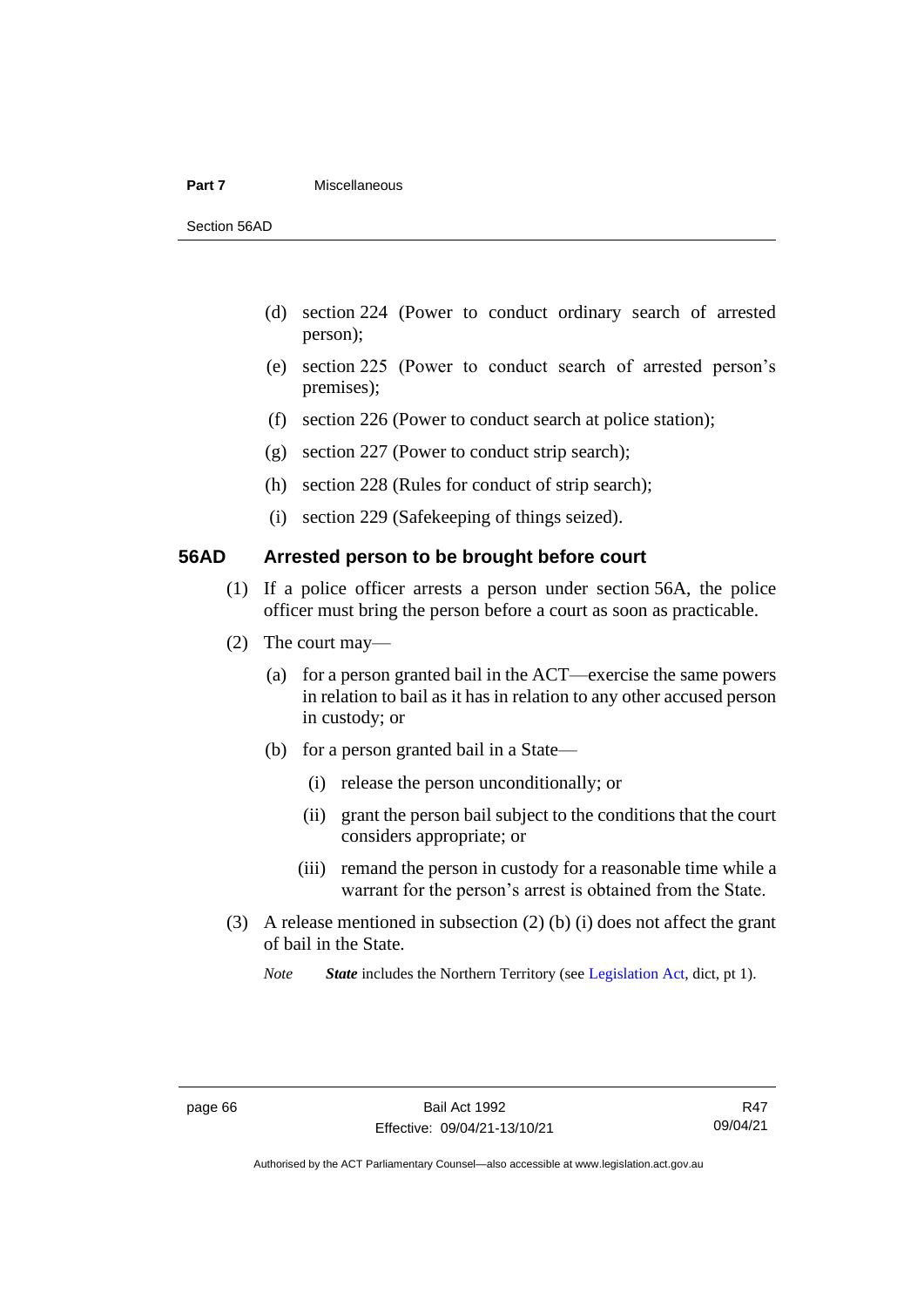(d) section 224 (Power to conduct ordinary search of arrested person);

(e) section 225 (Power to conduct search of arrested person's premises);

(f) section 226 (Power to conduct search at police station);

(g) section 227 (Power to conduct strip search);

(h) section 228 (Rules for conduct of strip search);

(i) section 229 (Safekeeping of things seized).

### 56AD Arrested person to be brought before court

(1) If a police officer arrests a person under section 56A, the police officer must bring the person before a court as soon as practicable.

(2) The court may—

(a) for a person granted bail in the ACT—exercise the same powers in relation to bail as it has in relation to any other accused person in custody; or

(b) for a person granted bail in a State—

(i) release the person unconditionally; or

(ii) grant the person bail subject to the conditions that the court considers appropriate; or

(iii) remand the person in custody for a reasonable time while a warrant for the person's arrest is obtained from the State.

(3) A release mentioned in subsection (2) (b) (i) does not affect the grant of bail in the State.

*Note* ***State*** includes the Northern Territory (see Legislation Act, dict, pt 1).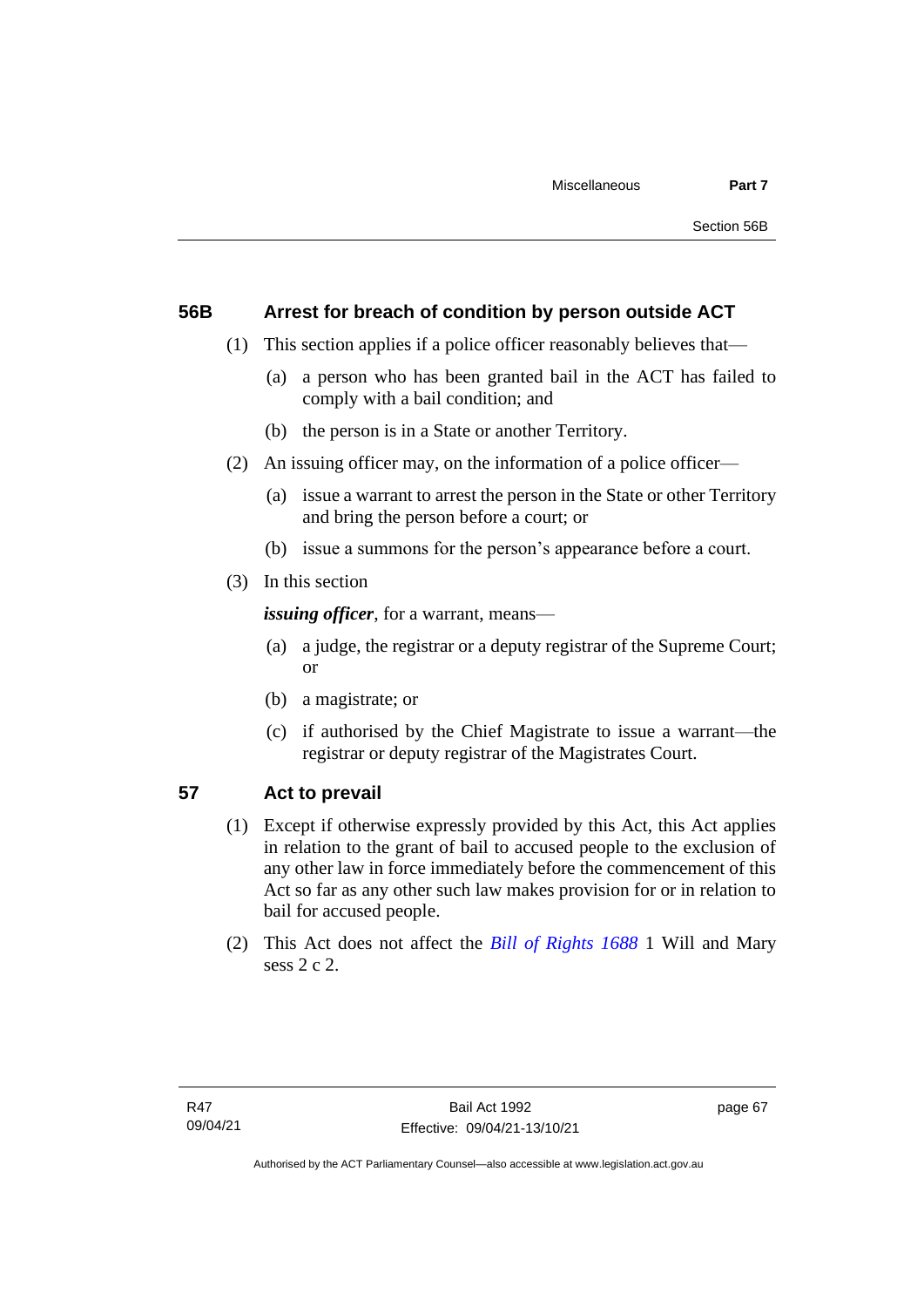## 56B Arrest for breach of condition by person outside ACT

(1) This section applies if a police officer reasonably believes that—

(a) a person who has been granted bail in the ACT has failed to comply with a bail condition; and

(b) the person is in a State or another Territory.

(2) An issuing officer may, on the information of a police officer—

(a) issue a warrant to arrest the person in the State or other Territory and bring the person before a court; or

(b) issue a summons for the person's appearance before a court.

(3) In this section

***issuing officer***, for a warrant, means—

(a) a judge, the registrar or a deputy registrar of the Supreme Court; or

(b) a magistrate; or

(c) if authorised by the Chief Magistrate to issue a warrant—the registrar or deputy registrar of the Magistrates Court.

## 57 Act to prevail

(1) Except if otherwise expressly provided by this Act, this Act applies in relation to the grant of bail to accused people to the exclusion of any other law in force immediately before the commencement of this Act so far as any other such law makes provision for or in relation to bail for accused people.

(2) This Act does not affect the *Bill of Rights 1688* 1 Will and Mary sess 2 c 2.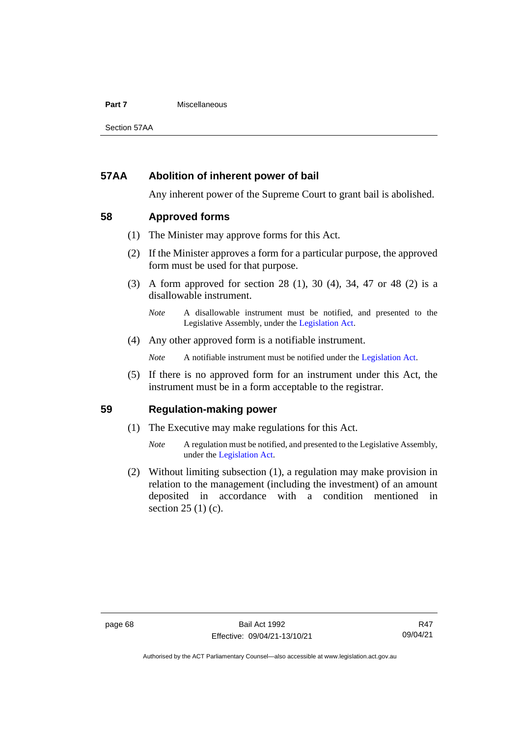## 57AA Abolition of inherent power of bail

Any inherent power of the Supreme Court to grant bail is abolished.

## 58 Approved forms

(1) The Minister may approve forms for this Act.

(2) If the Minister approves a form for a particular purpose, the approved form must be used for that purpose.

(3) A form approved for section 28 (1), 30 (4), 34, 47 or 48 (2) is a disallowable instrument.

*Note* A disallowable instrument must be notified, and presented to the Legislative Assembly, under the Legislation Act.

(4) Any other approved form is a notifiable instrument.

*Note* A notifiable instrument must be notified under the Legislation Act.

(5) If there is no approved form for an instrument under this Act, the instrument must be in a form acceptable to the registrar.

## 59 Regulation-making power

(1) The Executive may make regulations for this Act.

*Note* A regulation must be notified, and presented to the Legislative Assembly, under the Legislation Act.

(2) Without limiting subsection (1), a regulation may make provision in relation to the management (including the investment) of an amount deposited in accordance with a condition mentioned in section 25 (1) (c).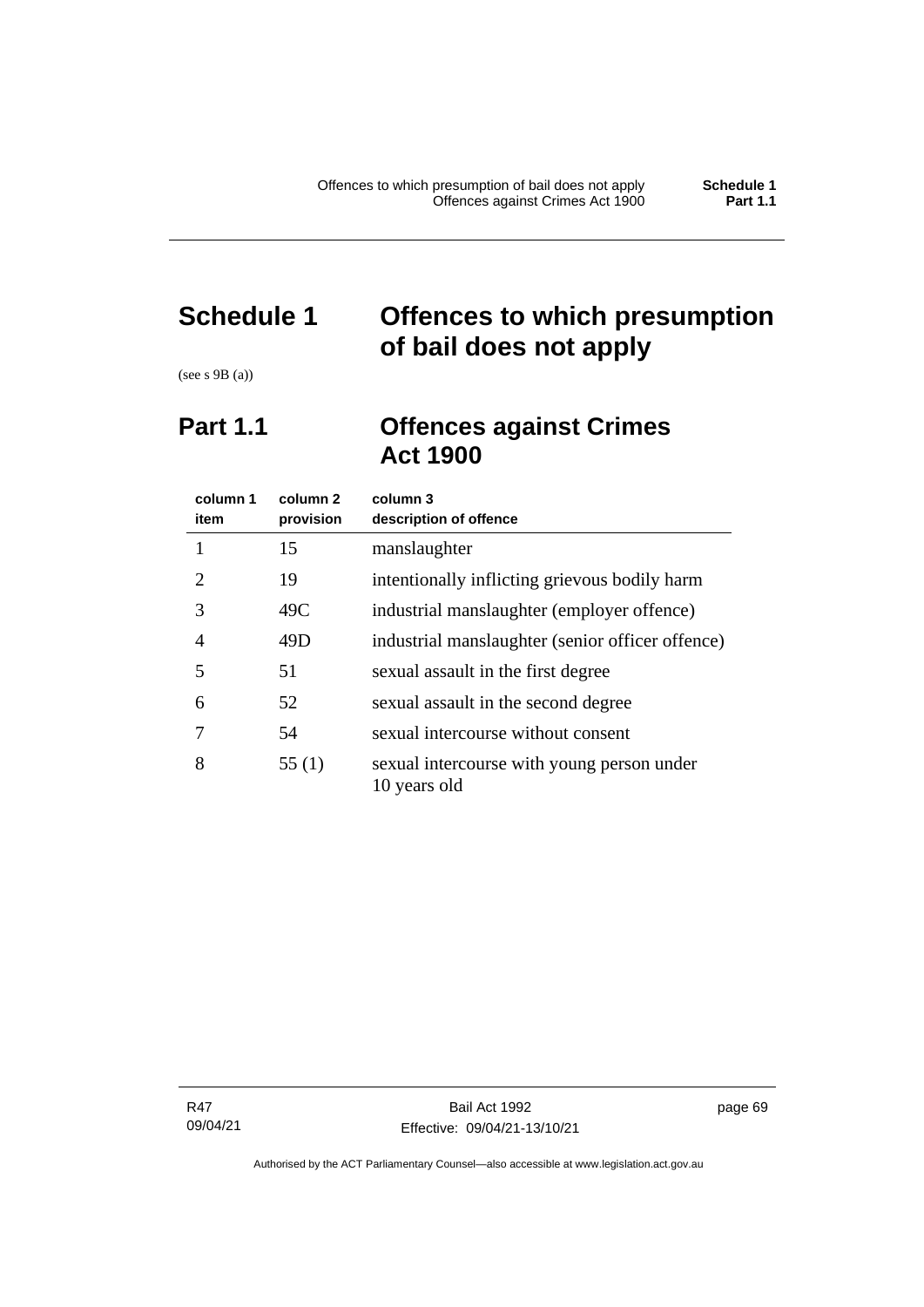# Schedule 1 Offences to which presumption of bail does not apply

(see s 9B (a))

## Part 1.1 Offences against Crimes Act 1900

| column 1 item | column 2 provision | column 3 description of offence |
|---|---|---|
| 1 | 15 | manslaughter |
| 2 | 19 | intentionally inflicting grievous bodily harm |
| 3 | 49C | industrial manslaughter (employer offence) |
| 4 | 49D | industrial manslaughter (senior officer offence) |
| 5 | 51 | sexual assault in the first degree |
| 6 | 52 | sexual assault in the second degree |
| 7 | 54 | sexual intercourse without consent |
| 8 | 55 (1) | sexual intercourse with young person under 10 years old |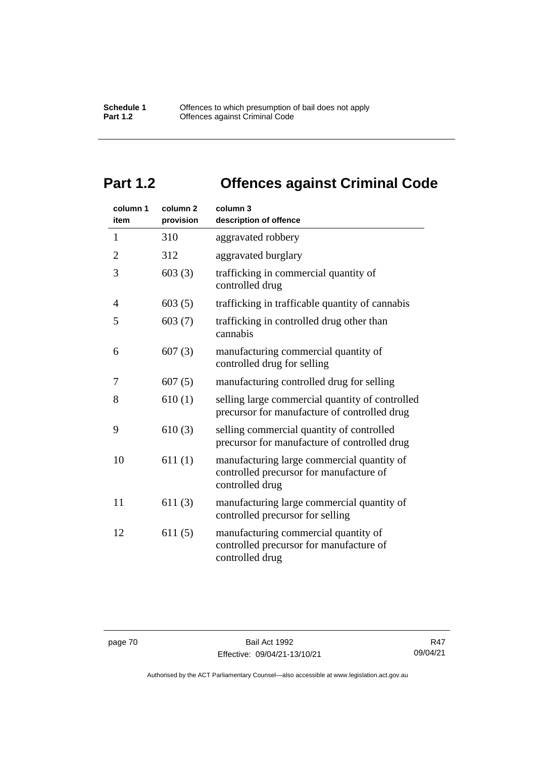## Part 1.2 Offences against Criminal Code

| column 1 item | column 2 provision | column 3 description of offence |
|---|---|---|
| 1 | 310 | aggravated robbery |
| 2 | 312 | aggravated burglary |
| 3 | 603 (3) | trafficking in commercial quantity of controlled drug |
| 4 | 603 (5) | trafficking in trafficable quantity of cannabis |
| 5 | 603 (7) | trafficking in controlled drug other than cannabis |
| 6 | 607 (3) | manufacturing commercial quantity of controlled drug for selling |
| 7 | 607 (5) | manufacturing controlled drug for selling |
| 8 | 610 (1) | selling large commercial quantity of controlled precursor for manufacture of controlled drug |
| 9 | 610 (3) | selling commercial quantity of controlled precursor for manufacture of controlled drug |
| 10 | 611 (1) | manufacturing large commercial quantity of controlled precursor for manufacture of controlled drug |
| 11 | 611 (3) | manufacturing large commercial quantity of controlled precursor for selling |
| 12 | 611 (5) | manufacturing commercial quantity of controlled precursor for manufacture of controlled drug |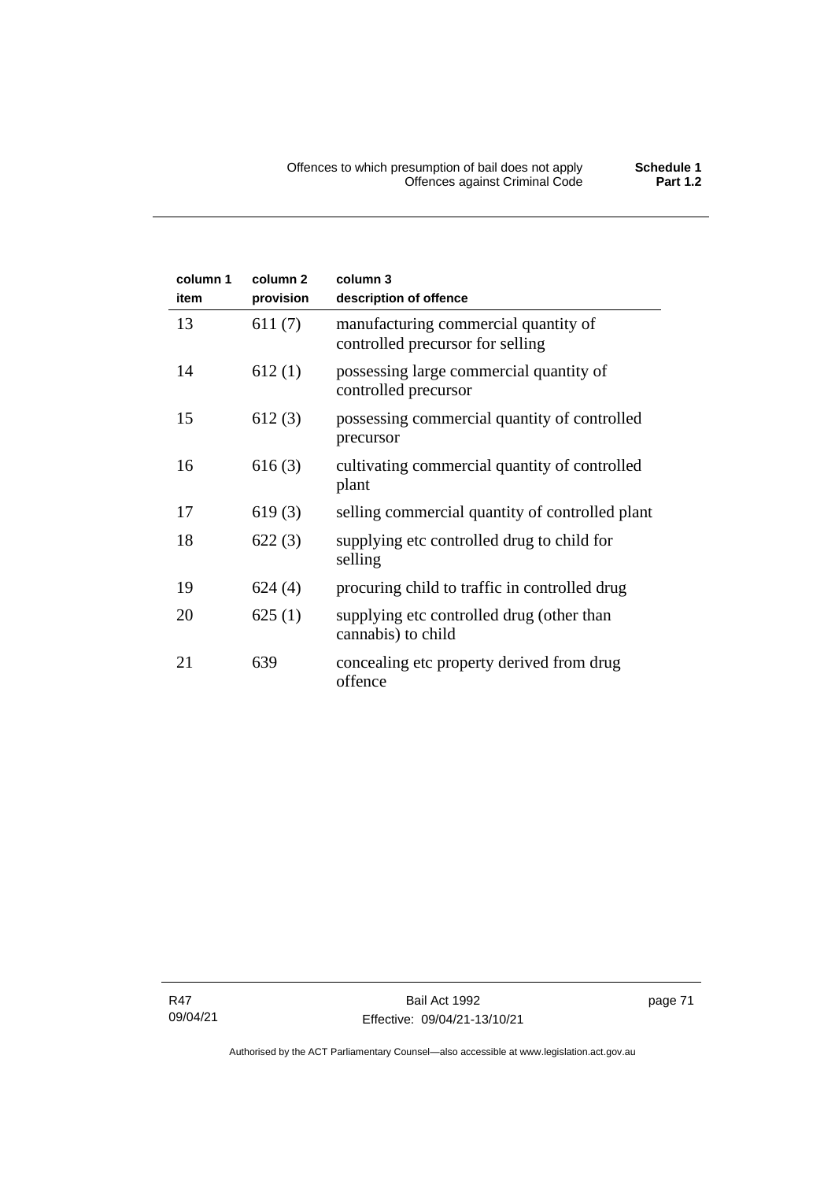| column 1 item | column 2 provision | column 3 description of offence |
|---|---|---|
| 13 | 611 (7) | manufacturing commercial quantity of controlled precursor for selling |
| 14 | 612 (1) | possessing large commercial quantity of controlled precursor |
| 15 | 612 (3) | possessing commercial quantity of controlled precursor |
| 16 | 616 (3) | cultivating commercial quantity of controlled plant |
| 17 | 619 (3) | selling commercial quantity of controlled plant |
| 18 | 622 (3) | supplying etc controlled drug to child for selling |
| 19 | 624 (4) | procuring child to traffic in controlled drug |
| 20 | 625 (1) | supplying etc controlled drug (other than cannabis) to child |
| 21 | 639 | concealing etc property derived from drug offence |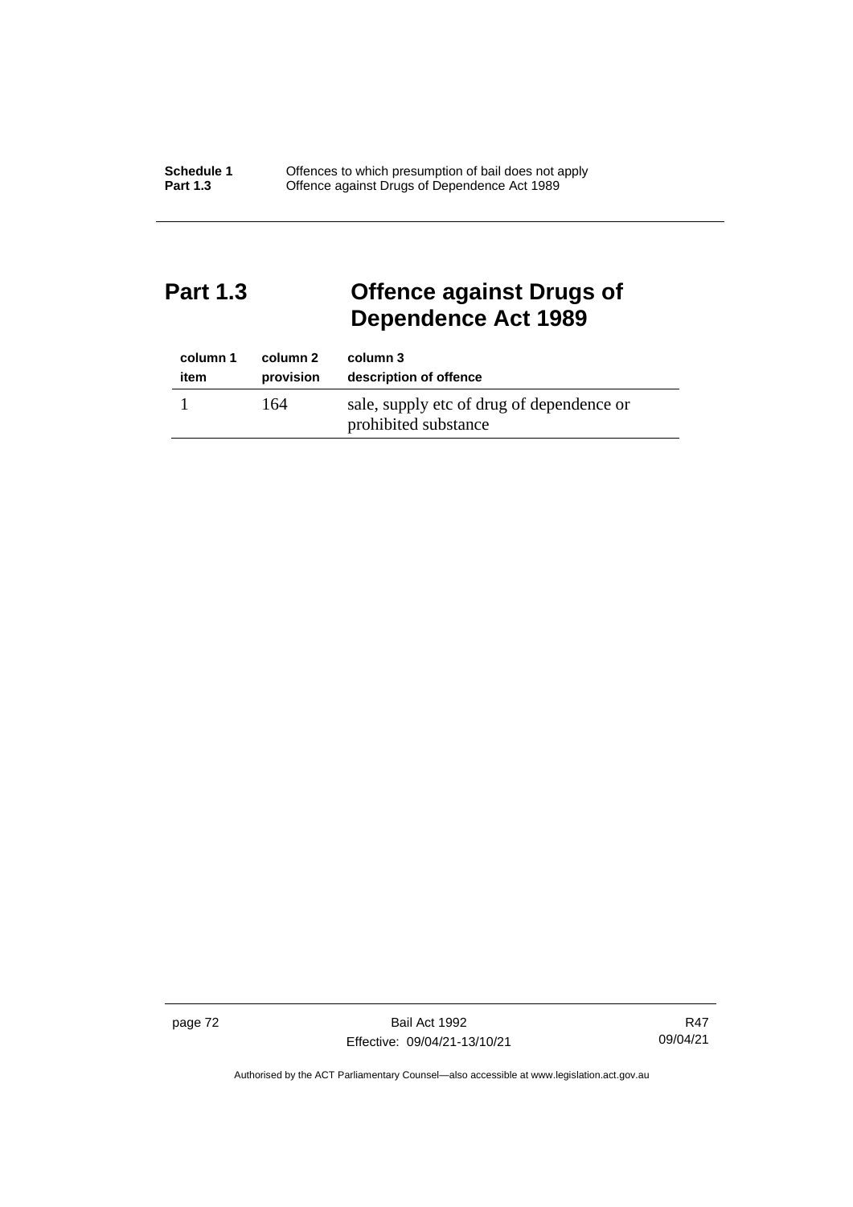## Part 1.3 Offence against Drugs of Dependence Act 1989

| column 1<br>item | column 2<br>provision | column 3<br>description of offence |
|---|---|---|
| 1 | 164 | sale, supply etc of drug of dependence or prohibited substance |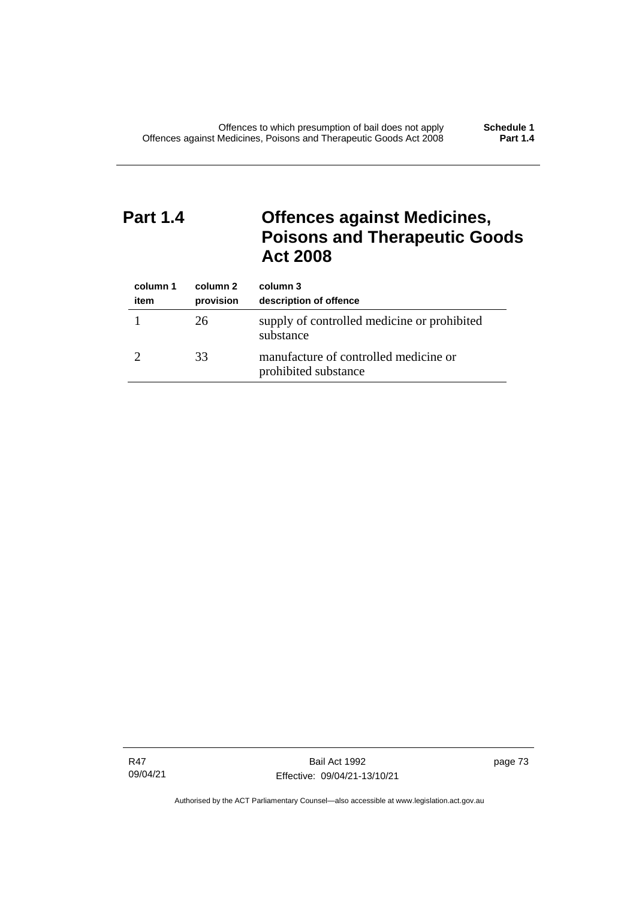## Part 1.4 Offences against Medicines, Poisons and Therapeutic Goods Act 2008

| column 1<br>item | column 2<br>provision | column 3<br>description of offence |
|---|---|---|
| 1 | 26 | supply of controlled medicine or prohibited substance |
| 2 | 33 | manufacture of controlled medicine or prohibited substance |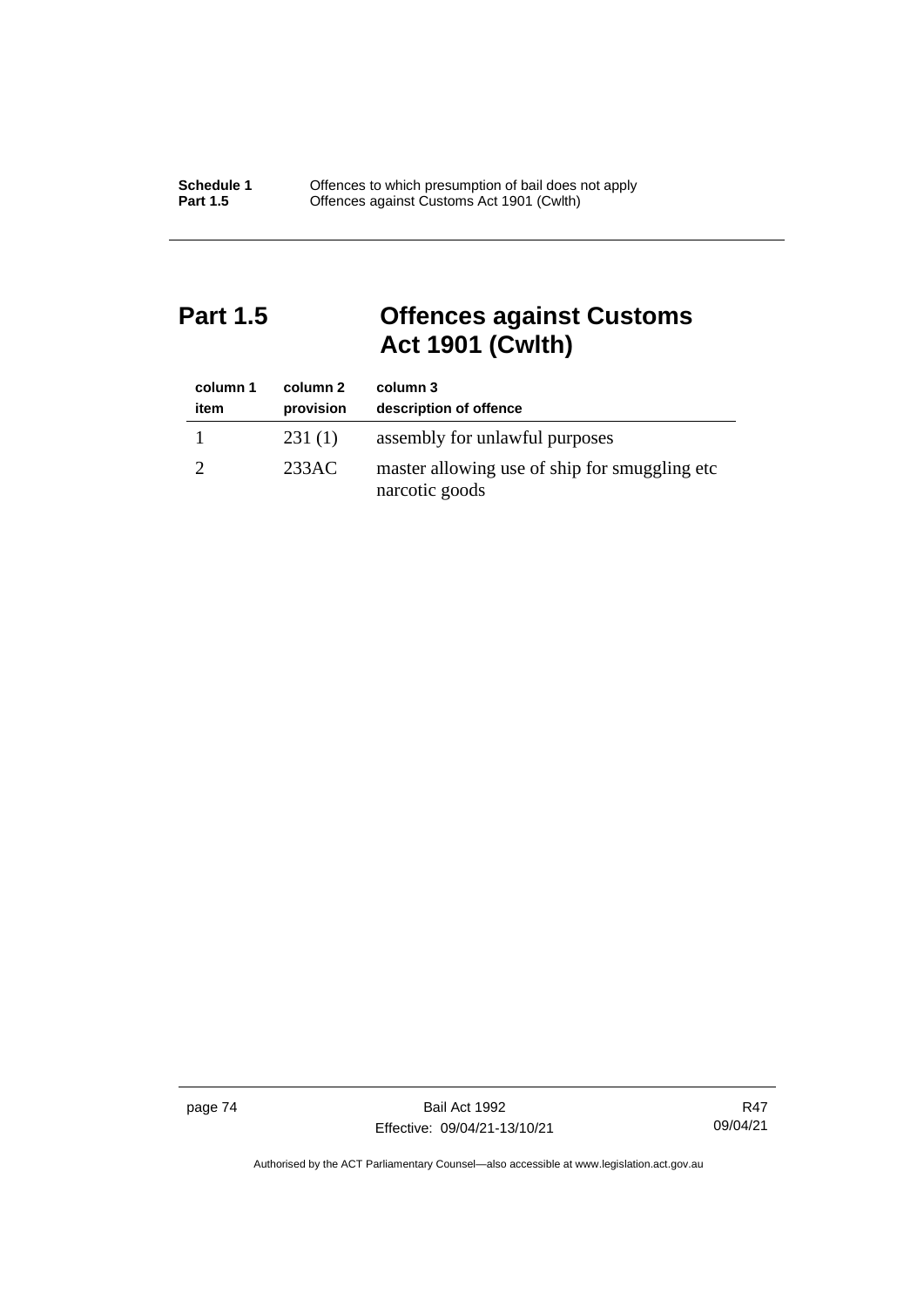## Part 1.5 Offences against Customs Act 1901 (Cwlth)

| column 1 item | column 2 provision | column 3 description of offence |
|---|---|---|
| 1 | 231 (1) | assembly for unlawful purposes |
| 2 | 233AC | master allowing use of ship for smuggling etc narcotic goods |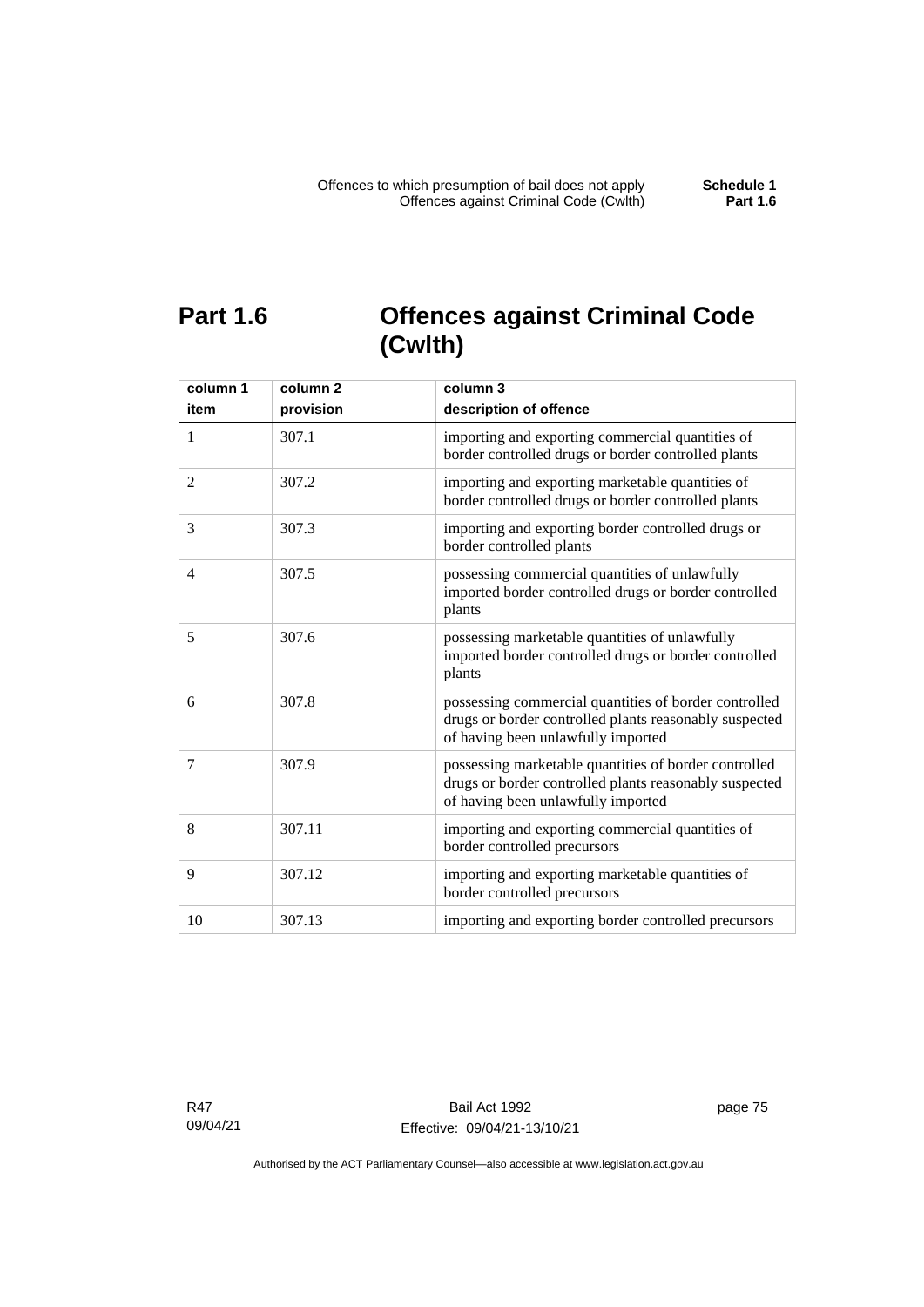## Part 1.6 Offences against Criminal Code (Cwlth)

| column 1<br>item | column 2<br>provision | column 3<br>description of offence |
|---|---|---|
| 1 | 307.1 | importing and exporting commercial quantities of border controlled drugs or border controlled plants |
| 2 | 307.2 | importing and exporting marketable quantities of border controlled drugs or border controlled plants |
| 3 | 307.3 | importing and exporting border controlled drugs or border controlled plants |
| 4 | 307.5 | possessing commercial quantities of unlawfully imported border controlled drugs or border controlled plants |
| 5 | 307.6 | possessing marketable quantities of unlawfully imported border controlled drugs or border controlled plants |
| 6 | 307.8 | possessing commercial quantities of border controlled drugs or border controlled plants reasonably suspected of having been unlawfully imported |
| 7 | 307.9 | possessing marketable quantities of border controlled drugs or border controlled plants reasonably suspected of having been unlawfully imported |
| 8 | 307.11 | importing and exporting commercial quantities of border controlled precursors |
| 9 | 307.12 | importing and exporting marketable quantities of border controlled precursors |
| 10 | 307.13 | importing and exporting border controlled precursors |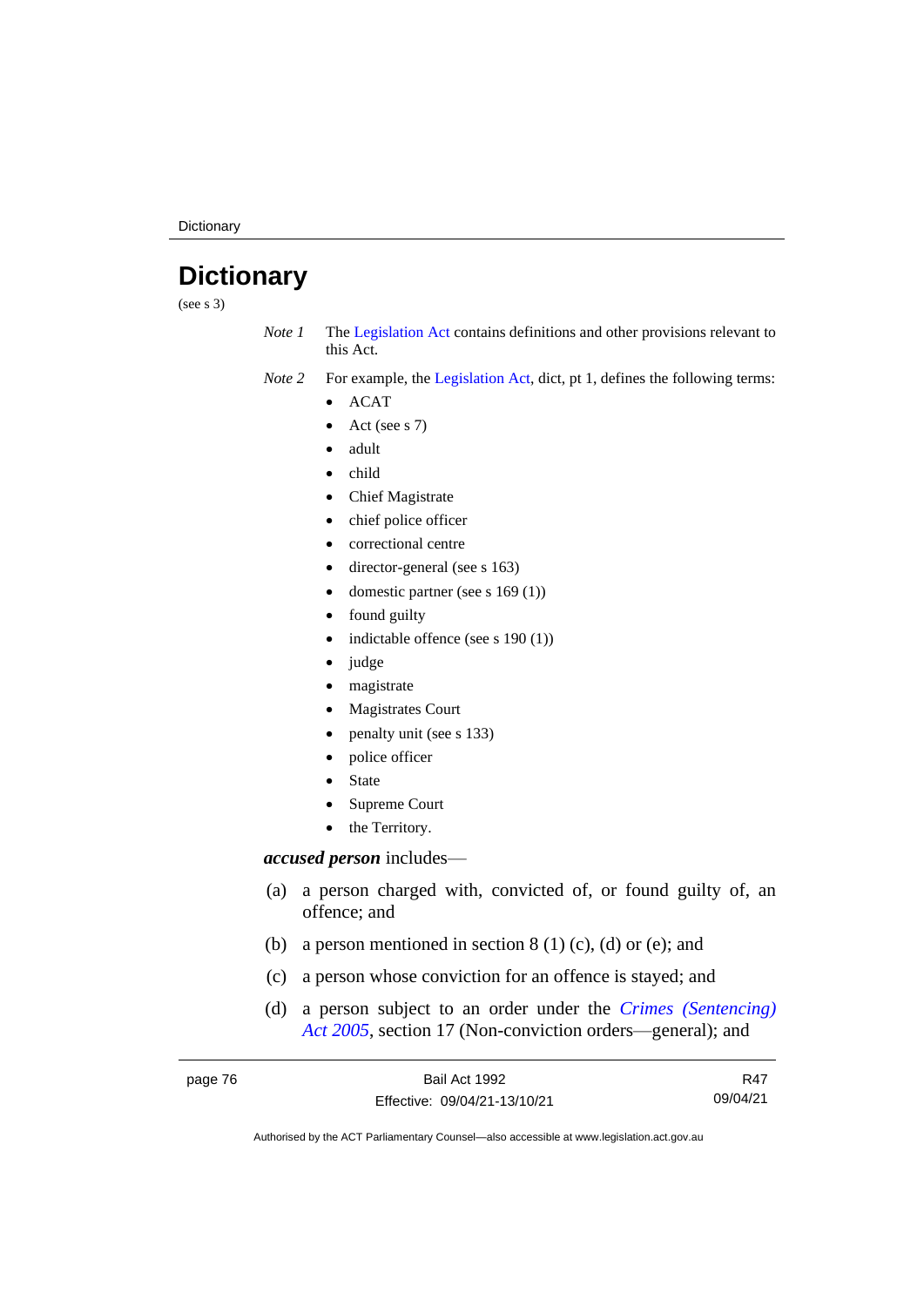# Dictionary

(see s 3)

*Note 1* The Legislation Act contains definitions and other provisions relevant to this Act.

*Note 2* For example, the Legislation Act, dict, pt 1, defines the following terms:

- ACAT
- Act (see s 7)
- adult
- child
- Chief Magistrate
- chief police officer
- correctional centre
- director-general (see s 163)
- domestic partner (see s 169 (1))
- found guilty
- indictable offence (see s 190 (1))
- judge
- magistrate
- Magistrates Court
- penalty unit (see s 133)
- police officer
- State
- Supreme Court
- the Territory.

***accused person*** includes—

(a) a person charged with, convicted of, or found guilty of, an offence; and

(b) a person mentioned in section 8 (1) (c), (d) or (e); and

(c) a person whose conviction for an offence is stayed; and

(d) a person subject to an order under the *Crimes (Sentencing) Act 2005*, section 17 (Non-conviction orders—general); and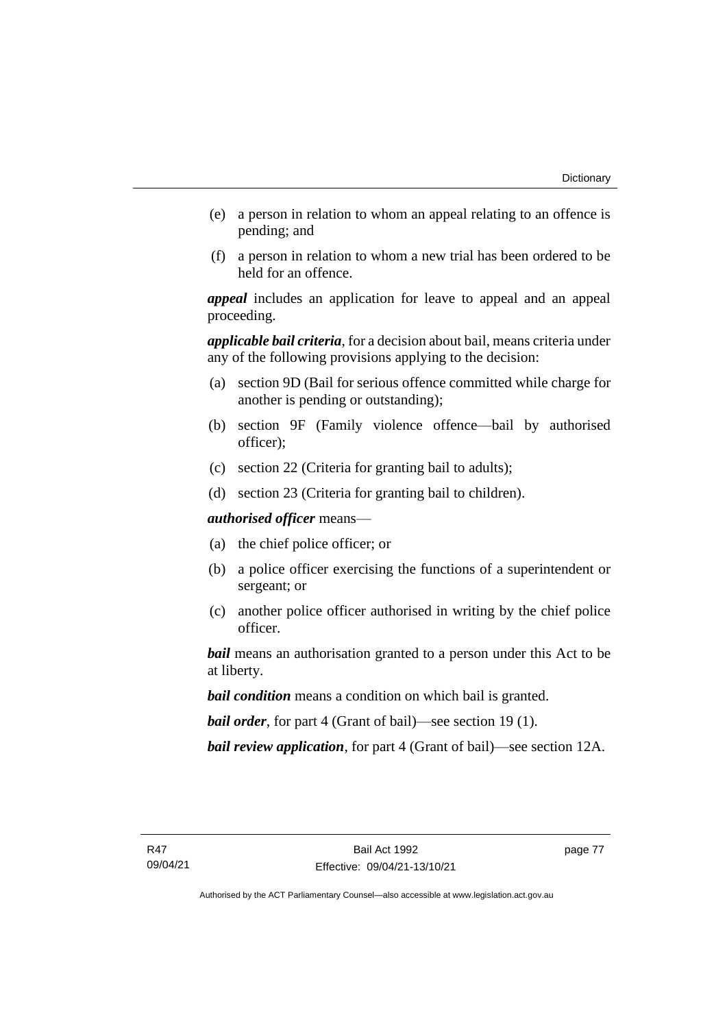(e) a person in relation to whom an appeal relating to an offence is pending; and

(f) a person in relation to whom a new trial has been ordered to be held for an offence.

***appeal*** includes an application for leave to appeal and an appeal proceeding.

***applicable bail criteria***, for a decision about bail, means criteria under any of the following provisions applying to the decision:

(a) section 9D (Bail for serious offence committed while charge for another is pending or outstanding);

(b) section 9F (Family violence offence—bail by authorised officer);

(c) section 22 (Criteria for granting bail to adults);

(d) section 23 (Criteria for granting bail to children).

***authorised officer*** means—

(a) the chief police officer; or

(b) a police officer exercising the functions of a superintendent or sergeant; or

(c) another police officer authorised in writing by the chief police officer.

***bail*** means an authorisation granted to a person under this Act to be at liberty.

***bail condition*** means a condition on which bail is granted.

***bail order***, for part 4 (Grant of bail)—see section 19 (1).

***bail review application***, for part 4 (Grant of bail)—see section 12A.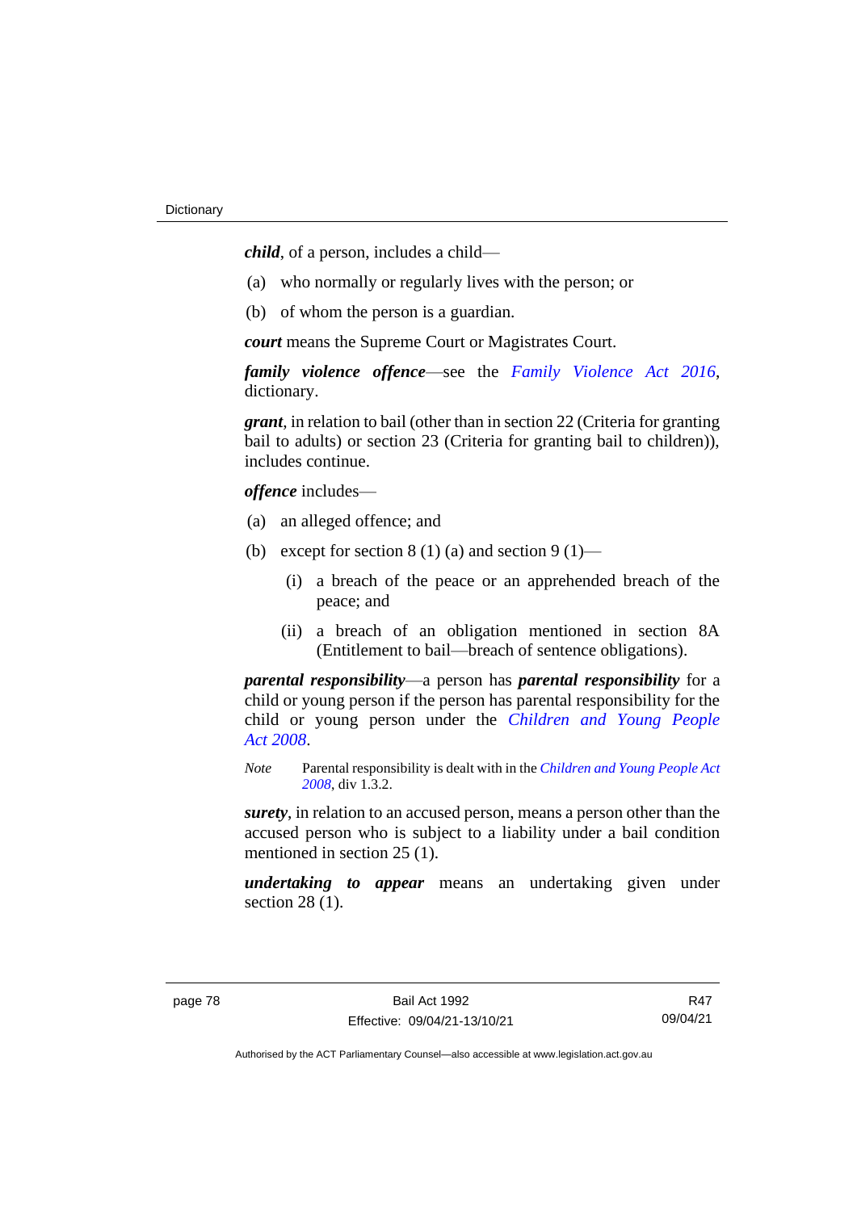***child***, of a person, includes a child—

(a) who normally or regularly lives with the person; or

(b) of whom the person is a guardian.

***court*** means the Supreme Court or Magistrates Court.

***family violence offence***—see the *Family Violence Act 2016*, dictionary.

***grant***, in relation to bail (other than in section 22 (Criteria for granting bail to adults) or section 23 (Criteria for granting bail to children)), includes continue.

***offence*** includes—

(a) an alleged offence; and

(b) except for section 8 (1) (a) and section 9 (1)—

  (i) a breach of the peace or an apprehended breach of the peace; and

  (ii) a breach of an obligation mentioned in section 8A (Entitlement to bail—breach of sentence obligations).

***parental responsibility***—a person has ***parental responsibility*** for a child or young person if the person has parental responsibility for the child or young person under the *Children and Young People Act 2008*.

*Note* Parental responsibility is dealt with in the *Children and Young People Act 2008*, div 1.3.2.

***surety***, in relation to an accused person, means a person other than the accused person who is subject to a liability under a bail condition mentioned in section 25 (1).

***undertaking to appear*** means an undertaking given under section 28 (1).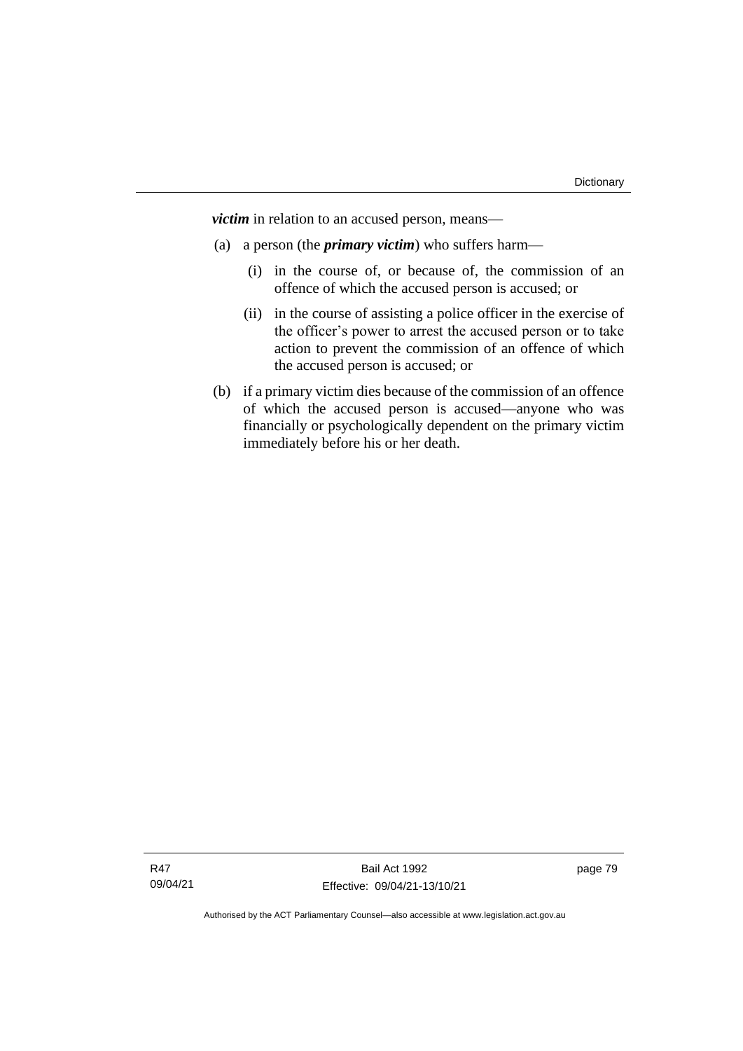***victim*** in relation to an accused person, means—

(a) a person (the ***primary victim***) who suffers harm—

   (i) in the course of, or because of, the commission of an offence of which the accused person is accused; or

   (ii) in the course of assisting a police officer in the exercise of the officer's power to arrest the accused person or to take action to prevent the commission of an offence of which the accused person is accused; or

(b) if a primary victim dies because of the commission of an offence of which the accused person is accused—anyone who was financially or psychologically dependent on the primary victim immediately before his or her death.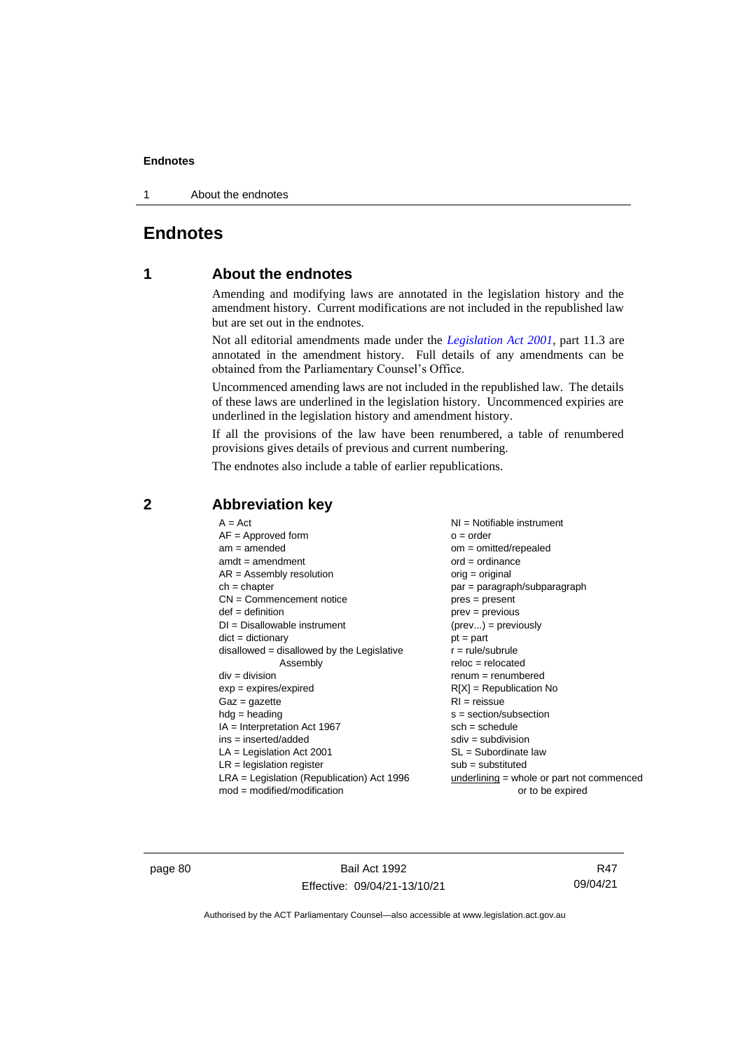# Endnotes

## 1 About the endnotes

Amending and modifying laws are annotated in the legislation history and the amendment history. Current modifications are not included in the republished law but are set out in the endnotes.

Not all editorial amendments made under the *Legislation Act 2001*, part 11.3 are annotated in the amendment history. Full details of any amendments can be obtained from the Parliamentary Counsel's Office.

Uncommenced amending laws are not included in the republished law. The details of these laws are underlined in the legislation history. Uncommenced expiries are underlined in the legislation history and amendment history.

If all the provisions of the law have been renumbered, a table of renumbered provisions gives details of previous and current numbering.

The endnotes also include a table of earlier republications.

## 2 Abbreviation key

A = Act
AF = Approved form
am = amended
amdt = amendment
AR = Assembly resolution
ch = chapter
CN = Commencement notice
def = definition
DI = Disallowable instrument
dict = dictionary
disallowed = disallowed by the Legislative Assembly
div = division
exp = expires/expired
Gaz = gazette
hdg = heading
IA = Interpretation Act 1967
ins = inserted/added
LA = Legislation Act 2001
LR = legislation register
LRA = Legislation (Republication) Act 1996
mod = modified/modification
NI = Notifiable instrument
o = order
om = omitted/repealed
ord = ordinance
orig = original
par = paragraph/subparagraph
pres = present
prev = previous
(prev...) = previously
pt = part
r = rule/subrule
reloc = relocated
renum = renumbered
R[X] = Republication No
RI = reissue
s = section/subsection
sch = schedule
sdiv = subdivision
SL = Subordinate law
sub = substituted
underlining = whole or part not commenced or to be expired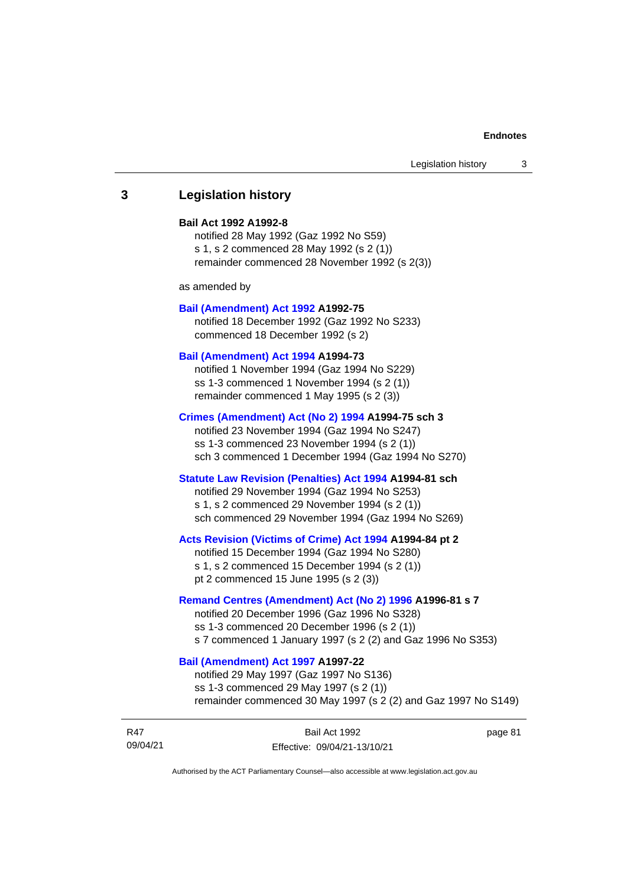## 3 Legislation history

**Bail Act 1992 A1992-8**

notified 28 May 1992 (Gaz 1992 No S59)
s 1, s 2 commenced 28 May 1992 (s 2 (1))
remainder commenced 28 November 1992 (s 2(3))

as amended by

**Bail (Amendment) Act 1992 A1992-75**

notified 18 December 1992 (Gaz 1992 No S233)
commenced 18 December 1992 (s 2)

**Bail (Amendment) Act 1994 A1994-73**

notified 1 November 1994 (Gaz 1994 No S229)
ss 1-3 commenced 1 November 1994 (s 2 (1))
remainder commenced 1 May 1995 (s 2 (3))

**Crimes (Amendment) Act (No 2) 1994 A1994-75 sch 3**

notified 23 November 1994 (Gaz 1994 No S247)
ss 1-3 commenced 23 November 1994 (s 2 (1))
sch 3 commenced 1 December 1994 (Gaz 1994 No S270)

**Statute Law Revision (Penalties) Act 1994 A1994-81 sch**

notified 29 November 1994 (Gaz 1994 No S253)
s 1, s 2 commenced 29 November 1994 (s 2 (1))
sch commenced 29 November 1994 (Gaz 1994 No S269)

**Acts Revision (Victims of Crime) Act 1994 A1994-84 pt 2**

notified 15 December 1994 (Gaz 1994 No S280)
s 1, s 2 commenced 15 December 1994 (s 2 (1))
pt 2 commenced 15 June 1995 (s 2 (3))

**Remand Centres (Amendment) Act (No 2) 1996 A1996-81 s 7**

notified 20 December 1996 (Gaz 1996 No S328)
ss 1-3 commenced 20 December 1996 (s 2 (1))
s 7 commenced 1 January 1997 (s 2 (2) and Gaz 1996 No S353)

**Bail (Amendment) Act 1997 A1997-22**

notified 29 May 1997 (Gaz 1997 No S136)
ss 1-3 commenced 29 May 1997 (s 2 (1))
remainder commenced 30 May 1997 (s 2 (2) and Gaz 1997 No S149)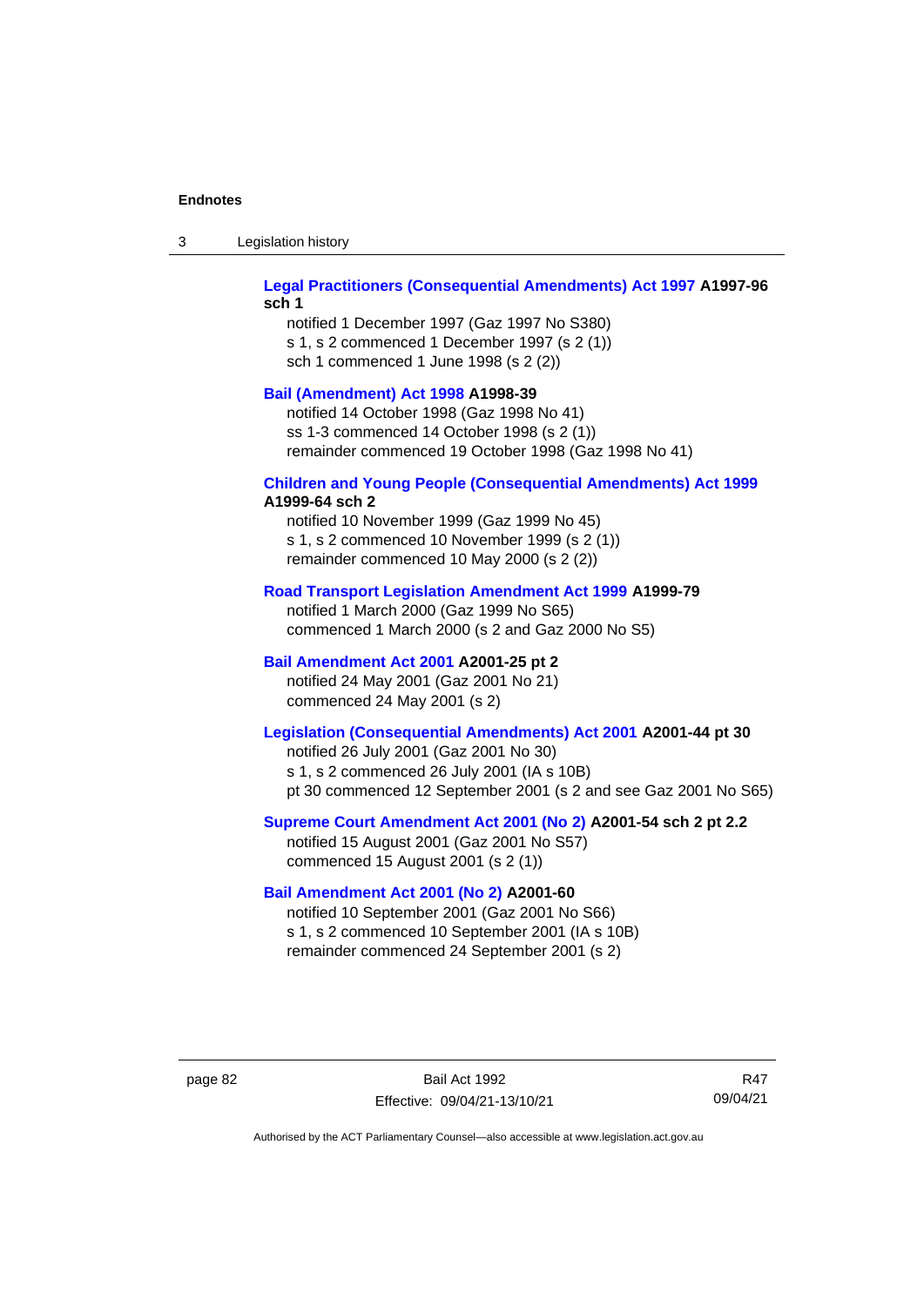**Legal Practitioners (Consequential Amendments) Act 1997 A1997-96 sch 1**

notified 1 December 1997 (Gaz 1997 No S380)
s 1, s 2 commenced 1 December 1997 (s 2 (1))
sch 1 commenced 1 June 1998 (s 2 (2))

**Bail (Amendment) Act 1998 A1998-39**

notified 14 October 1998 (Gaz 1998 No 41)
ss 1-3 commenced 14 October 1998 (s 2 (1))
remainder commenced 19 October 1998 (Gaz 1998 No 41)

**Children and Young People (Consequential Amendments) Act 1999 A1999-64 sch 2**

notified 10 November 1999 (Gaz 1999 No 45)
s 1, s 2 commenced 10 November 1999 (s 2 (1))
remainder commenced 10 May 2000 (s 2 (2))

**Road Transport Legislation Amendment Act 1999 A1999-79**

notified 1 March 2000 (Gaz 1999 No S65)
commenced 1 March 2000 (s 2 and Gaz 2000 No S5)

**Bail Amendment Act 2001 A2001-25 pt 2**

notified 24 May 2001 (Gaz 2001 No 21)
commenced 24 May 2001 (s 2)

**Legislation (Consequential Amendments) Act 2001 A2001-44 pt 30**

notified 26 July 2001 (Gaz 2001 No 30)
s 1, s 2 commenced 26 July 2001 (IA s 10B)
pt 30 commenced 12 September 2001 (s 2 and see Gaz 2001 No S65)

**Supreme Court Amendment Act 2001 (No 2) A2001-54 sch 2 pt 2.2**

notified 15 August 2001 (Gaz 2001 No S57)
commenced 15 August 2001 (s 2 (1))

**Bail Amendment Act 2001 (No 2) A2001-60**

notified 10 September 2001 (Gaz 2001 No S66)
s 1, s 2 commenced 10 September 2001 (IA s 10B)
remainder commenced 24 September 2001 (s 2)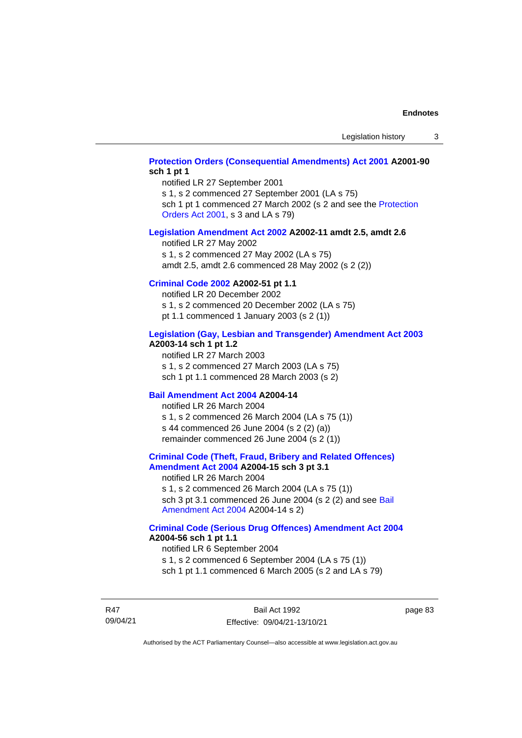**Protection Orders (Consequential Amendments) Act 2001 A2001-90 sch 1 pt 1**

notified LR 27 September 2001
s 1, s 2 commenced 27 September 2001 (LA s 75)
sch 1 pt 1 commenced 27 March 2002 (s 2 and see the Protection Orders Act 2001, s 3 and LA s 79)

**Legislation Amendment Act 2002 A2002-11 amdt 2.5, amdt 2.6**

notified LR 27 May 2002
s 1, s 2 commenced 27 May 2002 (LA s 75)
amdt 2.5, amdt 2.6 commenced 28 May 2002 (s 2 (2))

**Criminal Code 2002 A2002-51 pt 1.1**

notified LR 20 December 2002
s 1, s 2 commenced 20 December 2002 (LA s 75)
pt 1.1 commenced 1 January 2003 (s 2 (1))

**Legislation (Gay, Lesbian and Transgender) Amendment Act 2003 A2003-14 sch 1 pt 1.2**

notified LR 27 March 2003
s 1, s 2 commenced 27 March 2003 (LA s 75)
sch 1 pt 1.1 commenced 28 March 2003 (s 2)

**Bail Amendment Act 2004 A2004-14**

notified LR 26 March 2004
s 1, s 2 commenced 26 March 2004 (LA s 75 (1))
s 44 commenced 26 June 2004 (s 2 (2) (a))
remainder commenced 26 June 2004 (s 2 (1))

**Criminal Code (Theft, Fraud, Bribery and Related Offences) Amendment Act 2004 A2004-15 sch 3 pt 3.1**

notified LR 26 March 2004
s 1, s 2 commenced 26 March 2004 (LA s 75 (1))
sch 3 pt 3.1 commenced 26 June 2004 (s 2 (2) and see Bail Amendment Act 2004 A2004-14 s 2)

**Criminal Code (Serious Drug Offences) Amendment Act 2004 A2004-56 sch 1 pt 1.1**

notified LR 6 September 2004
s 1, s 2 commenced 6 September 2004 (LA s 75 (1))
sch 1 pt 1.1 commenced 6 March 2005 (s 2 and LA s 79)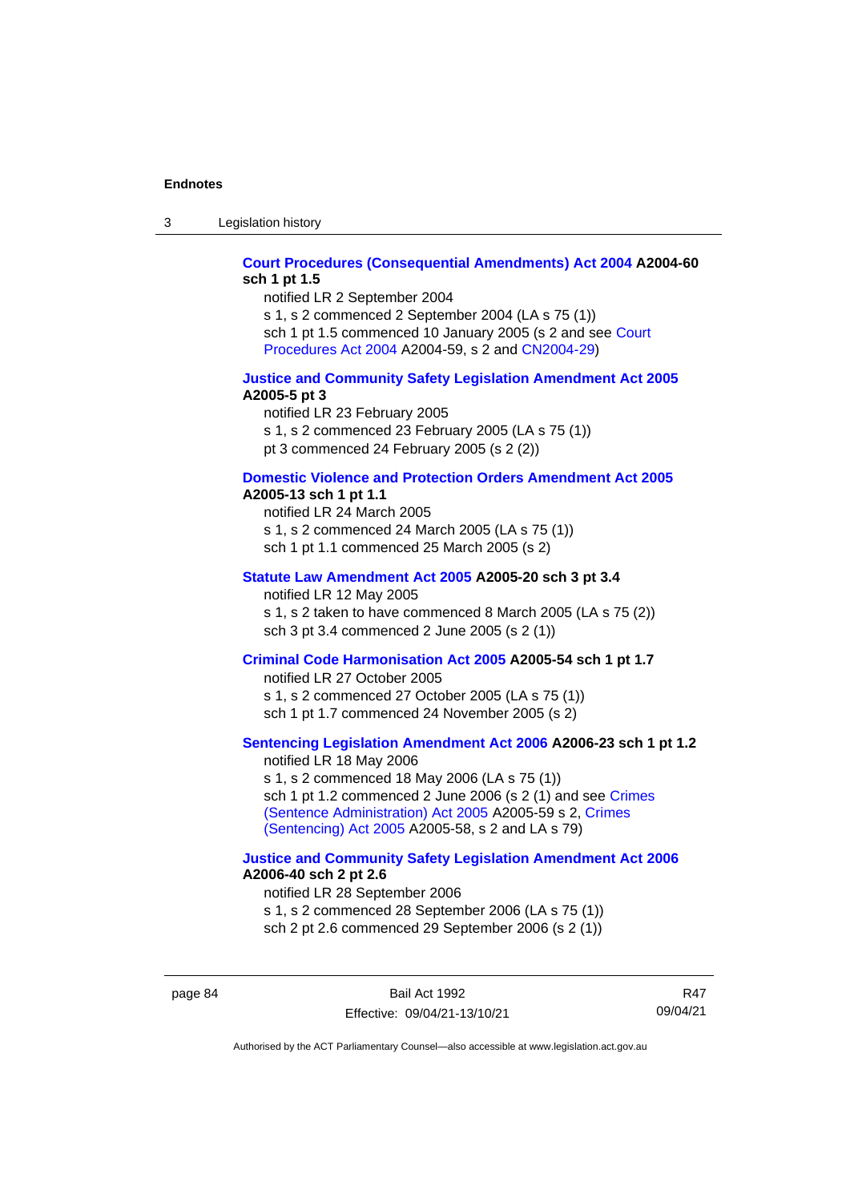**Court Procedures (Consequential Amendments) Act 2004 A2004-60 sch 1 pt 1.5**

notified LR 2 September 2004

s 1, s 2 commenced 2 September 2004 (LA s 75 (1))

sch 1 pt 1.5 commenced 10 January 2005 (s 2 and see Court Procedures Act 2004 A2004-59, s 2 and CN2004-29)

**Justice and Community Safety Legislation Amendment Act 2005 A2005-5 pt 3**

notified LR 23 February 2005

s 1, s 2 commenced 23 February 2005 (LA s 75 (1))

pt 3 commenced 24 February 2005 (s 2 (2))

**Domestic Violence and Protection Orders Amendment Act 2005 A2005-13 sch 1 pt 1.1**

notified LR 24 March 2005

s 1, s 2 commenced 24 March 2005 (LA s 75 (1))

sch 1 pt 1.1 commenced 25 March 2005 (s 2)

**Statute Law Amendment Act 2005 A2005-20 sch 3 pt 3.4**

notified LR 12 May 2005

s 1, s 2 taken to have commenced 8 March 2005 (LA s 75 (2))

sch 3 pt 3.4 commenced 2 June 2005 (s 2 (1))

**Criminal Code Harmonisation Act 2005 A2005-54 sch 1 pt 1.7**

notified LR 27 October 2005

s 1, s 2 commenced 27 October 2005 (LA s 75 (1))

sch 1 pt 1.7 commenced 24 November 2005 (s 2)

**Sentencing Legislation Amendment Act 2006 A2006-23 sch 1 pt 1.2**

notified LR 18 May 2006

s 1, s 2 commenced 18 May 2006 (LA s 75 (1))

sch 1 pt 1.2 commenced 2 June 2006 (s 2 (1) and see Crimes (Sentence Administration) Act 2005 A2005-59 s 2, Crimes (Sentencing) Act 2005 A2005-58, s 2 and LA s 79)

**Justice and Community Safety Legislation Amendment Act 2006 A2006-40 sch 2 pt 2.6**

notified LR 28 September 2006

s 1, s 2 commenced 28 September 2006 (LA s 75 (1))

sch 2 pt 2.6 commenced 29 September 2006 (s 2 (1))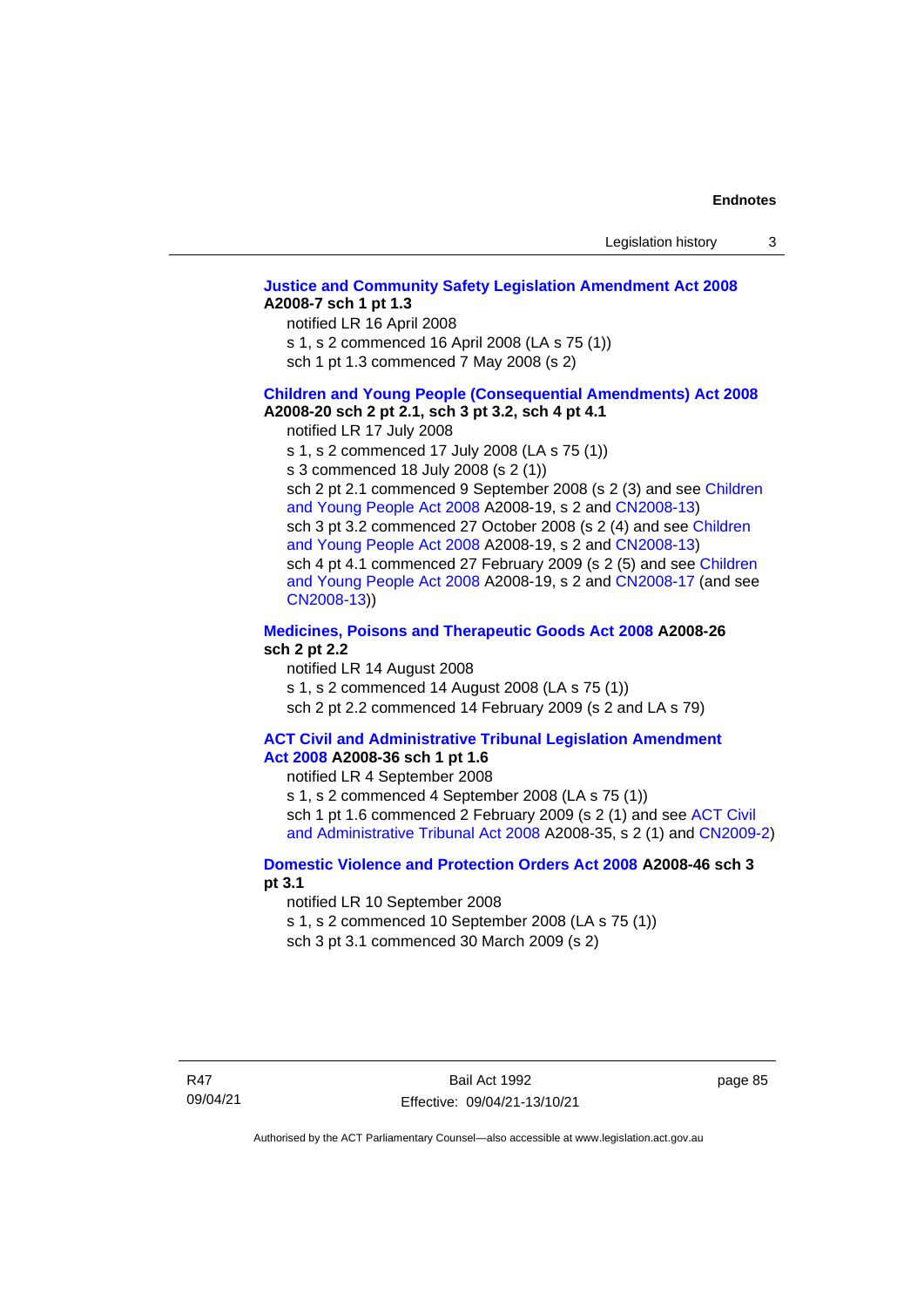**Justice and Community Safety Legislation Amendment Act 2008 A2008-7 sch 1 pt 1.3**

notified LR 16 April 2008

s 1, s 2 commenced 16 April 2008 (LA s 75 (1))

sch 1 pt 1.3 commenced 7 May 2008 (s 2)

**Children and Young People (Consequential Amendments) Act 2008 A2008-20 sch 2 pt 2.1, sch 3 pt 3.2, sch 4 pt 4.1**

notified LR 17 July 2008

s 1, s 2 commenced 17 July 2008 (LA s 75 (1))

s 3 commenced 18 July 2008 (s 2 (1))

sch 2 pt 2.1 commenced 9 September 2008 (s 2 (3) and see Children and Young People Act 2008 A2008-19, s 2 and CN2008-13)

sch 3 pt 3.2 commenced 27 October 2008 (s 2 (4) and see Children and Young People Act 2008 A2008-19, s 2 and CN2008-13)

sch 4 pt 4.1 commenced 27 February 2009 (s 2 (5) and see Children and Young People Act 2008 A2008-19, s 2 and CN2008-17 (and see CN2008-13))

**Medicines, Poisons and Therapeutic Goods Act 2008 A2008-26 sch 2 pt 2.2**

notified LR 14 August 2008

s 1, s 2 commenced 14 August 2008 (LA s 75 (1))

sch 2 pt 2.2 commenced 14 February 2009 (s 2 and LA s 79)

**ACT Civil and Administrative Tribunal Legislation Amendment Act 2008 A2008-36 sch 1 pt 1.6**

notified LR 4 September 2008

s 1, s 2 commenced 4 September 2008 (LA s 75 (1))

sch 1 pt 1.6 commenced 2 February 2009 (s 2 (1) and see ACT Civil and Administrative Tribunal Act 2008 A2008-35, s 2 (1) and CN2009-2)

**Domestic Violence and Protection Orders Act 2008 A2008-46 sch 3 pt 3.1**

notified LR 10 September 2008

s 1, s 2 commenced 10 September 2008 (LA s 75 (1))

sch 3 pt 3.1 commenced 30 March 2009 (s 2)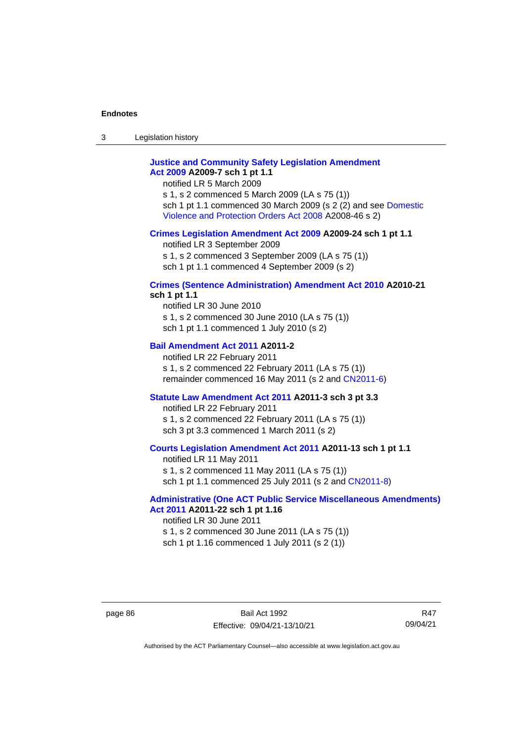**Justice and Community Safety Legislation Amendment Act 2009 A2009-7 sch 1 pt 1.1**

notified LR 5 March 2009

s 1, s 2 commenced 5 March 2009 (LA s 75 (1))

sch 1 pt 1.1 commenced 30 March 2009 (s 2 (2) and see Domestic Violence and Protection Orders Act 2008 A2008-46 s 2)

**Crimes Legislation Amendment Act 2009 A2009-24 sch 1 pt 1.1**

notified LR 3 September 2009

s 1, s 2 commenced 3 September 2009 (LA s 75 (1))

sch 1 pt 1.1 commenced 4 September 2009 (s 2)

**Crimes (Sentence Administration) Amendment Act 2010 A2010-21 sch 1 pt 1.1**

notified LR 30 June 2010

s 1, s 2 commenced 30 June 2010 (LA s 75 (1))

sch 1 pt 1.1 commenced 1 July 2010 (s 2)

**Bail Amendment Act 2011 A2011-2**

notified LR 22 February 2011

s 1, s 2 commenced 22 February 2011 (LA s 75 (1))

remainder commenced 16 May 2011 (s 2 and CN2011-6)

**Statute Law Amendment Act 2011 A2011-3 sch 3 pt 3.3**

notified LR 22 February 2011

s 1, s 2 commenced 22 February 2011 (LA s 75 (1))

sch 3 pt 3.3 commenced 1 March 2011 (s 2)

**Courts Legislation Amendment Act 2011 A2011-13 sch 1 pt 1.1**

notified LR 11 May 2011

s 1, s 2 commenced 11 May 2011 (LA s 75 (1))

sch 1 pt 1.1 commenced 25 July 2011 (s 2 and CN2011-8)

**Administrative (One ACT Public Service Miscellaneous Amendments) Act 2011 A2011-22 sch 1 pt 1.16**

notified LR 30 June 2011

s 1, s 2 commenced 30 June 2011 (LA s 75 (1))

sch 1 pt 1.16 commenced 1 July 2011 (s 2 (1))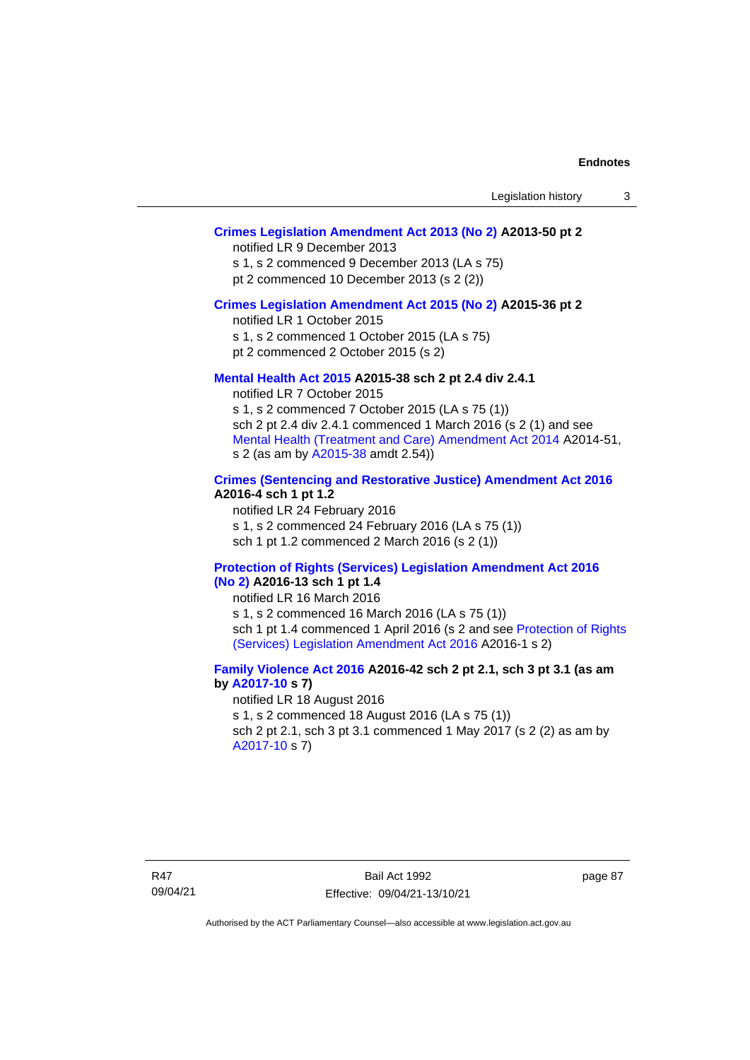**Crimes Legislation Amendment Act 2013 (No 2) A2013-50 pt 2**

notified LR 9 December 2013

s 1, s 2 commenced 9 December 2013 (LA s 75)

pt 2 commenced 10 December 2013 (s 2 (2))

**Crimes Legislation Amendment Act 2015 (No 2) A2015-36 pt 2**

notified LR 1 October 2015

s 1, s 2 commenced 1 October 2015 (LA s 75)

pt 2 commenced 2 October 2015 (s 2)

**Mental Health Act 2015 A2015-38 sch 2 pt 2.4 div 2.4.1**

notified LR 7 October 2015

s 1, s 2 commenced 7 October 2015 (LA s 75 (1))

sch 2 pt 2.4 div 2.4.1 commenced 1 March 2016 (s 2 (1) and see Mental Health (Treatment and Care) Amendment Act 2014 A2014-51, s 2 (as am by A2015-38 amdt 2.54))

**Crimes (Sentencing and Restorative Justice) Amendment Act 2016 A2016-4 sch 1 pt 1.2**

notified LR 24 February 2016

s 1, s 2 commenced 24 February 2016 (LA s 75 (1))

sch 1 pt 1.2 commenced 2 March 2016 (s 2 (1))

**Protection of Rights (Services) Legislation Amendment Act 2016 (No 2) A2016-13 sch 1 pt 1.4**

notified LR 16 March 2016

s 1, s 2 commenced 16 March 2016 (LA s 75 (1))

sch 1 pt 1.4 commenced 1 April 2016 (s 2 and see Protection of Rights (Services) Legislation Amendment Act 2016 A2016-1 s 2)

**Family Violence Act 2016 A2016-42 sch 2 pt 2.1, sch 3 pt 3.1 (as am by A2017-10 s 7)**

notified LR 18 August 2016

s 1, s 2 commenced 18 August 2016 (LA s 75 (1))

sch 2 pt 2.1, sch 3 pt 3.1 commenced 1 May 2017 (s 2 (2) as am by A2017-10 s 7)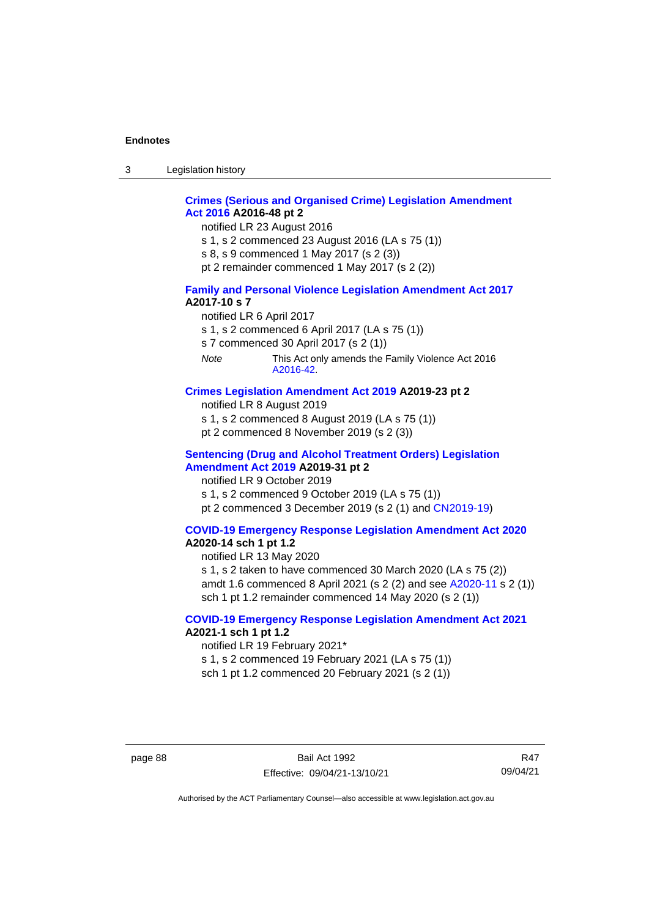**Crimes (Serious and Organised Crime) Legislation Amendment Act 2016 A2016-48 pt 2**

notified LR 23 August 2016

s 1, s 2 commenced 23 August 2016 (LA s 75 (1))

s 8, s 9 commenced 1 May 2017 (s 2 (3))

pt 2 remainder commenced 1 May 2017 (s 2 (2))

**Family and Personal Violence Legislation Amendment Act 2017 A2017-10 s 7**

notified LR 6 April 2017

s 1, s 2 commenced 6 April 2017 (LA s 75 (1))

s 7 commenced 30 April 2017 (s 2 (1))

*Note* This Act only amends the Family Violence Act 2016 A2016-42.

**Crimes Legislation Amendment Act 2019 A2019-23 pt 2**

notified LR 8 August 2019

s 1, s 2 commenced 8 August 2019 (LA s 75 (1))

pt 2 commenced 8 November 2019 (s 2 (3))

**Sentencing (Drug and Alcohol Treatment Orders) Legislation Amendment Act 2019 A2019-31 pt 2**

notified LR 9 October 2019

s 1, s 2 commenced 9 October 2019 (LA s 75 (1))

pt 2 commenced 3 December 2019 (s 2 (1) and CN2019-19)

**COVID-19 Emergency Response Legislation Amendment Act 2020 A2020-14 sch 1 pt 1.2**

notified LR 13 May 2020

s 1, s 2 taken to have commenced 30 March 2020 (LA s 75 (2))

amdt 1.6 commenced 8 April 2021 (s 2 (2) and see A2020-11 s 2 (1))

sch 1 pt 1.2 remainder commenced 14 May 2020 (s 2 (1))

**COVID-19 Emergency Response Legislation Amendment Act 2021 A2021-1 sch 1 pt 1.2**

notified LR 19 February 2021*

s 1, s 2 commenced 19 February 2021 (LA s 75 (1))

sch 1 pt 1.2 commenced 20 February 2021 (s 2 (1))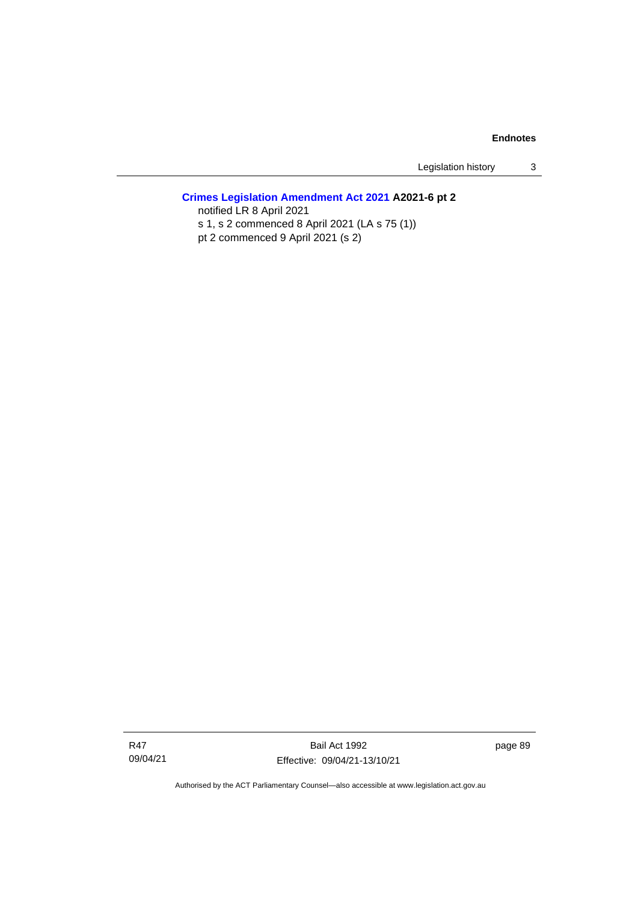**Crimes Legislation Amendment Act 2021 A2021-6 pt 2**

notified LR 8 April 2021

s 1, s 2 commenced 8 April 2021 (LA s 75 (1))

pt 2 commenced 9 April 2021 (s 2)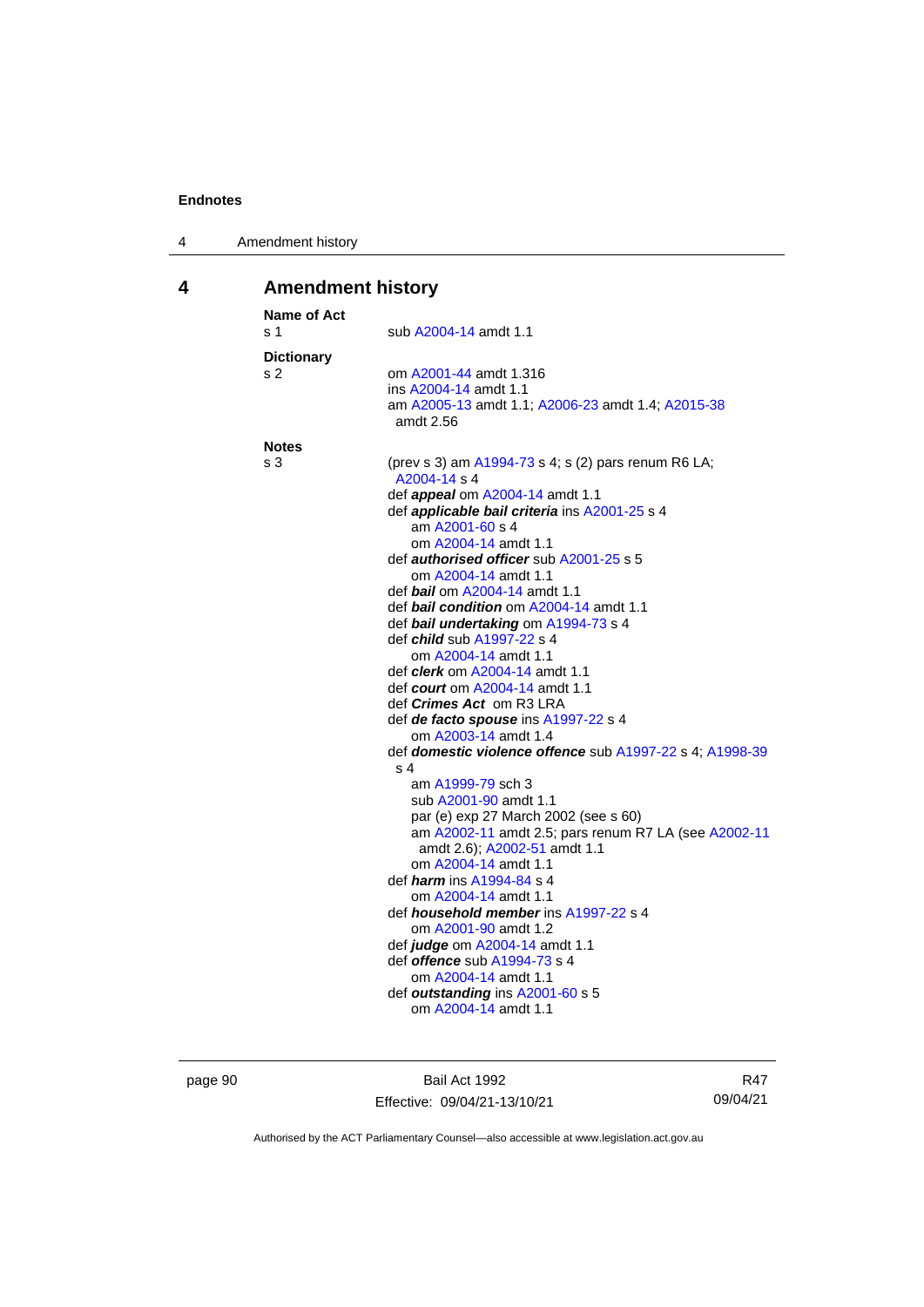# 4 Amendment history

**Name of Act**

s 1 sub A2004-14 amdt 1.1

**Dictionary**

s 2 om A2001-44 amdt 1.316
ins A2004-14 amdt 1.1
am A2005-13 amdt 1.1; A2006-23 amdt 1.4; A2015-38 amdt 2.56

**Notes**

s 3 (prev s 3) am A1994-73 s 4; s (2) pars renum R6 LA; A2004-14 s 4
def ***appeal*** om A2004-14 amdt 1.1
def ***applicable bail criteria*** ins A2001-25 s 4
am A2001-60 s 4
om A2004-14 amdt 1.1
def ***authorised officer*** sub A2001-25 s 5
om A2004-14 amdt 1.1
def ***bail*** om A2004-14 amdt 1.1
def ***bail condition*** om A2004-14 amdt 1.1
def ***bail undertaking*** om A1994-73 s 4
def ***child*** sub A1997-22 s 4
om A2004-14 amdt 1.1
def ***clerk*** om A2004-14 amdt 1.1
def ***court*** om A2004-14 amdt 1.1
def ***Crimes Act*** om R3 LRA
def ***de facto spouse*** ins A1997-22 s 4
om A2003-14 amdt 1.4
def ***domestic violence offence*** sub A1997-22 s 4; A1998-39 s 4
am A1999-79 sch 3
sub A2001-90 amdt 1.1
par (e) exp 27 March 2002 (see s 60)
am A2002-11 amdt 2.5; pars renum R7 LA (see A2002-11 amdt 2.6); A2002-51 amdt 1.1
om A2004-14 amdt 1.1
def ***harm*** ins A1994-84 s 4
om A2004-14 amdt 1.1
def ***household member*** ins A1997-22 s 4
om A2001-90 amdt 1.2
def ***judge*** om A2004-14 amdt 1.1
def ***offence*** sub A1994-73 s 4
om A2004-14 amdt 1.1
def ***outstanding*** ins A2001-60 s 5
om A2004-14 amdt 1.1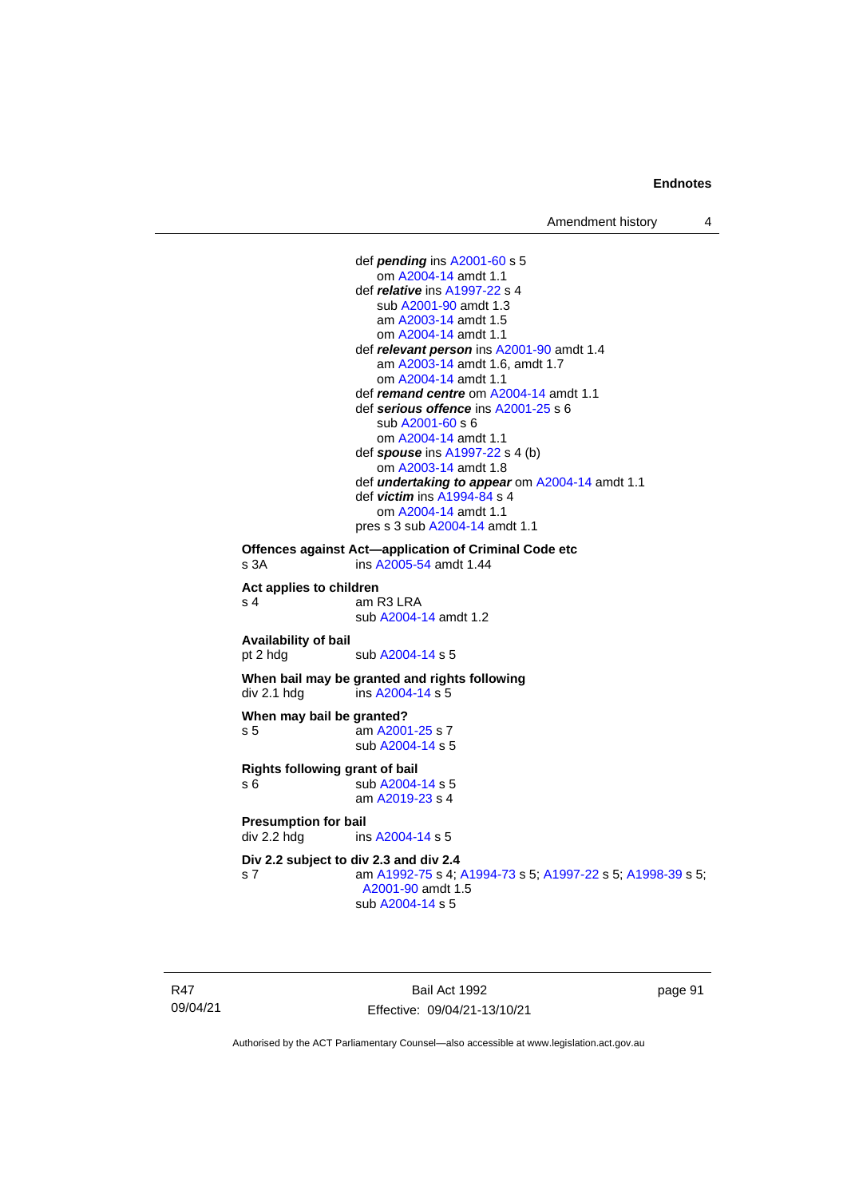def ***pending*** ins A2001-60 s 5
om A2004-14 amdt 1.1
def ***relative*** ins A1997-22 s 4
sub A2001-90 amdt 1.3
am A2003-14 amdt 1.5
om A2004-14 amdt 1.1
def ***relevant person*** ins A2001-90 amdt 1.4
am A2003-14 amdt 1.6, amdt 1.7
om A2004-14 amdt 1.1
def ***remand centre*** om A2004-14 amdt 1.1
def ***serious offence*** ins A2001-25 s 6
sub A2001-60 s 6
om A2004-14 amdt 1.1
def ***spouse*** ins A1997-22 s 4 (b)
om A2003-14 amdt 1.8
def ***undertaking to appear*** om A2004-14 amdt 1.1
def ***victim*** ins A1994-84 s 4
om A2004-14 amdt 1.1
pres s 3 sub A2004-14 amdt 1.1

**Offences against Act—application of Criminal Code etc**
s 3A ins A2005-54 amdt 1.44

**Act applies to children**
s 4 am R3 LRA
sub A2004-14 amdt 1.2

**Availability of bail**
pt 2 hdg sub A2004-14 s 5

**When bail may be granted and rights following**
div 2.1 hdg ins A2004-14 s 5

**When may bail be granted?**
s 5 am A2001-25 s 7
sub A2004-14 s 5

**Rights following grant of bail**
s 6 sub A2004-14 s 5
am A2019-23 s 4

**Presumption for bail**
div 2.2 hdg ins A2004-14 s 5

**Div 2.2 subject to div 2.3 and div 2.4**
s 7 am A1992-75 s 4; A1994-73 s 5; A1997-22 s 5; A1998-39 s 5; A2001-90 amdt 1.5
sub A2004-14 s 5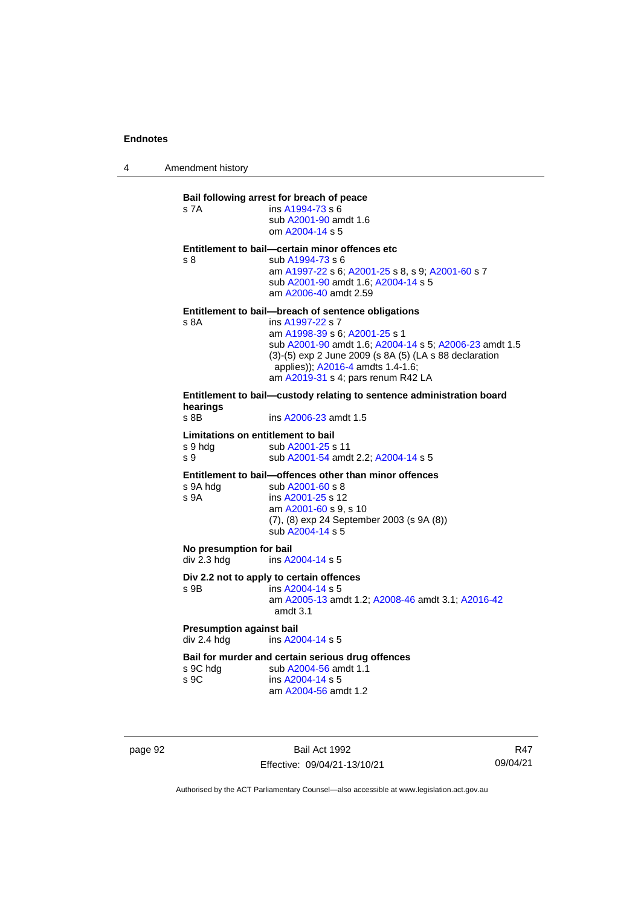**Bail following arrest for breach of peace**

s 7A ins A1994-73 s 6
sub A2001-90 amdt 1.6
om A2004-14 s 5

**Entitlement to bail—certain minor offences etc**

s 8 sub A1994-73 s 6
am A1997-22 s 6; A2001-25 s 8, s 9; A2001-60 s 7
sub A2001-90 amdt 1.6; A2004-14 s 5
am A2006-40 amdt 2.59

**Entitlement to bail—breach of sentence obligations**

s 8A ins A1997-22 s 7
am A1998-39 s 6; A2001-25 s 1
sub A2001-90 amdt 1.6; A2004-14 s 5; A2006-23 amdt 1.5
(3)-(5) exp 2 June 2009 (s 8A (5) (LA s 88 declaration applies)); A2016-4 amdts 1.4-1.6;
am A2019-31 s 4; pars renum R42 LA

**Entitlement to bail—custody relating to sentence administration board hearings**

s 8B ins A2006-23 amdt 1.5

**Limitations on entitlement to bail**

s 9 hdg sub A2001-25 s 11
s 9 sub A2001-54 amdt 2.2; A2004-14 s 5

**Entitlement to bail—offences other than minor offences**

s 9A hdg sub A2001-60 s 8
s 9A ins A2001-25 s 12
am A2001-60 s 9, s 10
(7), (8) exp 24 September 2003 (s 9A (8))
sub A2004-14 s 5

**No presumption for bail**

div 2.3 hdg ins A2004-14 s 5

**Div 2.2 not to apply to certain offences**

s 9B ins A2004-14 s 5
am A2005-13 amdt 1.2; A2008-46 amdt 3.1; A2016-42 amdt 3.1

**Presumption against bail**

div 2.4 hdg ins A2004-14 s 5

**Bail for murder and certain serious drug offences**

s 9C hdg sub A2004-56 amdt 1.1
s 9C ins A2004-14 s 5
am A2004-56 amdt 1.2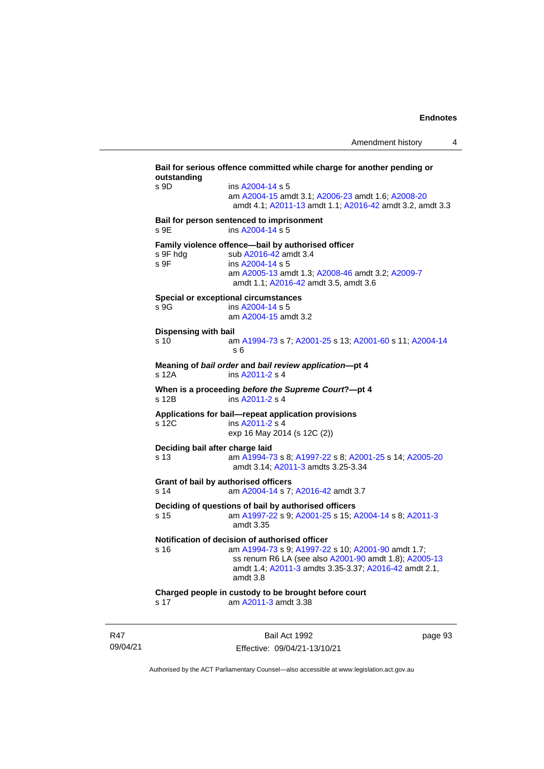**Bail for serious offence committed while charge for another pending or outstanding**

s 9D ins A2004-14 s 5
am A2004-15 amdt 3.1; A2006-23 amdt 1.6; A2008-20 amdt 4.1; A2011-13 amdt 1.1; A2016-42 amdt 3.2, amdt 3.3

**Bail for person sentenced to imprisonment**

s 9E ins A2004-14 s 5

**Family violence offence—bail by authorised officer**

s 9F hdg sub A2016-42 amdt 3.4
s 9F ins A2004-14 s 5
am A2005-13 amdt 1.3; A2008-46 amdt 3.2; A2009-7 amdt 1.1; A2016-42 amdt 3.5, amdt 3.6

**Special or exceptional circumstances**

s 9G ins A2004-14 s 5
am A2004-15 amdt 3.2

**Dispensing with bail**

s 10 am A1994-73 s 7; A2001-25 s 13; A2001-60 s 11; A2004-14 s 6

**Meaning of *bail order* and *bail review application*—pt 4**

s 12A ins A2011-2 s 4

**When is a proceeding *before the Supreme Court*?—pt 4**

s 12B ins A2011-2 s 4

**Applications for bail—repeat application provisions**

s 12C ins A2011-2 s 4
exp 16 May 2014 (s 12C (2))

**Deciding bail after charge laid**

s 13 am A1994-73 s 8; A1997-22 s 8; A2001-25 s 14; A2005-20 amdt 3.14; A2011-3 amdts 3.25-3.34

**Grant of bail by authorised officers**

s 14 am A2004-14 s 7; A2016-42 amdt 3.7

**Deciding of questions of bail by authorised officers**

s 15 am A1997-22 s 9; A2001-25 s 15; A2004-14 s 8; A2011-3 amdt 3.35

**Notification of decision of authorised officer**

s 16 am A1994-73 s 9; A1997-22 s 10; A2001-90 amdt 1.7; ss renum R6 LA (see also A2001-90 amdt 1.8); A2005-13 amdt 1.4; A2011-3 amdts 3.35-3.37; A2016-42 amdt 2.1, amdt 3.8

**Charged people in custody to be brought before court**

s 17 am A2011-3 amdt 3.38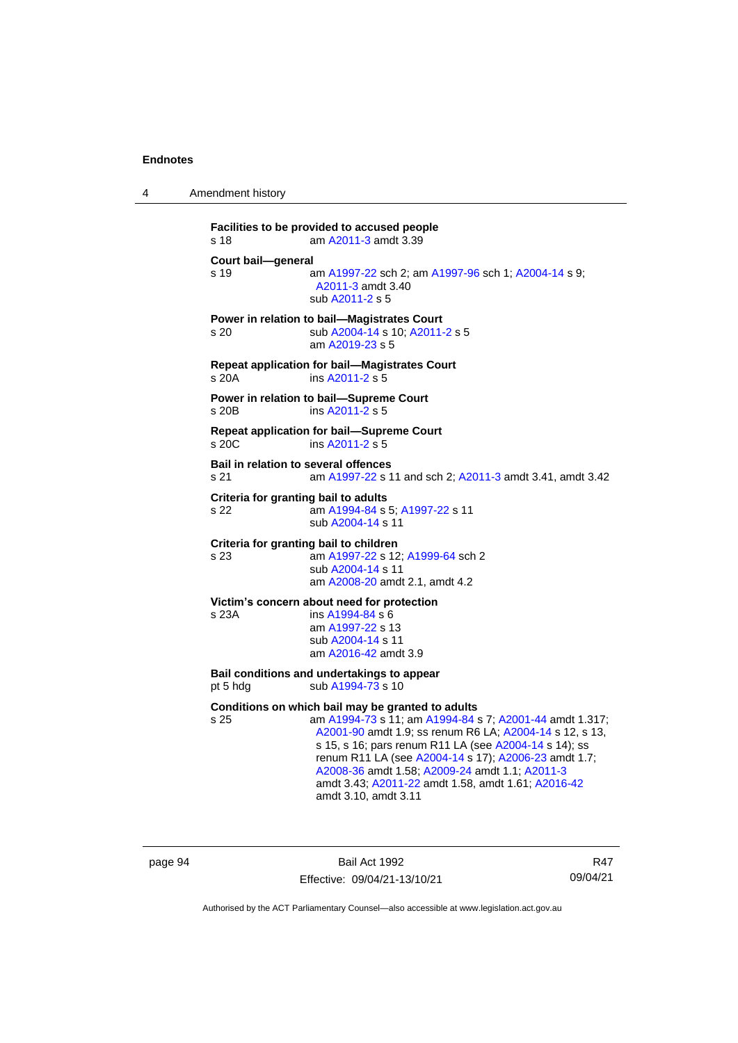**Facilities to be provided to accused people**
s 18 am A2011-3 amdt 3.39

**Court bail—general**
s 19 am A1997-22 sch 2; am A1997-96 sch 1; A2004-14 s 9; A2011-3 amdt 3.40
sub A2011-2 s 5

**Power in relation to bail—Magistrates Court**
s 20 sub A2004-14 s 10; A2011-2 s 5
am A2019-23 s 5

**Repeat application for bail—Magistrates Court**
s 20A ins A2011-2 s 5

**Power in relation to bail—Supreme Court**
s 20B ins A2011-2 s 5

**Repeat application for bail—Supreme Court**
s 20C ins A2011-2 s 5

**Bail in relation to several offences**
s 21 am A1997-22 s 11 and sch 2; A2011-3 amdt 3.41, amdt 3.42

**Criteria for granting bail to adults**
s 22 am A1994-84 s 5; A1997-22 s 11
sub A2004-14 s 11

**Criteria for granting bail to children**
s 23 am A1997-22 s 12; A1999-64 sch 2
sub A2004-14 s 11
am A2008-20 amdt 2.1, amdt 4.2

**Victim's concern about need for protection**
s 23A ins A1994-84 s 6
am A1997-22 s 13
sub A2004-14 s 11
am A2016-42 amdt 3.9

**Bail conditions and undertakings to appear**
pt 5 hdg sub A1994-73 s 10

**Conditions on which bail may be granted to adults**
s 25 am A1994-73 s 11; am A1994-84 s 7; A2001-44 amdt 1.317; A2001-90 amdt 1.9; ss renum R6 LA; A2004-14 s 12, s 13, s 15, s 16; pars renum R11 LA (see A2004-14 s 14); ss renum R11 LA (see A2004-14 s 17); A2006-23 amdt 1.7; A2008-36 amdt 1.58; A2009-24 amdt 1.1; A2011-3 amdt 3.43; A2011-22 amdt 1.58, amdt 1.61; A2016-42 amdt 3.10, amdt 3.11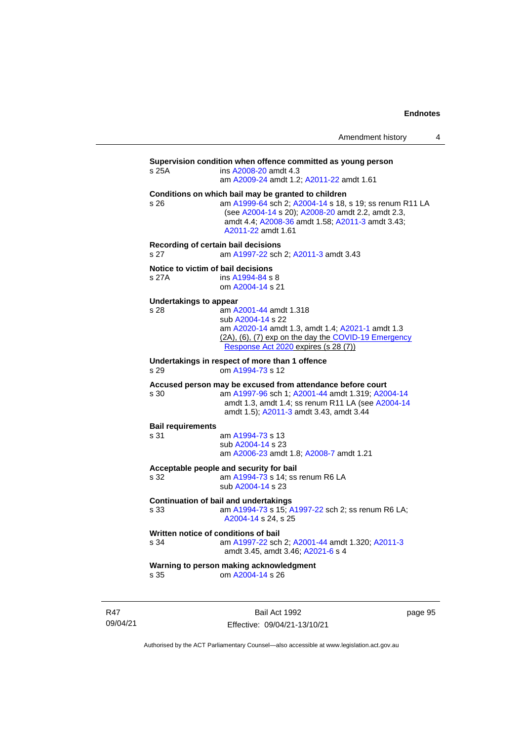**Supervision condition when offence committed as young person**

s 25A ins A2008-20 amdt 4.3
am A2009-24 amdt 1.2; A2011-22 amdt 1.61

**Conditions on which bail may be granted to children**

s 26 am A1999-64 sch 2; A2004-14 s 18, s 19; ss renum R11 LA (see A2004-14 s 20); A2008-20 amdt 2.2, amdt 2.3, amdt 4.4; A2008-36 amdt 1.58; A2011-3 amdt 3.43; A2011-22 amdt 1.61

**Recording of certain bail decisions**

s 27 am A1997-22 sch 2; A2011-3 amdt 3.43

**Notice to victim of bail decisions**

s 27A ins A1994-84 s 8
om A2004-14 s 21

**Undertakings to appear**

s 28 am A2001-44 amdt 1.318
sub A2004-14 s 22
am A2020-14 amdt 1.3, amdt 1.4; A2021-1 amdt 1.3
(2A), (6), (7) exp on the day the COVID-19 Emergency Response Act 2020 expires (s 28 (7))

**Undertakings in respect of more than 1 offence**

s 29 om A1994-73 s 12

**Accused person may be excused from attendance before court**

s 30 am A1997-96 sch 1; A2001-44 amdt 1.319; A2004-14 amdt 1.3, amdt 1.4; ss renum R11 LA (see A2004-14 amdt 1.5); A2011-3 amdt 3.43, amdt 3.44

**Bail requirements**

s 31 am A1994-73 s 13
sub A2004-14 s 23
am A2006-23 amdt 1.8; A2008-7 amdt 1.21

**Acceptable people and security for bail**

s 32 am A1994-73 s 14; ss renum R6 LA
sub A2004-14 s 23

**Continuation of bail and undertakings**

s 33 am A1994-73 s 15; A1997-22 sch 2; ss renum R6 LA; A2004-14 s 24, s 25

**Written notice of conditions of bail**

s 34 am A1997-22 sch 2; A2001-44 amdt 1.320; A2011-3 amdt 3.45, amdt 3.46; A2021-6 s 4

**Warning to person making acknowledgment**

s 35 om A2004-14 s 26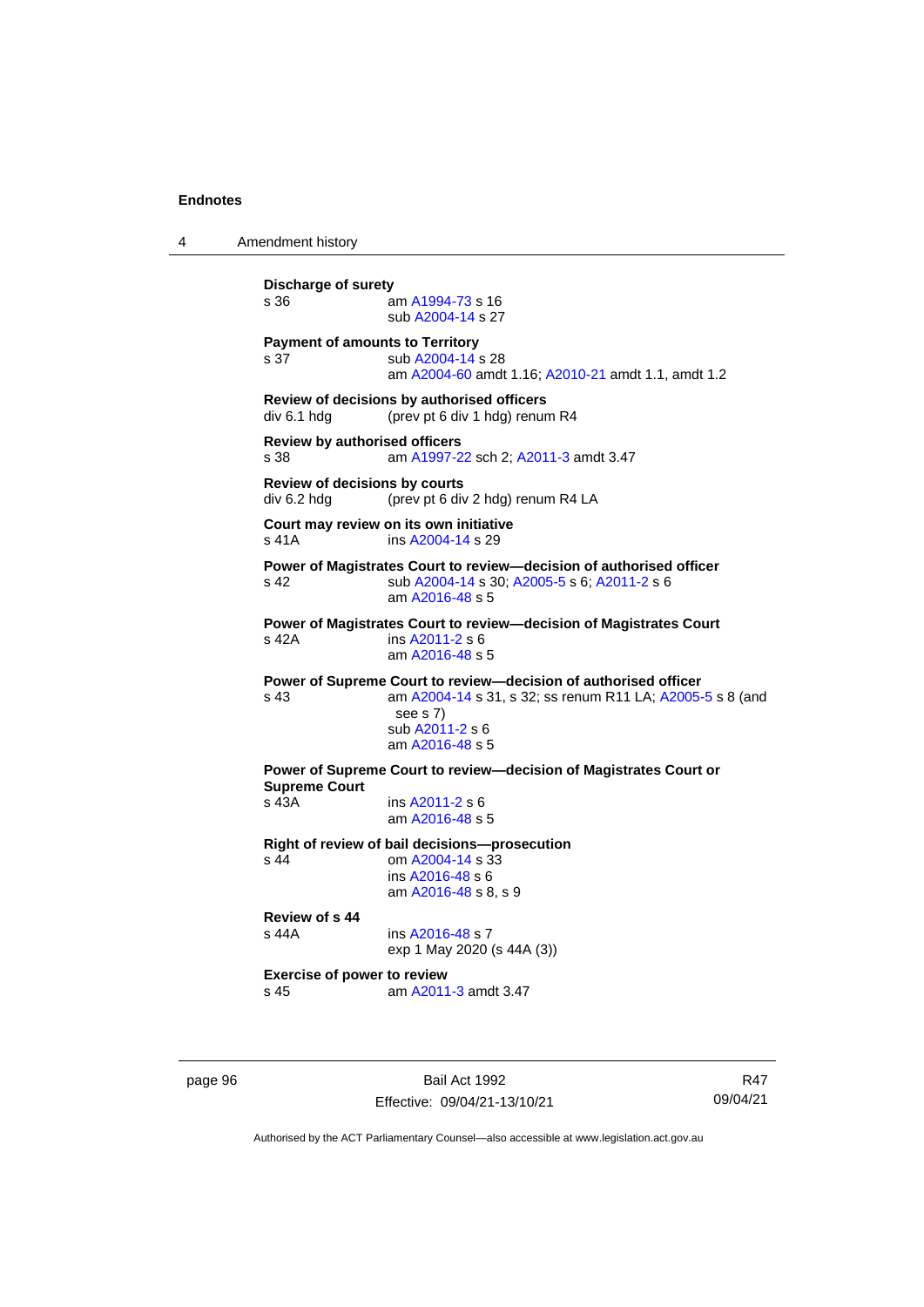**Discharge of surety**

s 36 am A1994-73 s 16
sub A2004-14 s 27

**Payment of amounts to Territory**

s 37 sub A2004-14 s 28
am A2004-60 amdt 1.16; A2010-21 amdt 1.1, amdt 1.2

**Review of decisions by authorised officers**

div 6.1 hdg (prev pt 6 div 1 hdg) renum R4

**Review by authorised officers**

s 38 am A1997-22 sch 2; A2011-3 amdt 3.47

**Review of decisions by courts**

div 6.2 hdg (prev pt 6 div 2 hdg) renum R4 LA

**Court may review on its own initiative**

s 41A ins A2004-14 s 29

**Power of Magistrates Court to review—decision of authorised officer**

s 42 sub A2004-14 s 30; A2005-5 s 6; A2011-2 s 6
am A2016-48 s 5

**Power of Magistrates Court to review—decision of Magistrates Court**

s 42A ins A2011-2 s 6
am A2016-48 s 5

**Power of Supreme Court to review—decision of authorised officer**

s 43 am A2004-14 s 31, s 32; ss renum R11 LA; A2005-5 s 8 (and see s 7)
sub A2011-2 s 6
am A2016-48 s 5

**Power of Supreme Court to review—decision of Magistrates Court or Supreme Court**

s 43A ins A2011-2 s 6
am A2016-48 s 5

**Right of review of bail decisions—prosecution**

s 44 om A2004-14 s 33
ins A2016-48 s 6
am A2016-48 s 8, s 9

**Review of s 44**

s 44A ins A2016-48 s 7
exp 1 May 2020 (s 44A (3))

**Exercise of power to review**

s 45 am A2011-3 amdt 3.47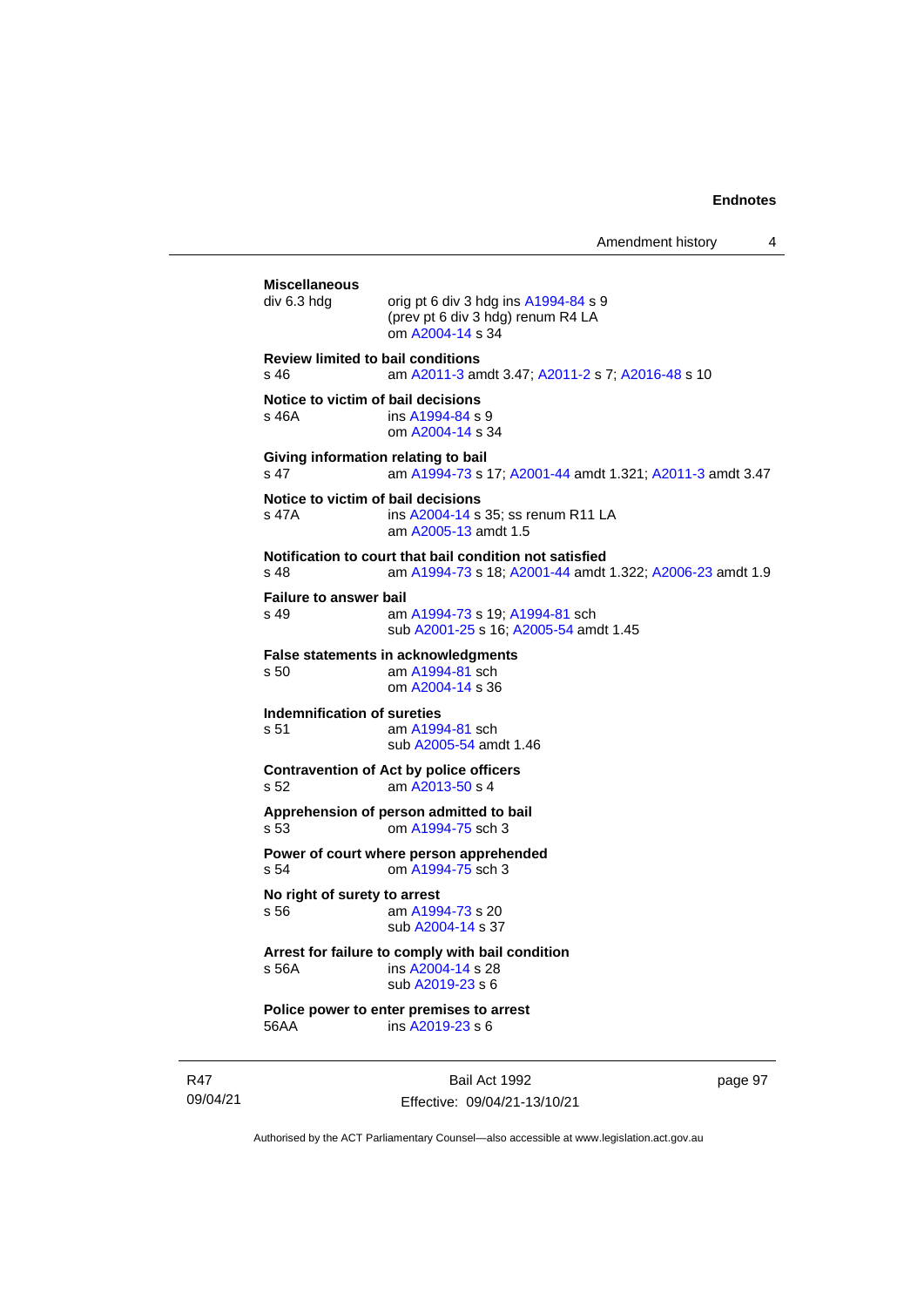**Miscellaneous**
div 6.3 hdg — orig pt 6 div 3 hdg ins A1994-84 s 9
(prev pt 6 div 3 hdg) renum R4 LA
om A2004-14 s 34

**Review limited to bail conditions**
s 46 — am A2011-3 amdt 3.47; A2011-2 s 7; A2016-48 s 10

**Notice to victim of bail decisions**
s 46A — ins A1994-84 s 9
om A2004-14 s 34

**Giving information relating to bail**
s 47 — am A1994-73 s 17; A2001-44 amdt 1.321; A2011-3 amdt 3.47

**Notice to victim of bail decisions**
s 47A — ins A2004-14 s 35; ss renum R11 LA
am A2005-13 amdt 1.5

**Notification to court that bail condition not satisfied**
s 48 — am A1994-73 s 18; A2001-44 amdt 1.322; A2006-23 amdt 1.9

**Failure to answer bail**
s 49 — am A1994-73 s 19; A1994-81 sch
sub A2001-25 s 16; A2005-54 amdt 1.45

**False statements in acknowledgments**
s 50 — am A1994-81 sch
om A2004-14 s 36

**Indemnification of sureties**
s 51 — am A1994-81 sch
sub A2005-54 amdt 1.46

**Contravention of Act by police officers**
s 52 — am A2013-50 s 4

**Apprehension of person admitted to bail**
s 53 — om A1994-75 sch 3

**Power of court where person apprehended**
s 54 — om A1994-75 sch 3

**No right of surety to arrest**
s 56 — am A1994-73 s 20
sub A2004-14 s 37

**Arrest for failure to comply with bail condition**
s 56A — ins A2004-14 s 28
sub A2019-23 s 6

**Police power to enter premises to arrest**
56AA — ins A2019-23 s 6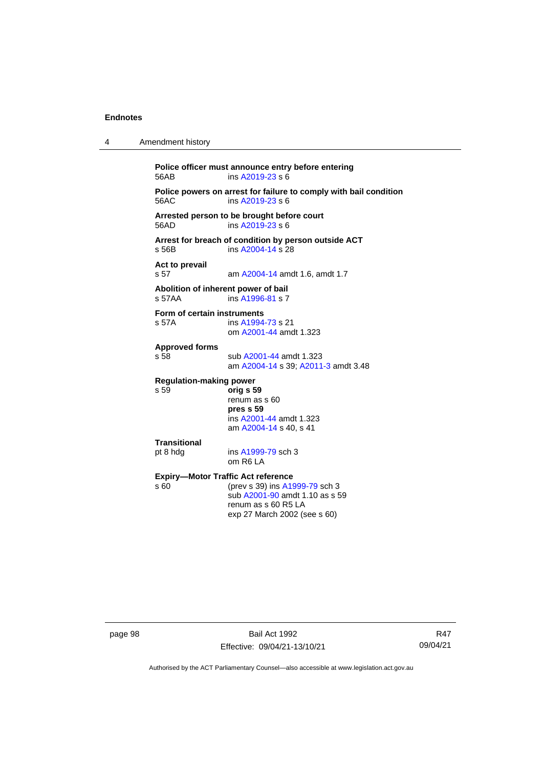**Police officer must announce entry before entering**
56AB ins A2019-23 s 6

**Police powers on arrest for failure to comply with bail condition**
56AC ins A2019-23 s 6

**Arrested person to be brought before court**
56AD ins A2019-23 s 6

**Arrest for breach of condition by person outside ACT**
s 56B ins A2004-14 s 28

**Act to prevail**
s 57 am A2004-14 amdt 1.6, amdt 1.7

**Abolition of inherent power of bail**
s 57AA ins A1996-81 s 7

**Form of certain instruments**
s 57A ins A1994-73 s 21
om A2001-44 amdt 1.323

**Approved forms**
s 58 sub A2001-44 amdt 1.323
am A2004-14 s 39; A2011-3 amdt 3.48

**Regulation-making power**
s 59 **orig s 59**
renum as s 60
**pres s 59**
ins A2001-44 amdt 1.323
am A2004-14 s 40, s 41

**Transitional**
pt 8 hdg ins A1999-79 sch 3
om R6 LA

**Expiry—Motor Traffic Act reference**
s 60 (prev s 39) ins A1999-79 sch 3
sub A2001-90 amdt 1.10 as s 59
renum as s 60 R5 LA
exp 27 March 2002 (see s 60)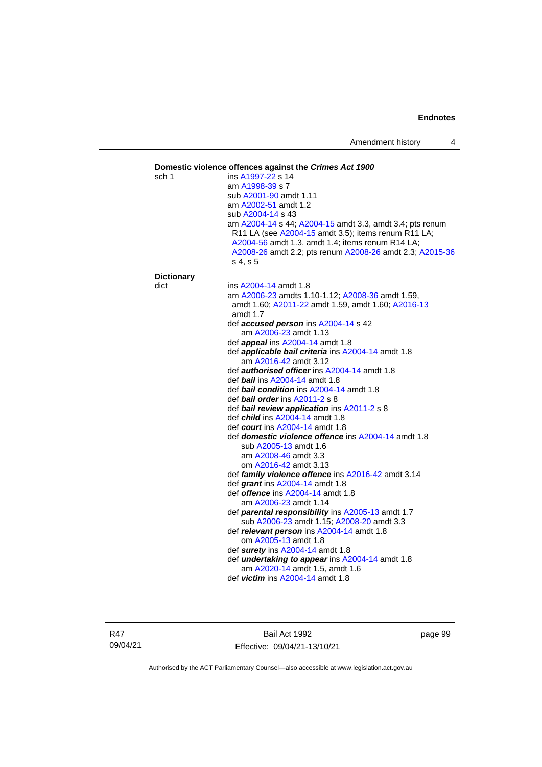**Domestic violence offences against the *Crimes Act 1900***

sch 1
ins A1997-22 s 14
am A1998-39 s 7
sub A2001-90 amdt 1.11
am A2002-51 amdt 1.2
sub A2004-14 s 43
am A2004-14 s 44; A2004-15 amdt 3.3, amdt 3.4; pts renum R11 LA (see A2004-15 amdt 3.5); items renum R11 LA; A2004-56 amdt 1.3, amdt 1.4; items renum R14 LA; A2008-26 amdt 2.2; pts renum A2008-26 amdt 2.3; A2015-36 s 4, s 5

**Dictionary**

dict
ins A2004-14 amdt 1.8
am A2006-23 amdts 1.10-1.12; A2008-36 amdt 1.59, amdt 1.60; A2011-22 amdt 1.59, amdt 1.60; A2016-13 amdt 1.7
def ***accused person*** ins A2004-14 s 42
am A2006-23 amdt 1.13
def ***appeal*** ins A2004-14 amdt 1.8
def ***applicable bail criteria*** ins A2004-14 amdt 1.8
am A2016-42 amdt 3.12
def ***authorised officer*** ins A2004-14 amdt 1.8
def ***bail*** ins A2004-14 amdt 1.8
def ***bail condition*** ins A2004-14 amdt 1.8
def ***bail order*** ins A2011-2 s 8
def ***bail review application*** ins A2011-2 s 8
def ***child*** ins A2004-14 amdt 1.8
def ***court*** ins A2004-14 amdt 1.8
def ***domestic violence offence*** ins A2004-14 amdt 1.8
sub A2005-13 amdt 1.6
am A2008-46 amdt 3.3
om A2016-42 amdt 3.13
def ***family violence offence*** ins A2016-42 amdt 3.14
def ***grant*** ins A2004-14 amdt 1.8
def ***offence*** ins A2004-14 amdt 1.8
am A2006-23 amdt 1.14
def ***parental responsibility*** ins A2005-13 amdt 1.7
sub A2006-23 amdt 1.15; A2008-20 amdt 3.3
def ***relevant person*** ins A2004-14 amdt 1.8
om A2005-13 amdt 1.8
def ***surety*** ins A2004-14 amdt 1.8
def ***undertaking to appear*** ins A2004-14 amdt 1.8
am A2020-14 amdt 1.5, amdt 1.6
def ***victim*** ins A2004-14 amdt 1.8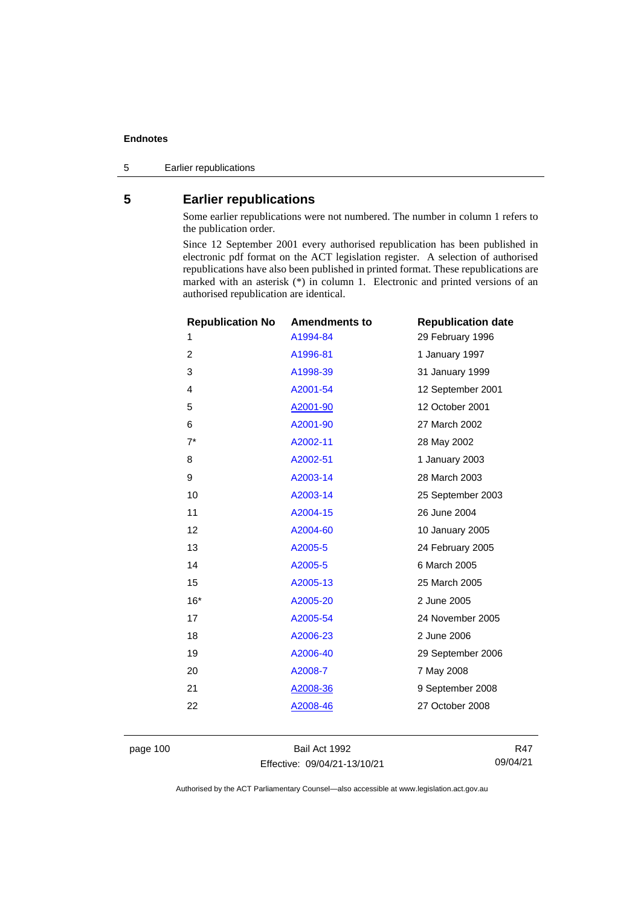## 5 Earlier republications

Some earlier republications were not numbered. The number in column 1 refers to the publication order.

Since 12 September 2001 every authorised republication has been published in electronic pdf format on the ACT legislation register. A selection of authorised republications have also been published in printed format. These republications are marked with an asterisk (*) in column 1. Electronic and printed versions of an authorised republication are identical.

| Republication No | Amendments to | Republication date |
|---|---|---|
| 1 | A1994-84 | 29 February 1996 |
| 2 | A1996-81 | 1 January 1997 |
| 3 | A1998-39 | 31 January 1999 |
| 4 | A2001-54 | 12 September 2001 |
| 5 | A2001-90 | 12 October 2001 |
| 6 | A2001-90 | 27 March 2002 |
| 7* | A2002-11 | 28 May 2002 |
| 8 | A2002-51 | 1 January 2003 |
| 9 | A2003-14 | 28 March 2003 |
| 10 | A2003-14 | 25 September 2003 |
| 11 | A2004-15 | 26 June 2004 |
| 12 | A2004-60 | 10 January 2005 |
| 13 | A2005-5 | 24 February 2005 |
| 14 | A2005-5 | 6 March 2005 |
| 15 | A2005-13 | 25 March 2005 |
| 16* | A2005-20 | 2 June 2005 |
| 17 | A2005-54 | 24 November 2005 |
| 18 | A2006-23 | 2 June 2006 |
| 19 | A2006-40 | 29 September 2006 |
| 20 | A2008-7 | 7 May 2008 |
| 21 | A2008-36 | 9 September 2008 |
| 22 | A2008-46 | 27 October 2008 |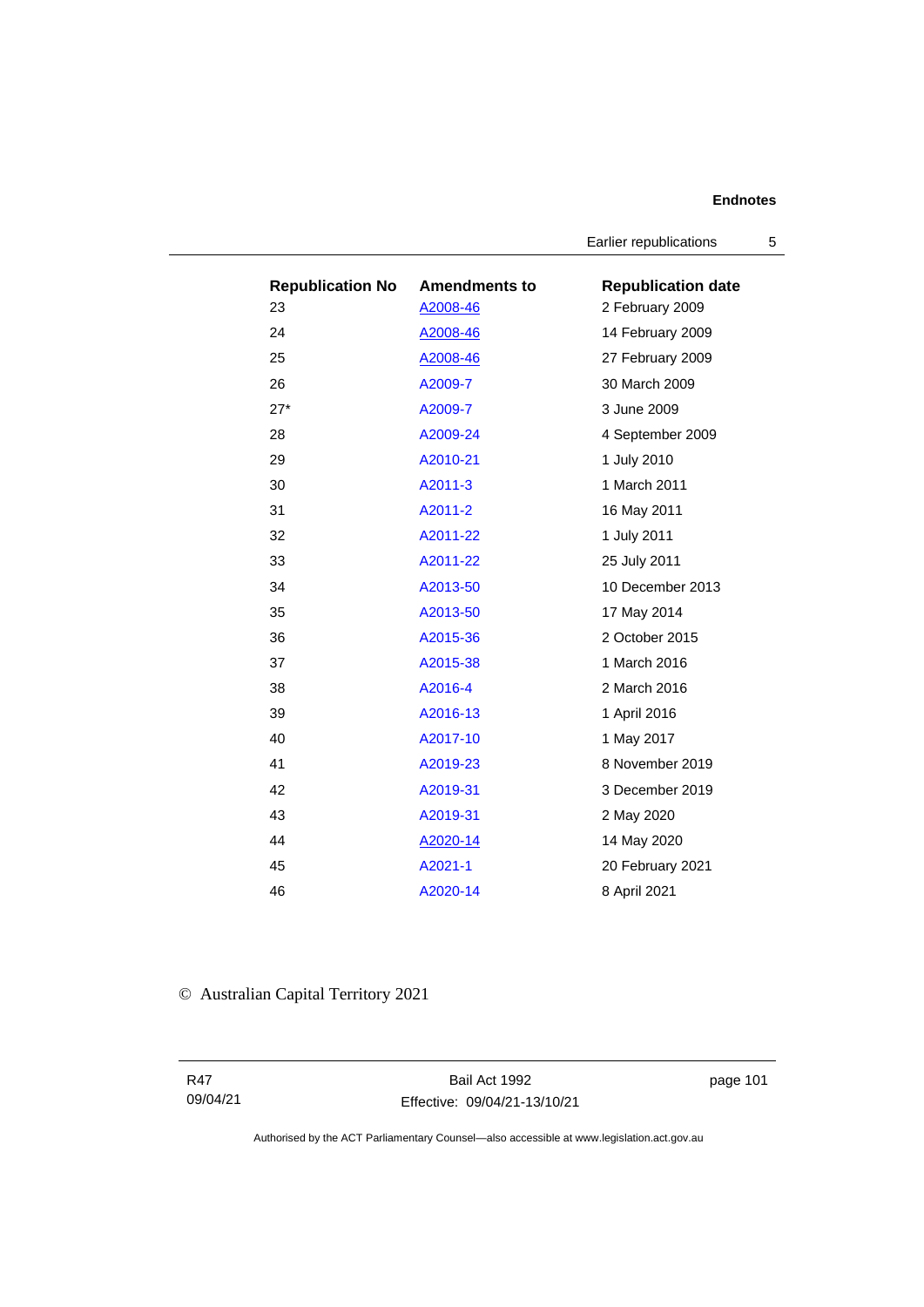| Republication No | Amendments to | Republication date |
|---|---|---|
| 23 | A2008-46 | 2 February 2009 |
| 24 | A2008-46 | 14 February 2009 |
| 25 | A2008-46 | 27 February 2009 |
| 26 | A2009-7 | 30 March 2009 |
| 27* | A2009-7 | 3 June 2009 |
| 28 | A2009-24 | 4 September 2009 |
| 29 | A2010-21 | 1 July 2010 |
| 30 | A2011-3 | 1 March 2011 |
| 31 | A2011-2 | 16 May 2011 |
| 32 | A2011-22 | 1 July 2011 |
| 33 | A2011-22 | 25 July 2011 |
| 34 | A2013-50 | 10 December 2013 |
| 35 | A2013-50 | 17 May 2014 |
| 36 | A2015-36 | 2 October 2015 |
| 37 | A2015-38 | 1 March 2016 |
| 38 | A2016-4 | 2 March 2016 |
| 39 | A2016-13 | 1 April 2016 |
| 40 | A2017-10 | 1 May 2017 |
| 41 | A2019-23 | 8 November 2019 |
| 42 | A2019-31 | 3 December 2019 |
| 43 | A2019-31 | 2 May 2020 |
| 44 | A2020-14 | 14 May 2020 |
| 45 | A2021-1 | 20 February 2021 |
| 46 | A2020-14 | 8 April 2021 |

© Australian Capital Territory 2021